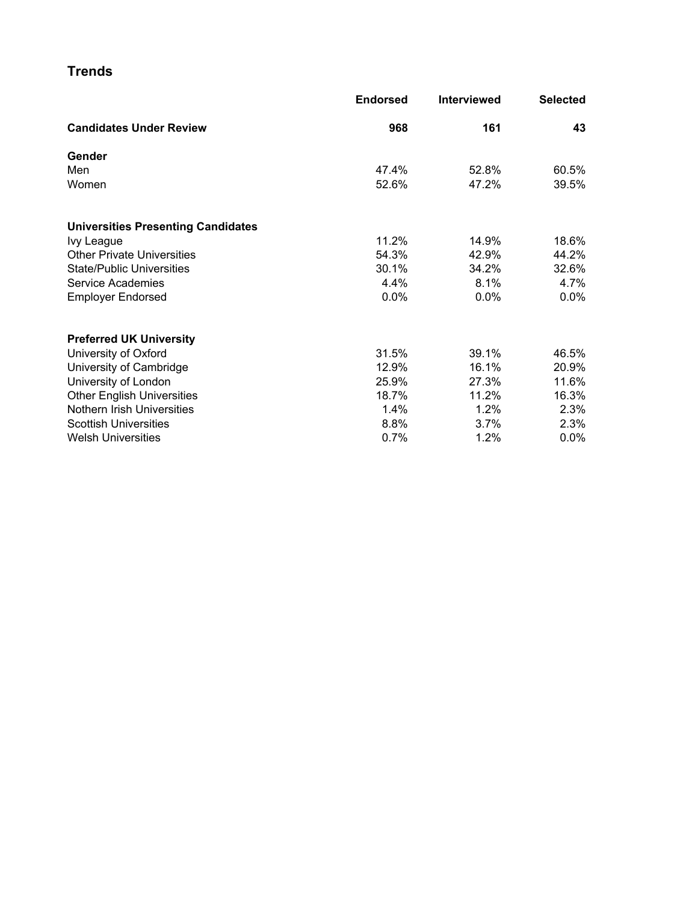## Trends

| | Endorsed | Interviewed | Selected |
|---|---|---|---|
| **Candidates Under Review** | **968** | **161** | **43** |
| **Gender** | | | |
| Men | 47.4% | 52.8% | 60.5% |
| Women | 52.6% | 47.2% | 39.5% |
| **Universities Presenting Candidates** | | | |
| Ivy League | 11.2% | 14.9% | 18.6% |
| Other Private Universities | 54.3% | 42.9% | 44.2% |
| State/Public Universities | 30.1% | 34.2% | 32.6% |
| Service Academies | 4.4% | 8.1% | 4.7% |
| Employer Endorsed | 0.0% | 0.0% | 0.0% |
| **Preferred UK University** | | | |
| University of Oxford | 31.5% | 39.1% | 46.5% |
| University of Cambridge | 12.9% | 16.1% | 20.9% |
| University of London | 25.9% | 27.3% | 11.6% |
| Other English Universities | 18.7% | 11.2% | 16.3% |
| Nothern Irish Universities | 1.4% | 1.2% | 2.3% |
| Scottish Universities | 8.8% | 3.7% | 2.3% |
| Welsh Universities | 0.7% | 1.2% | 0.0% |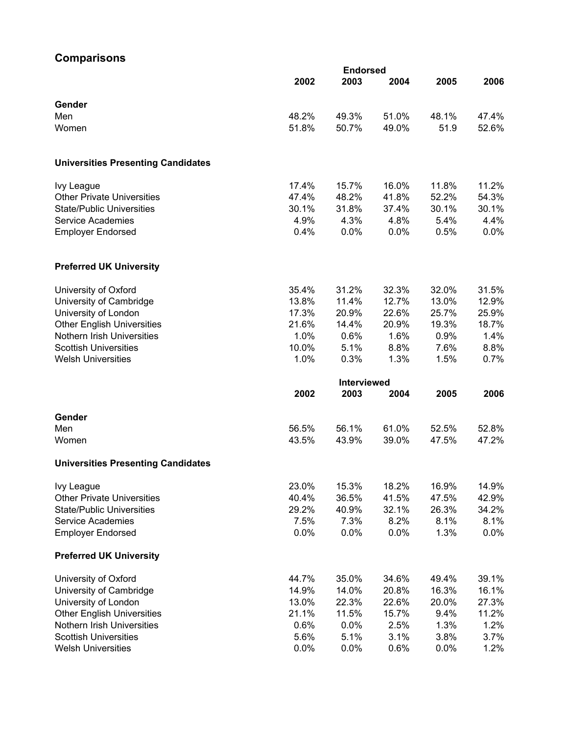## Comparisons

| | Endorsed | | | | |
|---|---|---|---|---|---|
| | 2002 | 2003 | 2004 | 2005 | 2006 |
| **Gender** | | | | | |
| Men | 48.2% | 49.3% | 51.0% | 48.1% | 47.4% |
| Women | 51.8% | 50.7% | 49.0% | 51.9 | 52.6% |
| **Universities Presenting Candidates** | | | | | |
| Ivy League | 17.4% | 15.7% | 16.0% | 11.8% | 11.2% |
| Other Private Universities | 47.4% | 48.2% | 41.8% | 52.2% | 54.3% |
| State/Public Universities | 30.1% | 31.8% | 37.4% | 30.1% | 30.1% |
| Service Academies | 4.9% | 4.3% | 4.8% | 5.4% | 4.4% |
| Employer Endorsed | 0.4% | 0.0% | 0.0% | 0.5% | 0.0% |
| **Preferred UK University** | | | | | |
| University of Oxford | 35.4% | 31.2% | 32.3% | 32.0% | 31.5% |
| University of Cambridge | 13.8% | 11.4% | 12.7% | 13.0% | 12.9% |
| University of London | 17.3% | 20.9% | 22.6% | 25.7% | 25.9% |
| Other English Universities | 21.6% | 14.4% | 20.9% | 19.3% | 18.7% |
| Nothern Irish Universities | 1.0% | 0.6% | 1.6% | 0.9% | 1.4% |
| Scottish Universities | 10.0% | 5.1% | 8.8% | 7.6% | 8.8% |
| Welsh Universities | 1.0% | 0.3% | 1.3% | 1.5% | 0.7% |

| | Interviewed | | | | |
|---|---|---|---|---|---|
| | 2002 | 2003 | 2004 | 2005 | 2006 |
| **Gender** | | | | | |
| Men | 56.5% | 56.1% | 61.0% | 52.5% | 52.8% |
| Women | 43.5% | 43.9% | 39.0% | 47.5% | 47.2% |
| **Universities Presenting Candidates** | | | | | |
| Ivy League | 23.0% | 15.3% | 18.2% | 16.9% | 14.9% |
| Other Private Universities | 40.4% | 36.5% | 41.5% | 47.5% | 42.9% |
| State/Public Universities | 29.2% | 40.9% | 32.1% | 26.3% | 34.2% |
| Service Academies | 7.5% | 7.3% | 8.2% | 8.1% | 8.1% |
| Employer Endorsed | 0.0% | 0.0% | 0.0% | 1.3% | 0.0% |
| **Preferred UK University** | | | | | |
| University of Oxford | 44.7% | 35.0% | 34.6% | 49.4% | 39.1% |
| University of Cambridge | 14.9% | 14.0% | 20.8% | 16.3% | 16.1% |
| University of London | 13.0% | 22.3% | 22.6% | 20.0% | 27.3% |
| Other English Universities | 21.1% | 11.5% | 15.7% | 9.4% | 11.2% |
| Nothern Irish Universities | 0.6% | 0.0% | 2.5% | 1.3% | 1.2% |
| Scottish Universities | 5.6% | 5.1% | 3.1% | 3.8% | 3.7% |
| Welsh Universities | 0.0% | 0.0% | 0.6% | 0.0% | 1.2% |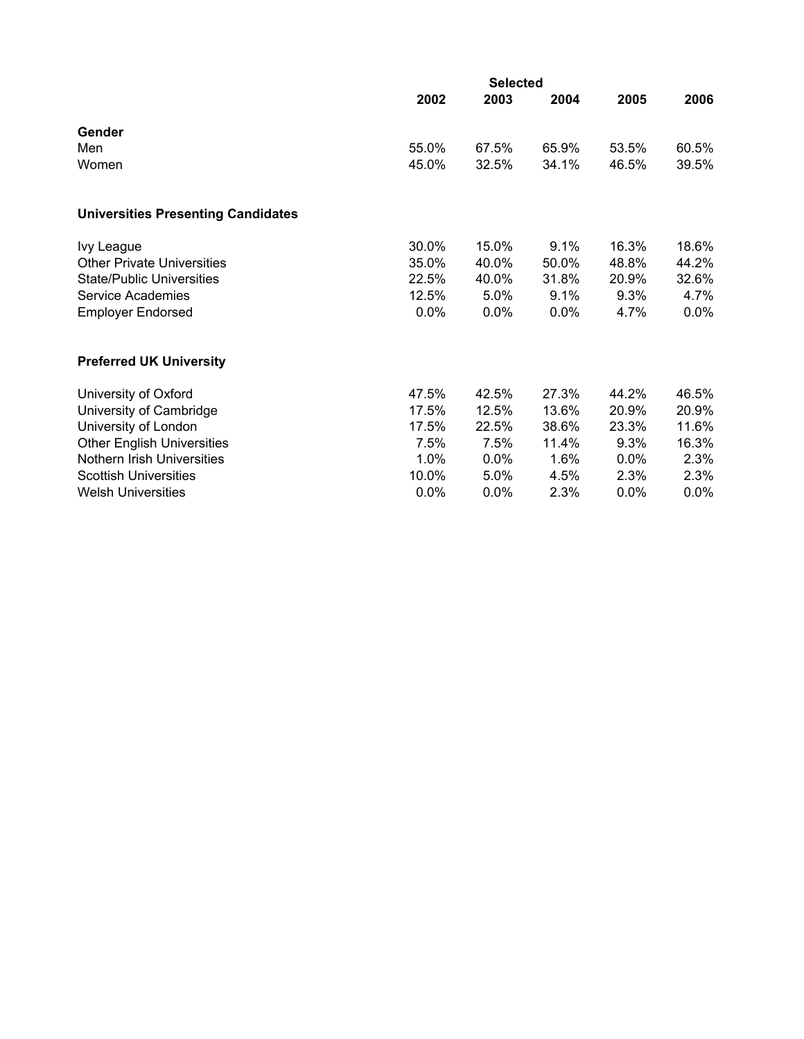| | Selected | | | | |
|---|---|---|---|---|---|
| | **2002** | **2003** | **2004** | **2005** | **2006** |
| **Gender** | | | | | |
| Men | 55.0% | 67.5% | 65.9% | 53.5% | 60.5% |
| Women | 45.0% | 32.5% | 34.1% | 46.5% | 39.5% |
| **Universities Presenting Candidates** | | | | | |
| Ivy League | 30.0% | 15.0% | 9.1% | 16.3% | 18.6% |
| Other Private Universities | 35.0% | 40.0% | 50.0% | 48.8% | 44.2% |
| State/Public Universities | 22.5% | 40.0% | 31.8% | 20.9% | 32.6% |
| Service Academies | 12.5% | 5.0% | 9.1% | 9.3% | 4.7% |
| Employer Endorsed | 0.0% | 0.0% | 0.0% | 4.7% | 0.0% |
| **Preferred UK University** | | | | | |
| University of Oxford | 47.5% | 42.5% | 27.3% | 44.2% | 46.5% |
| University of Cambridge | 17.5% | 12.5% | 13.6% | 20.9% | 20.9% |
| University of London | 17.5% | 22.5% | 38.6% | 23.3% | 11.6% |
| Other English Universities | 7.5% | 7.5% | 11.4% | 9.3% | 16.3% |
| Nothern Irish Universities | 1.0% | 0.0% | 1.6% | 0.0% | 2.3% |
| Scottish Universities | 10.0% | 5.0% | 4.5% | 2.3% | 2.3% |
| Welsh Universities | 0.0% | 0.0% | 2.3% | 0.0% | 0.0% |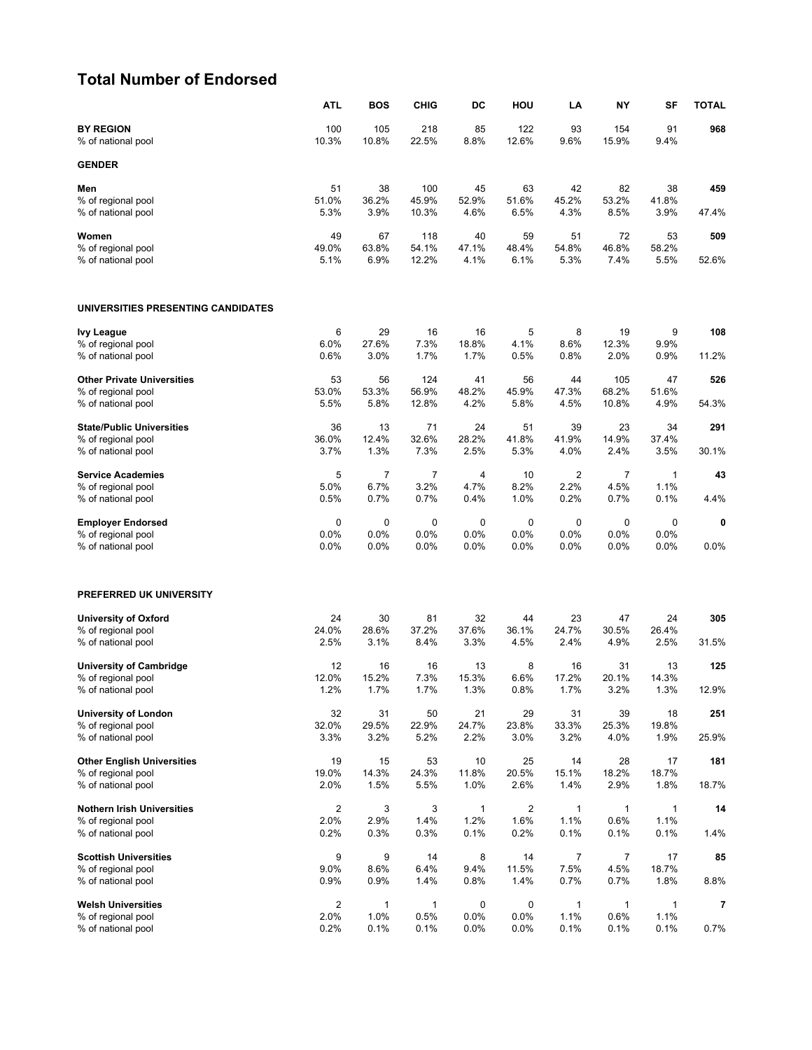# Total Number of Endorsed

| | ATL | BOS | CHIG | DC | HOU | LA | NY | SF | TOTAL |
|---|---|---|---|---|---|---|---|---|---|
| **BY REGION** | 100 | 105 | 218 | 85 | 122 | 93 | 154 | 91 | **968** |
| % of national pool | 10.3% | 10.8% | 22.5% | 8.8% | 12.6% | 9.6% | 15.9% | 9.4% | |
| **GENDER** | | | | | | | | | |
| **Men** | 51 | 38 | 100 | 45 | 63 | 42 | 82 | 38 | **459** |
| % of regional pool | 51.0% | 36.2% | 45.9% | 52.9% | 51.6% | 45.2% | 53.2% | 41.8% | |
| % of national pool | 5.3% | 3.9% | 10.3% | 4.6% | 6.5% | 4.3% | 8.5% | 3.9% | 47.4% |
| **Women** | 49 | 67 | 118 | 40 | 59 | 51 | 72 | 53 | **509** |
| % of regional pool | 49.0% | 63.8% | 54.1% | 47.1% | 48.4% | 54.8% | 46.8% | 58.2% | |
| % of national pool | 5.1% | 6.9% | 12.2% | 4.1% | 6.1% | 5.3% | 7.4% | 5.5% | 52.6% |
| **UNIVERSITIES PRESENTING CANDIDATES** | | | | | | | | | |
| **Ivy League** | 6 | 29 | 16 | 16 | 5 | 8 | 19 | 9 | **108** |
| % of regional pool | 6.0% | 27.6% | 7.3% | 18.8% | 4.1% | 8.6% | 12.3% | 9.9% | |
| % of national pool | 0.6% | 3.0% | 1.7% | 1.7% | 0.5% | 0.8% | 2.0% | 0.9% | 11.2% |
| **Other Private Universities** | 53 | 56 | 124 | 41 | 56 | 44 | 105 | 47 | **526** |
| % of regional pool | 53.0% | 53.3% | 56.9% | 48.2% | 45.9% | 47.3% | 68.2% | 51.6% | |
| % of national pool | 5.5% | 5.8% | 12.8% | 4.2% | 5.8% | 4.5% | 10.8% | 4.9% | 54.3% |
| **State/Public Universities** | 36 | 13 | 71 | 24 | 51 | 39 | 23 | 34 | **291** |
| % of regional pool | 36.0% | 12.4% | 32.6% | 28.2% | 41.8% | 41.9% | 14.9% | 37.4% | |
| % of national pool | 3.7% | 1.3% | 7.3% | 2.5% | 5.3% | 4.0% | 2.4% | 3.5% | 30.1% |
| **Service Academies** | 5 | 7 | 7 | 4 | 10 | 2 | 7 | 1 | **43** |
| % of regional pool | 5.0% | 6.7% | 3.2% | 4.7% | 8.2% | 2.2% | 4.5% | 1.1% | |
| % of national pool | 0.5% | 0.7% | 0.7% | 0.4% | 1.0% | 0.2% | 0.7% | 0.1% | 4.4% |
| **Employer Endorsed** | 0 | 0 | 0 | 0 | 0 | 0 | 0 | 0 | **0** |
| % of regional pool | 0.0% | 0.0% | 0.0% | 0.0% | 0.0% | 0.0% | 0.0% | 0.0% | |
| % of national pool | 0.0% | 0.0% | 0.0% | 0.0% | 0.0% | 0.0% | 0.0% | 0.0% | 0.0% |
| **PREFERRED UK UNIVERSITY** | | | | | | | | | |
| **University of Oxford** | 24 | 30 | 81 | 32 | 44 | 23 | 47 | 24 | **305** |
| % of regional pool | 24.0% | 28.6% | 37.2% | 37.6% | 36.1% | 24.7% | 30.5% | 26.4% | |
| % of national pool | 2.5% | 3.1% | 8.4% | 3.3% | 4.5% | 2.4% | 4.9% | 2.5% | 31.5% |
| **University of Cambridge** | 12 | 16 | 16 | 13 | 8 | 16 | 31 | 13 | **125** |
| % of regional pool | 12.0% | 15.2% | 7.3% | 15.3% | 6.6% | 17.2% | 20.1% | 14.3% | |
| % of national pool | 1.2% | 1.7% | 1.7% | 1.3% | 0.8% | 1.7% | 3.2% | 1.3% | 12.9% |
| **University of London** | 32 | 31 | 50 | 21 | 29 | 31 | 39 | 18 | **251** |
| % of regional pool | 32.0% | 29.5% | 22.9% | 24.7% | 23.8% | 33.3% | 25.3% | 19.8% | |
| % of national pool | 3.3% | 3.2% | 5.2% | 2.2% | 3.0% | 3.2% | 4.0% | 1.9% | 25.9% |
| **Other English Universities** | 19 | 15 | 53 | 10 | 25 | 14 | 28 | 17 | **181** |
| % of regional pool | 19.0% | 14.3% | 24.3% | 11.8% | 20.5% | 15.1% | 18.2% | 18.7% | |
| % of national pool | 2.0% | 1.5% | 5.5% | 1.0% | 2.6% | 1.4% | 2.9% | 1.8% | 18.7% |
| **Nothern Irish Universities** | 2 | 3 | 3 | 1 | 2 | 1 | 1 | 1 | **14** |
| % of regional pool | 2.0% | 2.9% | 1.4% | 1.2% | 1.6% | 1.1% | 0.6% | 1.1% | |
| % of national pool | 0.2% | 0.3% | 0.3% | 0.1% | 0.2% | 0.1% | 0.1% | 0.1% | 1.4% |
| **Scottish Universities** | 9 | 9 | 14 | 8 | 14 | 7 | 7 | 17 | **85** |
| % of regional pool | 9.0% | 8.6% | 6.4% | 9.4% | 11.5% | 7.5% | 4.5% | 18.7% | |
| % of national pool | 0.9% | 0.9% | 1.4% | 0.8% | 1.4% | 0.7% | 0.7% | 1.8% | 8.8% |
| **Welsh Universities** | 2 | 1 | 1 | 0 | 0 | 1 | 1 | 1 | **7** |
| % of regional pool | 2.0% | 1.0% | 0.5% | 0.0% | 0.0% | 1.1% | 0.6% | 1.1% | |
| % of national pool | 0.2% | 0.1% | 0.1% | 0.0% | 0.0% | 0.1% | 0.1% | 0.1% | 0.7% |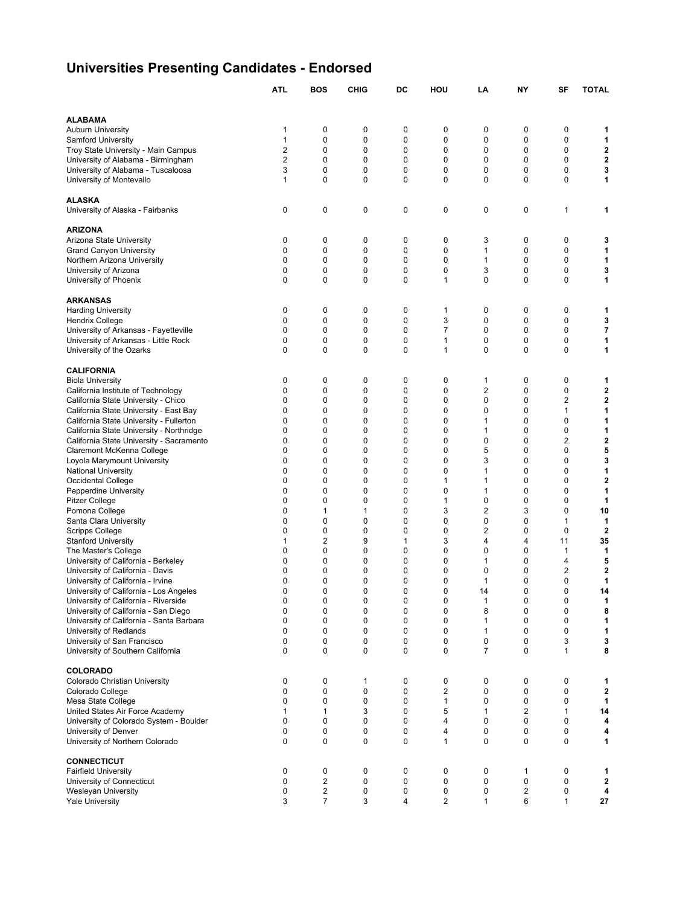# Universities Presenting Candidates - Endorsed

| | ATL | BOS | CHIG | DC | HOU | LA | NY | SF | TOTAL |
|---|---|---|---|---|---|---|---|---|---|
| **ALABAMA** | | | | | | | | | |
| Auburn University | 1 | 0 | 0 | 0 | 0 | 0 | 0 | 0 | **1** |
| Samford University | 1 | 0 | 0 | 0 | 0 | 0 | 0 | 0 | **1** |
| Troy State University - Main Campus | 2 | 0 | 0 | 0 | 0 | 0 | 0 | 0 | **2** |
| University of Alabama - Birmingham | 2 | 0 | 0 | 0 | 0 | 0 | 0 | 0 | **2** |
| University of Alabama - Tuscaloosa | 3 | 0 | 0 | 0 | 0 | 0 | 0 | 0 | **3** |
| University of Montevallo | 1 | 0 | 0 | 0 | 0 | 0 | 0 | 0 | **1** |
| **ALASKA** | | | | | | | | | |
| University of Alaska - Fairbanks | 0 | 0 | 0 | 0 | 0 | 0 | 0 | 1 | **1** |
| **ARIZONA** | | | | | | | | | |
| Arizona State University | 0 | 0 | 0 | 0 | 0 | 3 | 0 | 0 | **3** |
| Grand Canyon University | 0 | 0 | 0 | 0 | 0 | 1 | 0 | 0 | **1** |
| Northern Arizona University | 0 | 0 | 0 | 0 | 0 | 1 | 0 | 0 | **1** |
| University of Arizona | 0 | 0 | 0 | 0 | 0 | 3 | 0 | 0 | **3** |
| University of Phoenix | 0 | 0 | 0 | 0 | 1 | 0 | 0 | 0 | **1** |
| **ARKANSAS** | | | | | | | | | |
| Harding University | 0 | 0 | 0 | 0 | 1 | 0 | 0 | 0 | **1** |
| Hendrix College | 0 | 0 | 0 | 0 | 3 | 0 | 0 | 0 | **3** |
| University of Arkansas - Fayetteville | 0 | 0 | 0 | 0 | 7 | 0 | 0 | 0 | **7** |
| University of Arkansas - Little Rock | 0 | 0 | 0 | 0 | 1 | 0 | 0 | 0 | **1** |
| University of the Ozarks | 0 | 0 | 0 | 0 | 1 | 0 | 0 | 0 | **1** |
| **CALIFORNIA** | | | | | | | | | |
| Biola University | 0 | 0 | 0 | 0 | 0 | 1 | 0 | 0 | **1** |
| California Institute of Technology | 0 | 0 | 0 | 0 | 0 | 2 | 0 | 0 | **2** |
| California State University - Chico | 0 | 0 | 0 | 0 | 0 | 0 | 0 | 2 | **2** |
| California State University - East Bay | 0 | 0 | 0 | 0 | 0 | 0 | 0 | 1 | **1** |
| California State University - Fullerton | 0 | 0 | 0 | 0 | 0 | 1 | 0 | 0 | **1** |
| California State University - Northridge | 0 | 0 | 0 | 0 | 0 | 1 | 0 | 0 | **1** |
| California State University - Sacramento | 0 | 0 | 0 | 0 | 0 | 0 | 0 | 2 | **2** |
| Claremont McKenna College | 0 | 0 | 0 | 0 | 0 | 5 | 0 | 0 | **5** |
| Loyola Marymount University | 0 | 0 | 0 | 0 | 0 | 3 | 0 | 0 | **3** |
| National University | 0 | 0 | 0 | 0 | 0 | 1 | 0 | 0 | **1** |
| Occidental College | 0 | 0 | 0 | 0 | 1 | 1 | 0 | 0 | **2** |
| Pepperdine University | 0 | 0 | 0 | 0 | 0 | 1 | 0 | 0 | **1** |
| Pitzer College | 0 | 0 | 0 | 0 | 1 | 0 | 0 | 0 | **1** |
| Pomona College | 0 | 1 | 1 | 0 | 3 | 2 | 3 | 0 | **10** |
| Santa Clara University | 0 | 0 | 0 | 0 | 0 | 0 | 0 | 1 | **1** |
| Scripps College | 0 | 0 | 0 | 0 | 0 | 2 | 0 | 0 | **2** |
| Stanford University | 1 | 2 | 9 | 1 | 3 | 4 | 4 | 11 | **35** |
| The Master's College | 0 | 0 | 0 | 0 | 0 | 0 | 0 | 1 | **1** |
| University of California - Berkeley | 0 | 0 | 0 | 0 | 0 | 1 | 0 | 4 | **5** |
| University of California - Davis | 0 | 0 | 0 | 0 | 0 | 0 | 0 | 2 | **2** |
| University of California - Irvine | 0 | 0 | 0 | 0 | 0 | 1 | 0 | 0 | **1** |
| University of California - Los Angeles | 0 | 0 | 0 | 0 | 0 | 14 | 0 | 0 | **14** |
| University of California - Riverside | 0 | 0 | 0 | 0 | 0 | 1 | 0 | 0 | **1** |
| University of California - San Diego | 0 | 0 | 0 | 0 | 0 | 8 | 0 | 0 | **8** |
| University of California - Santa Barbara | 0 | 0 | 0 | 0 | 0 | 1 | 0 | 0 | **1** |
| University of Redlands | 0 | 0 | 0 | 0 | 0 | 1 | 0 | 0 | **1** |
| University of San Francisco | 0 | 0 | 0 | 0 | 0 | 0 | 0 | 3 | **3** |
| University of Southern California | 0 | 0 | 0 | 0 | 0 | 7 | 0 | 1 | **8** |
| **COLORADO** | | | | | | | | | |
| Colorado Christian University | 0 | 0 | 1 | 0 | 0 | 0 | 0 | 0 | **1** |
| Colorado College | 0 | 0 | 0 | 0 | 2 | 0 | 0 | 0 | **2** |
| Mesa State College | 0 | 0 | 0 | 0 | 1 | 0 | 0 | 0 | **1** |
| United States Air Force Academy | 1 | 1 | 3 | 0 | 5 | 1 | 2 | 1 | **14** |
| University of Colorado System - Boulder | 0 | 0 | 0 | 0 | 4 | 0 | 0 | 0 | **4** |
| University of Denver | 0 | 0 | 0 | 0 | 4 | 0 | 0 | 0 | **4** |
| University of Northern Colorado | 0 | 0 | 0 | 0 | 1 | 0 | 0 | 0 | **1** |
| **CONNECTICUT** | | | | | | | | | |
| Fairfield University | 0 | 0 | 0 | 0 | 0 | 0 | 1 | 0 | **1** |
| University of Connecticut | 0 | 2 | 0 | 0 | 0 | 0 | 0 | 0 | **2** |
| Wesleyan University | 0 | 2 | 0 | 0 | 0 | 0 | 2 | 0 | **4** |
| Yale University | 3 | 7 | 3 | 4 | 2 | 1 | 6 | 1 | **27** |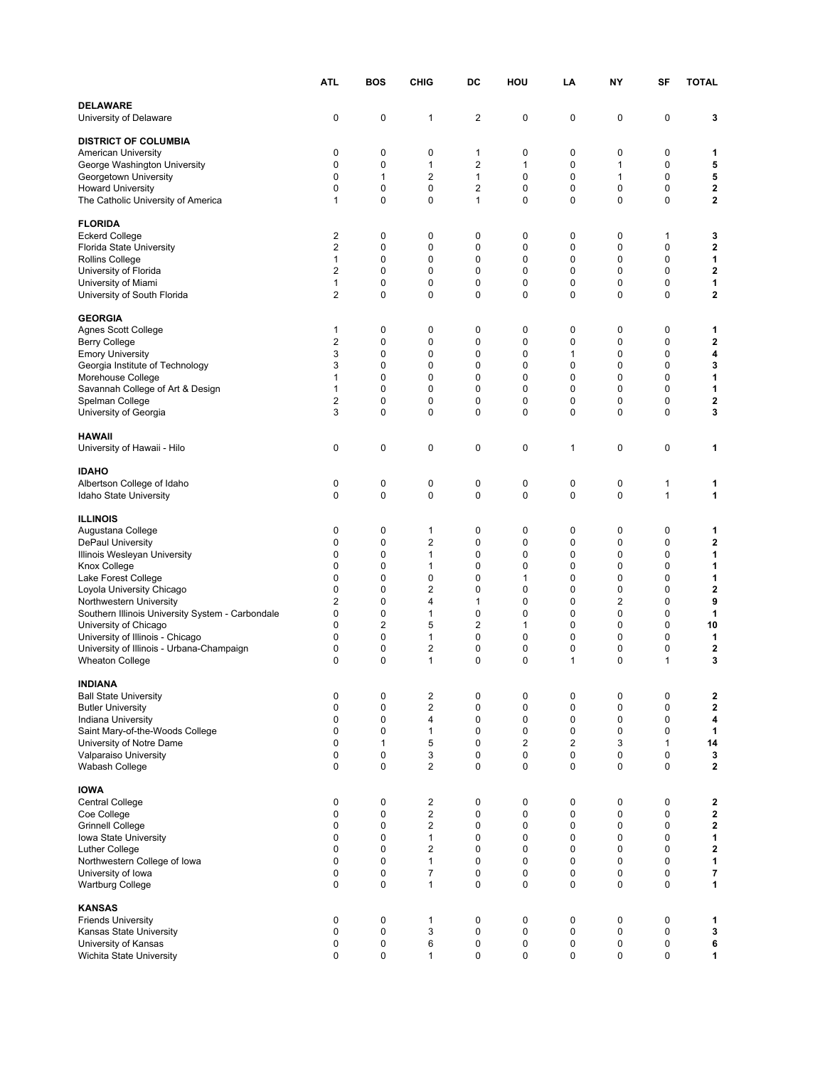| | ATL | BOS | CHIG | DC | HOU | LA | NY | SF | TOTAL |
|---|---|---|---|---|---|---|---|---|---|
| **DELAWARE** | | | | | | | | | |
| University of Delaware | 0 | 0 | 1 | 2 | 0 | 0 | 0 | 0 | **3** |
| **DISTRICT OF COLUMBIA** | | | | | | | | | |
| American University | 0 | 0 | 0 | 1 | 0 | 0 | 0 | 0 | **1** |
| George Washington University | 0 | 0 | 1 | 2 | 1 | 0 | 1 | 0 | **5** |
| Georgetown University | 0 | 1 | 2 | 1 | 0 | 0 | 1 | 0 | **5** |
| Howard University | 0 | 0 | 0 | 2 | 0 | 0 | 0 | 0 | **2** |
| The Catholic University of America | 1 | 0 | 0 | 1 | 0 | 0 | 0 | 0 | **2** |
| **FLORIDA** | | | | | | | | | |
| Eckerd College | 2 | 0 | 0 | 0 | 0 | 0 | 0 | 1 | **3** |
| Florida State University | 2 | 0 | 0 | 0 | 0 | 0 | 0 | 0 | **2** |
| Rollins College | 1 | 0 | 0 | 0 | 0 | 0 | 0 | 0 | **1** |
| University of Florida | 2 | 0 | 0 | 0 | 0 | 0 | 0 | 0 | **2** |
| University of Miami | 1 | 0 | 0 | 0 | 0 | 0 | 0 | 0 | **1** |
| University of South Florida | 2 | 0 | 0 | 0 | 0 | 0 | 0 | 0 | **2** |
| **GEORGIA** | | | | | | | | | |
| Agnes Scott College | 1 | 0 | 0 | 0 | 0 | 0 | 0 | 0 | **1** |
| Berry College | 2 | 0 | 0 | 0 | 0 | 0 | 0 | 0 | **2** |
| Emory University | 3 | 0 | 0 | 0 | 0 | 1 | 0 | 0 | **4** |
| Georgia Institute of Technology | 3 | 0 | 0 | 0 | 0 | 0 | 0 | 0 | **3** |
| Morehouse College | 1 | 0 | 0 | 0 | 0 | 0 | 0 | 0 | **1** |
| Savannah College of Art & Design | 1 | 0 | 0 | 0 | 0 | 0 | 0 | 0 | **1** |
| Spelman College | 2 | 0 | 0 | 0 | 0 | 0 | 0 | 0 | **2** |
| University of Georgia | 3 | 0 | 0 | 0 | 0 | 0 | 0 | 0 | **3** |
| **HAWAII** | | | | | | | | | |
| University of Hawaii - Hilo | 0 | 0 | 0 | 0 | 0 | 1 | 0 | 0 | **1** |
| **IDAHO** | | | | | | | | | |
| Albertson College of Idaho | 0 | 0 | 0 | 0 | 0 | 0 | 0 | 1 | **1** |
| Idaho State University | 0 | 0 | 0 | 0 | 0 | 0 | 0 | 1 | **1** |
| **ILLINOIS** | | | | | | | | | |
| Augustana College | 0 | 0 | 1 | 0 | 0 | 0 | 0 | 0 | **1** |
| DePaul University | 0 | 0 | 2 | 0 | 0 | 0 | 0 | 0 | **2** |
| Illinois Wesleyan University | 0 | 0 | 1 | 0 | 0 | 0 | 0 | 0 | **1** |
| Knox College | 0 | 0 | 1 | 0 | 0 | 0 | 0 | 0 | **1** |
| Lake Forest College | 0 | 0 | 0 | 0 | 1 | 0 | 0 | 0 | **1** |
| Loyola University Chicago | 0 | 0 | 2 | 0 | 0 | 0 | 0 | 0 | **2** |
| Northwestern University | 2 | 0 | 4 | 1 | 0 | 0 | 2 | 0 | **9** |
| Southern Illinois University System - Carbondale | 0 | 0 | 1 | 0 | 0 | 0 | 0 | 0 | **1** |
| University of Chicago | 0 | 2 | 5 | 2 | 1 | 0 | 0 | 0 | **10** |
| University of Illinois - Chicago | 0 | 0 | 1 | 0 | 0 | 0 | 0 | 0 | **1** |
| University of Illinois - Urbana-Champaign | 0 | 0 | 2 | 0 | 0 | 0 | 0 | 0 | **2** |
| Wheaton College | 0 | 0 | 1 | 0 | 0 | 1 | 0 | 1 | **3** |
| **INDIANA** | | | | | | | | | |
| Ball State University | 0 | 0 | 2 | 0 | 0 | 0 | 0 | 0 | **2** |
| Butler University | 0 | 0 | 2 | 0 | 0 | 0 | 0 | 0 | **2** |
| Indiana University | 0 | 0 | 4 | 0 | 0 | 0 | 0 | 0 | **4** |
| Saint Mary-of-the-Woods College | 0 | 0 | 1 | 0 | 0 | 0 | 0 | 0 | **1** |
| University of Notre Dame | 0 | 1 | 5 | 0 | 2 | 2 | 3 | 1 | **14** |
| Valparaiso University | 0 | 0 | 3 | 0 | 0 | 0 | 0 | 0 | **3** |
| Wabash College | 0 | 0 | 2 | 0 | 0 | 0 | 0 | 0 | **2** |
| **IOWA** | | | | | | | | | |
| Central College | 0 | 0 | 2 | 0 | 0 | 0 | 0 | 0 | **2** |
| Coe College | 0 | 0 | 2 | 0 | 0 | 0 | 0 | 0 | **2** |
| Grinnell College | 0 | 0 | 2 | 0 | 0 | 0 | 0 | 0 | **2** |
| Iowa State University | 0 | 0 | 1 | 0 | 0 | 0 | 0 | 0 | **1** |
| Luther College | 0 | 0 | 2 | 0 | 0 | 0 | 0 | 0 | **2** |
| Northwestern College of Iowa | 0 | 0 | 1 | 0 | 0 | 0 | 0 | 0 | **1** |
| University of Iowa | 0 | 0 | 7 | 0 | 0 | 0 | 0 | 0 | **7** |
| Wartburg College | 0 | 0 | 1 | 0 | 0 | 0 | 0 | 0 | **1** |
| **KANSAS** | | | | | | | | | |
| Friends University | 0 | 0 | 1 | 0 | 0 | 0 | 0 | 0 | **1** |
| Kansas State University | 0 | 0 | 3 | 0 | 0 | 0 | 0 | 0 | **3** |
| University of Kansas | 0 | 0 | 6 | 0 | 0 | 0 | 0 | 0 | **6** |
| Wichita State University | 0 | 0 | 1 | 0 | 0 | 0 | 0 | 0 | **1** |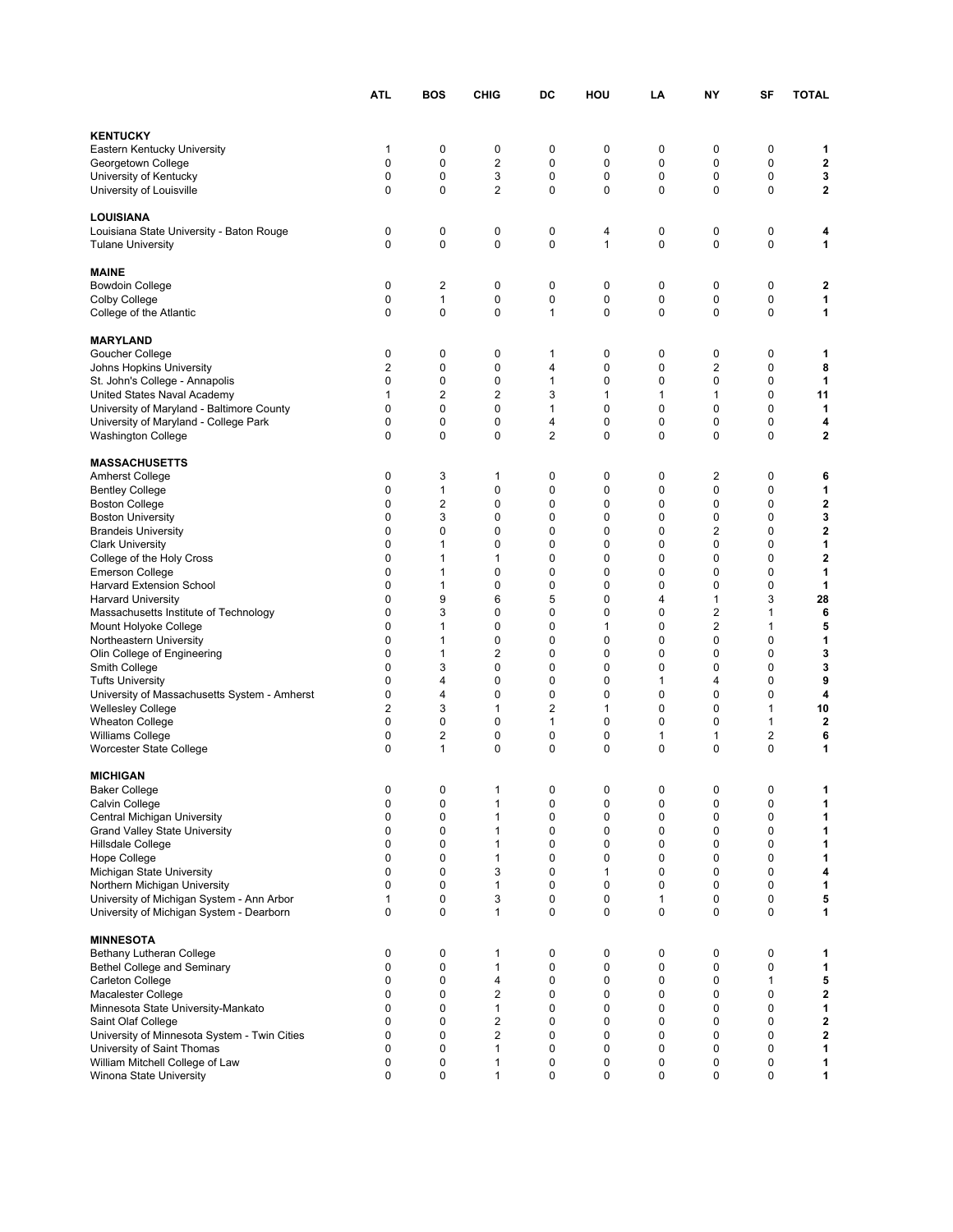| | ATL | BOS | CHIG | DC | HOU | LA | NY | SF | TOTAL |
|---|---|---|---|---|---|---|---|---|---|
| **KENTUCKY** | | | | | | | | | |
| Eastern Kentucky University | 1 | 0 | 0 | 0 | 0 | 0 | 0 | 0 | **1** |
| Georgetown College | 0 | 0 | 2 | 0 | 0 | 0 | 0 | 0 | **2** |
| University of Kentucky | 0 | 0 | 3 | 0 | 0 | 0 | 0 | 0 | **3** |
| University of Louisville | 0 | 0 | 2 | 0 | 0 | 0 | 0 | 0 | **2** |
| **LOUISIANA** | | | | | | | | | |
| Louisiana State University - Baton Rouge | 0 | 0 | 0 | 0 | 4 | 0 | 0 | 0 | **4** |
| Tulane University | 0 | 0 | 0 | 0 | 1 | 0 | 0 | 0 | **1** |
| **MAINE** | | | | | | | | | |
| Bowdoin College | 0 | 2 | 0 | 0 | 0 | 0 | 0 | 0 | **2** |
| Colby College | 0 | 1 | 0 | 0 | 0 | 0 | 0 | 0 | **1** |
| College of the Atlantic | 0 | 0 | 0 | 1 | 0 | 0 | 0 | 0 | **1** |
| **MARYLAND** | | | | | | | | | |
| Goucher College | 0 | 0 | 0 | 1 | 0 | 0 | 0 | 0 | **1** |
| Johns Hopkins University | 2 | 0 | 0 | 4 | 0 | 0 | 2 | 0 | **8** |
| St. John's College - Annapolis | 0 | 0 | 0 | 1 | 0 | 0 | 0 | 0 | **1** |
| United States Naval Academy | 1 | 2 | 2 | 3 | 1 | 1 | 1 | 0 | **11** |
| University of Maryland - Baltimore County | 0 | 0 | 0 | 1 | 0 | 0 | 0 | 0 | **1** |
| University of Maryland - College Park | 0 | 0 | 0 | 4 | 0 | 0 | 0 | 0 | **4** |
| Washington College | 0 | 0 | 0 | 2 | 0 | 0 | 0 | 0 | **2** |
| **MASSACHUSETTS** | | | | | | | | | |
| Amherst College | 0 | 3 | 1 | 0 | 0 | 0 | 2 | 0 | **6** |
| Bentley College | 0 | 1 | 0 | 0 | 0 | 0 | 0 | 0 | **1** |
| Boston College | 0 | 2 | 0 | 0 | 0 | 0 | 0 | 0 | **2** |
| Boston University | 0 | 3 | 0 | 0 | 0 | 0 | 0 | 0 | **3** |
| Brandeis University | 0 | 0 | 0 | 0 | 0 | 0 | 2 | 0 | **2** |
| Clark University | 0 | 1 | 0 | 0 | 0 | 0 | 0 | 0 | **1** |
| College of the Holy Cross | 0 | 1 | 1 | 0 | 0 | 0 | 0 | 0 | **2** |
| Emerson College | 0 | 1 | 0 | 0 | 0 | 0 | 0 | 0 | **1** |
| Harvard Extension School | 0 | 1 | 0 | 0 | 0 | 0 | 0 | 0 | **1** |
| Harvard University | 0 | 9 | 6 | 5 | 0 | 4 | 1 | 3 | **28** |
| Massachusetts Institute of Technology | 0 | 3 | 0 | 0 | 0 | 0 | 2 | 1 | **6** |
| Mount Holyoke College | 0 | 1 | 0 | 0 | 1 | 0 | 2 | 1 | **5** |
| Northeastern University | 0 | 1 | 0 | 0 | 0 | 0 | 0 | 0 | **1** |
| Olin College of Engineering | 0 | 1 | 2 | 0 | 0 | 0 | 0 | 0 | **3** |
| Smith College | 0 | 3 | 0 | 0 | 0 | 0 | 0 | 0 | **3** |
| Tufts University | 0 | 4 | 0 | 0 | 0 | 1 | 4 | 0 | **9** |
| University of Massachusetts System - Amherst | 0 | 4 | 0 | 0 | 0 | 0 | 0 | 0 | **4** |
| Wellesley College | 2 | 3 | 1 | 2 | 1 | 0 | 0 | 1 | **10** |
| Wheaton College | 0 | 0 | 0 | 1 | 0 | 0 | 0 | 1 | **2** |
| Williams College | 0 | 2 | 0 | 0 | 0 | 1 | 1 | 2 | **6** |
| Worcester State College | 0 | 1 | 0 | 0 | 0 | 0 | 0 | 0 | **1** |
| **MICHIGAN** | | | | | | | | | |
| Baker College | 0 | 0 | 1 | 0 | 0 | 0 | 0 | 0 | **1** |
| Calvin College | 0 | 0 | 1 | 0 | 0 | 0 | 0 | 0 | **1** |
| Central Michigan University | 0 | 0 | 1 | 0 | 0 | 0 | 0 | 0 | **1** |
| Grand Valley State University | 0 | 0 | 1 | 0 | 0 | 0 | 0 | 0 | **1** |
| Hillsdale College | 0 | 0 | 1 | 0 | 0 | 0 | 0 | 0 | **1** |
| Hope College | 0 | 0 | 1 | 0 | 0 | 0 | 0 | 0 | **1** |
| Michigan State University | 0 | 0 | 3 | 0 | 1 | 0 | 0 | 0 | **4** |
| Northern Michigan University | 0 | 0 | 1 | 0 | 0 | 0 | 0 | 0 | **1** |
| University of Michigan System - Ann Arbor | 1 | 0 | 3 | 0 | 0 | 1 | 0 | 0 | **5** |
| University of Michigan System - Dearborn | 0 | 0 | 1 | 0 | 0 | 0 | 0 | 0 | **1** |
| **MINNESOTA** | | | | | | | | | |
| Bethany Lutheran College | 0 | 0 | 1 | 0 | 0 | 0 | 0 | 0 | **1** |
| Bethel College and Seminary | 0 | 0 | 1 | 0 | 0 | 0 | 0 | 0 | **1** |
| Carleton College | 0 | 0 | 4 | 0 | 0 | 0 | 0 | 1 | **5** |
| Macalester College | 0 | 0 | 2 | 0 | 0 | 0 | 0 | 0 | **2** |
| Minnesota State University-Mankato | 0 | 0 | 1 | 0 | 0 | 0 | 0 | 0 | **1** |
| Saint Olaf College | 0 | 0 | 2 | 0 | 0 | 0 | 0 | 0 | **2** |
| University of Minnesota System - Twin Cities | 0 | 0 | 2 | 0 | 0 | 0 | 0 | 0 | **2** |
| University of Saint Thomas | 0 | 0 | 1 | 0 | 0 | 0 | 0 | 0 | **1** |
| William Mitchell College of Law | 0 | 0 | 1 | 0 | 0 | 0 | 0 | 0 | **1** |
| Winona State University | 0 | 0 | 1 | 0 | 0 | 0 | 0 | 0 | **1** |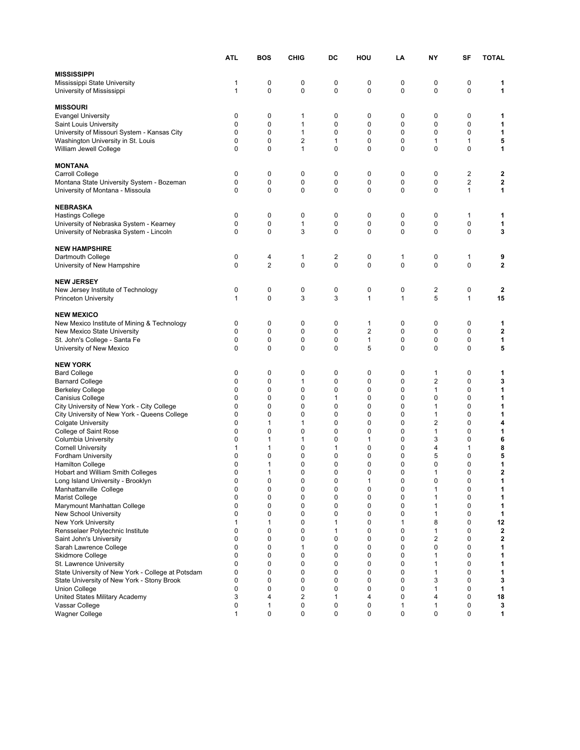| | ATL | BOS | CHIG | DC | HOU | LA | NY | SF | TOTAL |
|---|---|---|---|---|---|---|---|---|---|
| **MISSISSIPPI** | | | | | | | | | |
| Mississippi State University | 1 | 0 | 0 | 0 | 0 | 0 | 0 | 0 | **1** |
| University of Mississippi | 1 | 0 | 0 | 0 | 0 | 0 | 0 | 0 | **1** |
| **MISSOURI** | | | | | | | | | |
| Evangel University | 0 | 0 | 1 | 0 | 0 | 0 | 0 | 0 | **1** |
| Saint Louis University | 0 | 0 | 1 | 0 | 0 | 0 | 0 | 0 | **1** |
| University of Missouri System - Kansas City | 0 | 0 | 1 | 0 | 0 | 0 | 0 | 0 | **1** |
| Washington University in St. Louis | 0 | 0 | 2 | 1 | 0 | 0 | 1 | 1 | **5** |
| William Jewell College | 0 | 0 | 1 | 0 | 0 | 0 | 0 | 0 | **1** |
| **MONTANA** | | | | | | | | | |
| Carroll College | 0 | 0 | 0 | 0 | 0 | 0 | 0 | 2 | **2** |
| Montana State University System - Bozeman | 0 | 0 | 0 | 0 | 0 | 0 | 0 | 2 | **2** |
| University of Montana - Missoula | 0 | 0 | 0 | 0 | 0 | 0 | 0 | 1 | **1** |
| **NEBRASKA** | | | | | | | | | |
| Hastings College | 0 | 0 | 0 | 0 | 0 | 0 | 0 | 1 | **1** |
| University of Nebraska System - Kearney | 0 | 0 | 1 | 0 | 0 | 0 | 0 | 0 | **1** |
| University of Nebraska System - Lincoln | 0 | 0 | 3 | 0 | 0 | 0 | 0 | 0 | **3** |
| **NEW HAMPSHIRE** | | | | | | | | | |
| Dartmouth College | 0 | 4 | 1 | 2 | 0 | 1 | 0 | 1 | **9** |
| University of New Hampshire | 0 | 2 | 0 | 0 | 0 | 0 | 0 | 0 | **2** |
| **NEW JERSEY** | | | | | | | | | |
| New Jersey Institute of Technology | 0 | 0 | 0 | 0 | 0 | 0 | 2 | 0 | **2** |
| Princeton University | 1 | 0 | 3 | 3 | 1 | 1 | 5 | 1 | **15** |
| **NEW MEXICO** | | | | | | | | | |
| New Mexico Institute of Mining & Technology | 0 | 0 | 0 | 0 | 1 | 0 | 0 | 0 | **1** |
| New Mexico State University | 0 | 0 | 0 | 0 | 2 | 0 | 0 | 0 | **2** |
| St. John's College - Santa Fe | 0 | 0 | 0 | 0 | 1 | 0 | 0 | 0 | **1** |
| University of New Mexico | 0 | 0 | 0 | 0 | 5 | 0 | 0 | 0 | **5** |
| **NEW YORK** | | | | | | | | | |
| Bard College | 0 | 0 | 0 | 0 | 0 | 0 | 1 | 0 | **1** |
| Barnard College | 0 | 0 | 1 | 0 | 0 | 0 | 2 | 0 | **3** |
| Berkeley College | 0 | 0 | 0 | 0 | 0 | 0 | 1 | 0 | **1** |
| Canisius College | 0 | 0 | 0 | 1 | 0 | 0 | 0 | 0 | **1** |
| City University of New York - City College | 0 | 0 | 0 | 0 | 0 | 0 | 1 | 0 | **1** |
| City University of New York - Queens College | 0 | 0 | 0 | 0 | 0 | 0 | 1 | 0 | **1** |
| Colgate University | 0 | 1 | 1 | 0 | 0 | 0 | 2 | 0 | **4** |
| College of Saint Rose | 0 | 0 | 0 | 0 | 0 | 0 | 1 | 0 | **1** |
| Columbia University | 0 | 1 | 1 | 0 | 1 | 0 | 3 | 0 | **6** |
| Cornell University | 1 | 1 | 0 | 1 | 0 | 0 | 4 | 1 | **8** |
| Fordham University | 0 | 0 | 0 | 0 | 0 | 0 | 5 | 0 | **5** |
| Hamilton College | 0 | 1 | 0 | 0 | 0 | 0 | 0 | 0 | **1** |
| Hobart and William Smith Colleges | 0 | 1 | 0 | 0 | 0 | 0 | 1 | 0 | **2** |
| Long Island University - Brooklyn | 0 | 0 | 0 | 0 | 1 | 0 | 0 | 0 | **1** |
| Manhattanville College | 0 | 0 | 0 | 0 | 0 | 0 | 1 | 0 | **1** |
| Marist College | 0 | 0 | 0 | 0 | 0 | 0 | 1 | 0 | **1** |
| Marymount Manhattan College | 0 | 0 | 0 | 0 | 0 | 0 | 1 | 0 | **1** |
| New School University | 0 | 0 | 0 | 0 | 0 | 0 | 1 | 0 | **1** |
| New York University | 1 | 1 | 0 | 1 | 0 | 1 | 8 | 0 | **12** |
| Rensselaer Polytechnic Institute | 0 | 0 | 0 | 1 | 0 | 0 | 1 | 0 | **2** |
| Saint John's University | 0 | 0 | 0 | 0 | 0 | 0 | 2 | 0 | **2** |
| Sarah Lawrence College | 0 | 0 | 1 | 0 | 0 | 0 | 0 | 0 | **1** |
| Skidmore College | 0 | 0 | 0 | 0 | 0 | 0 | 1 | 0 | **1** |
| St. Lawrence University | 0 | 0 | 0 | 0 | 0 | 0 | 1 | 0 | **1** |
| State University of New York - College at Potsdam | 0 | 0 | 0 | 0 | 0 | 0 | 1 | 0 | **1** |
| State University of New York - Stony Brook | 0 | 0 | 0 | 0 | 0 | 0 | 3 | 0 | **3** |
| Union College | 0 | 0 | 0 | 0 | 0 | 0 | 1 | 0 | **1** |
| United States Military Academy | 3 | 4 | 2 | 1 | 4 | 0 | 4 | 0 | **18** |
| Vassar College | 0 | 1 | 0 | 0 | 0 | 1 | 1 | 0 | **3** |
| Wagner College | 1 | 0 | 0 | 0 | 0 | 0 | 0 | 0 | **1** |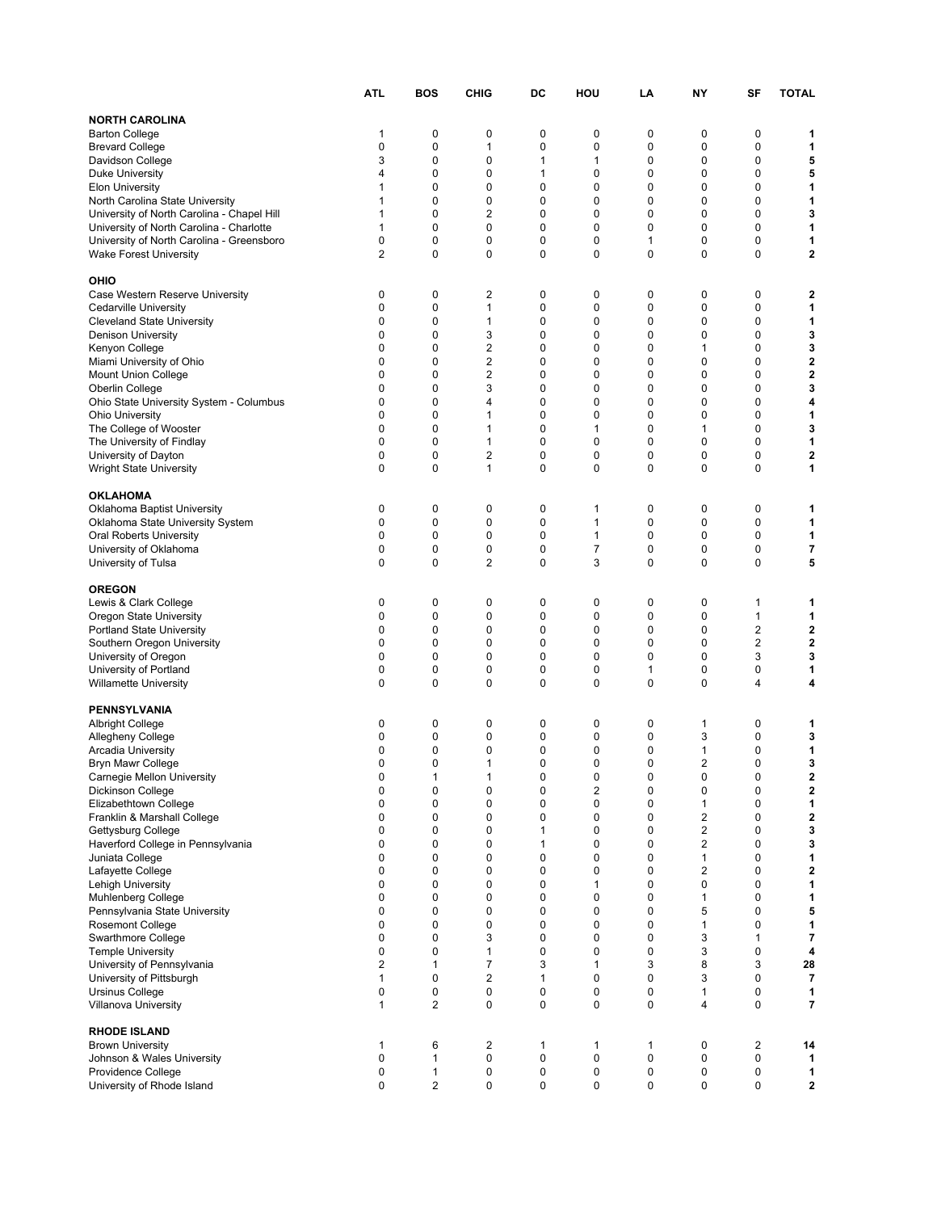| | ATL | BOS | CHIG | DC | HOU | LA | NY | SF | TOTAL |
|---|---|---|---|---|---|---|---|---|---|
| **NORTH CAROLINA** | | | | | | | | | |
| Barton College | 1 | 0 | 0 | 0 | 0 | 0 | 0 | 0 | **1** |
| Brevard College | 0 | 0 | 1 | 0 | 0 | 0 | 0 | 0 | **1** |
| Davidson College | 3 | 0 | 0 | 1 | 1 | 0 | 0 | 0 | **5** |
| Duke University | 4 | 0 | 0 | 1 | 0 | 0 | 0 | 0 | **5** |
| Elon University | 1 | 0 | 0 | 0 | 0 | 0 | 0 | 0 | **1** |
| North Carolina State University | 1 | 0 | 0 | 0 | 0 | 0 | 0 | 0 | **1** |
| University of North Carolina - Chapel Hill | 1 | 0 | 2 | 0 | 0 | 0 | 0 | 0 | **3** |
| University of North Carolina - Charlotte | 1 | 0 | 0 | 0 | 0 | 0 | 0 | 0 | **1** |
| University of North Carolina - Greensboro | 0 | 0 | 0 | 0 | 0 | 1 | 0 | 0 | **1** |
| Wake Forest University | 2 | 0 | 0 | 0 | 0 | 0 | 0 | 0 | **2** |
| **OHIO** | | | | | | | | | |
| Case Western Reserve University | 0 | 0 | 2 | 0 | 0 | 0 | 0 | 0 | **2** |
| Cedarville University | 0 | 0 | 1 | 0 | 0 | 0 | 0 | 0 | **1** |
| Cleveland State University | 0 | 0 | 1 | 0 | 0 | 0 | 0 | 0 | **1** |
| Denison University | 0 | 0 | 3 | 0 | 0 | 0 | 0 | 0 | **3** |
| Kenyon College | 0 | 0 | 2 | 0 | 0 | 0 | 1 | 0 | **3** |
| Miami University of Ohio | 0 | 0 | 2 | 0 | 0 | 0 | 0 | 0 | **2** |
| Mount Union College | 0 | 0 | 2 | 0 | 0 | 0 | 0 | 0 | **2** |
| Oberlin College | 0 | 0 | 3 | 0 | 0 | 0 | 0 | 0 | **3** |
| Ohio State University System - Columbus | 0 | 0 | 4 | 0 | 0 | 0 | 0 | 0 | **4** |
| Ohio University | 0 | 0 | 1 | 0 | 0 | 0 | 0 | 0 | **1** |
| The College of Wooster | 0 | 0 | 1 | 0 | 1 | 0 | 1 | 0 | **3** |
| The University of Findlay | 0 | 0 | 1 | 0 | 0 | 0 | 0 | 0 | **1** |
| University of Dayton | 0 | 0 | 2 | 0 | 0 | 0 | 0 | 0 | **2** |
| Wright State University | 0 | 0 | 1 | 0 | 0 | 0 | 0 | 0 | **1** |
| **OKLAHOMA** | | | | | | | | | |
| Oklahoma Baptist University | 0 | 0 | 0 | 0 | 1 | 0 | 0 | 0 | **1** |
| Oklahoma State University System | 0 | 0 | 0 | 0 | 1 | 0 | 0 | 0 | **1** |
| Oral Roberts University | 0 | 0 | 0 | 0 | 1 | 0 | 0 | 0 | **1** |
| University of Oklahoma | 0 | 0 | 0 | 0 | 7 | 0 | 0 | 0 | **7** |
| University of Tulsa | 0 | 0 | 2 | 0 | 3 | 0 | 0 | 0 | **5** |
| **OREGON** | | | | | | | | | |
| Lewis & Clark College | 0 | 0 | 0 | 0 | 0 | 0 | 0 | 1 | **1** |
| Oregon State University | 0 | 0 | 0 | 0 | 0 | 0 | 0 | 1 | **1** |
| Portland State University | 0 | 0 | 0 | 0 | 0 | 0 | 0 | 2 | **2** |
| Southern Oregon University | 0 | 0 | 0 | 0 | 0 | 0 | 0 | 2 | **2** |
| University of Oregon | 0 | 0 | 0 | 0 | 0 | 0 | 0 | 3 | **3** |
| University of Portland | 0 | 0 | 0 | 0 | 0 | 1 | 0 | 0 | **1** |
| Willamette University | 0 | 0 | 0 | 0 | 0 | 0 | 0 | 4 | **4** |
| **PENNSYLVANIA** | | | | | | | | | |
| Albright College | 0 | 0 | 0 | 0 | 0 | 0 | 1 | 0 | **1** |
| Allegheny College | 0 | 0 | 0 | 0 | 0 | 0 | 3 | 0 | **3** |
| Arcadia University | 0 | 0 | 0 | 0 | 0 | 0 | 1 | 0 | **1** |
| Bryn Mawr College | 0 | 0 | 1 | 0 | 0 | 0 | 2 | 0 | **3** |
| Carnegie Mellon University | 0 | 1 | 1 | 0 | 0 | 0 | 0 | 0 | **2** |
| Dickinson College | 0 | 0 | 0 | 0 | 2 | 0 | 0 | 0 | **2** |
| Elizabethtown College | 0 | 0 | 0 | 0 | 0 | 0 | 1 | 0 | **1** |
| Franklin & Marshall College | 0 | 0 | 0 | 0 | 0 | 0 | 2 | 0 | **2** |
| Gettysburg College | 0 | 0 | 0 | 1 | 0 | 0 | 2 | 0 | **3** |
| Haverford College in Pennsylvania | 0 | 0 | 0 | 1 | 0 | 0 | 2 | 0 | **3** |
| Juniata College | 0 | 0 | 0 | 0 | 0 | 0 | 1 | 0 | **1** |
| Lafayette College | 0 | 0 | 0 | 0 | 0 | 0 | 2 | 0 | **2** |
| Lehigh University | 0 | 0 | 0 | 0 | 1 | 0 | 0 | 0 | **1** |
| Muhlenberg College | 0 | 0 | 0 | 0 | 0 | 0 | 1 | 0 | **1** |
| Pennsylvania State University | 0 | 0 | 0 | 0 | 0 | 0 | 5 | 0 | **5** |
| Rosemont College | 0 | 0 | 0 | 0 | 0 | 0 | 1 | 0 | **1** |
| Swarthmore College | 0 | 0 | 3 | 0 | 0 | 0 | 3 | 1 | **7** |
| Temple University | 0 | 0 | 1 | 0 | 0 | 0 | 3 | 0 | **4** |
| University of Pennsylvania | 2 | 1 | 7 | 3 | 1 | 3 | 8 | 3 | **28** |
| University of Pittsburgh | 1 | 0 | 2 | 1 | 0 | 0 | 3 | 0 | **7** |
| Ursinus College | 0 | 0 | 0 | 0 | 0 | 0 | 1 | 0 | **1** |
| Villanova University | 1 | 2 | 0 | 0 | 0 | 0 | 4 | 0 | **7** |
| **RHODE ISLAND** | | | | | | | | | |
| Brown University | 1 | 6 | 2 | 1 | 1 | 1 | 0 | 2 | **14** |
| Johnson & Wales University | 0 | 1 | 0 | 0 | 0 | 0 | 0 | 0 | **1** |
| Providence College | 0 | 1 | 0 | 0 | 0 | 0 | 0 | 0 | **1** |
| University of Rhode Island | 0 | 2 | 0 | 0 | 0 | 0 | 0 | 0 | **2** |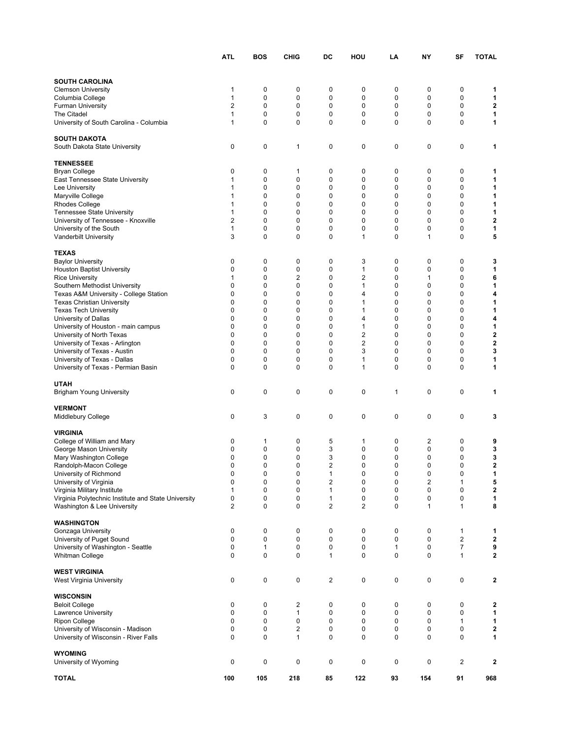| | ATL | BOS | CHIG | DC | HOU | LA | NY | SF | TOTAL |
|---|---|---|---|---|---|---|---|---|---|
| **SOUTH CAROLINA** | | | | | | | | | |
| Clemson University | 1 | 0 | 0 | 0 | 0 | 0 | 0 | 0 | **1** |
| Columbia College | 1 | 0 | 0 | 0 | 0 | 0 | 0 | 0 | **1** |
| Furman University | 2 | 0 | 0 | 0 | 0 | 0 | 0 | 0 | **2** |
| The Citadel | 1 | 0 | 0 | 0 | 0 | 0 | 0 | 0 | **1** |
| University of South Carolina - Columbia | 1 | 0 | 0 | 0 | 0 | 0 | 0 | 0 | **1** |
| **SOUTH DAKOTA** | | | | | | | | | |
| South Dakota State University | 0 | 0 | 1 | 0 | 0 | 0 | 0 | 0 | **1** |
| **TENNESSEE** | | | | | | | | | |
| Bryan College | 0 | 0 | 1 | 0 | 0 | 0 | 0 | 0 | **1** |
| East Tennessee State University | 1 | 0 | 0 | 0 | 0 | 0 | 0 | 0 | **1** |
| Lee University | 1 | 0 | 0 | 0 | 0 | 0 | 0 | 0 | **1** |
| Maryville College | 1 | 0 | 0 | 0 | 0 | 0 | 0 | 0 | **1** |
| Rhodes College | 1 | 0 | 0 | 0 | 0 | 0 | 0 | 0 | **1** |
| Tennessee State University | 1 | 0 | 0 | 0 | 0 | 0 | 0 | 0 | **1** |
| University of Tennessee - Knoxville | 2 | 0 | 0 | 0 | 0 | 0 | 0 | 0 | **2** |
| University of the South | 1 | 0 | 0 | 0 | 0 | 0 | 0 | 0 | **1** |
| Vanderbilt University | 3 | 0 | 0 | 0 | 1 | 0 | 1 | 0 | **5** |
| **TEXAS** | | | | | | | | | |
| Baylor University | 0 | 0 | 0 | 0 | 3 | 0 | 0 | 0 | **3** |
| Houston Baptist University | 0 | 0 | 0 | 0 | 1 | 0 | 0 | 0 | **1** |
| Rice University | 1 | 0 | 2 | 0 | 2 | 0 | 1 | 0 | **6** |
| Southern Methodist University | 0 | 0 | 0 | 0 | 1 | 0 | 0 | 0 | **1** |
| Texas A&M University - College Station | 0 | 0 | 0 | 0 | 4 | 0 | 0 | 0 | **4** |
| Texas Christian University | 0 | 0 | 0 | 0 | 1 | 0 | 0 | 0 | **1** |
| Texas Tech University | 0 | 0 | 0 | 0 | 1 | 0 | 0 | 0 | **1** |
| University of Dallas | 0 | 0 | 0 | 0 | 4 | 0 | 0 | 0 | **4** |
| University of Houston - main campus | 0 | 0 | 0 | 0 | 1 | 0 | 0 | 0 | **1** |
| University of North Texas | 0 | 0 | 0 | 0 | 2 | 0 | 0 | 0 | **2** |
| University of Texas - Arlington | 0 | 0 | 0 | 0 | 2 | 0 | 0 | 0 | **2** |
| University of Texas - Austin | 0 | 0 | 0 | 0 | 3 | 0 | 0 | 0 | **3** |
| University of Texas - Dallas | 0 | 0 | 0 | 0 | 1 | 0 | 0 | 0 | **1** |
| University of Texas - Permian Basin | 0 | 0 | 0 | 0 | 1 | 0 | 0 | 0 | **1** |
| **UTAH** | | | | | | | | | |
| Brigham Young University | 0 | 0 | 0 | 0 | 0 | 1 | 0 | 0 | **1** |
| **VERMONT** | | | | | | | | | |
| Middlebury College | 0 | 3 | 0 | 0 | 0 | 0 | 0 | 0 | **3** |
| **VIRGINIA** | | | | | | | | | |
| College of William and Mary | 0 | 1 | 0 | 5 | 1 | 0 | 2 | 0 | **9** |
| George Mason University | 0 | 0 | 0 | 3 | 0 | 0 | 0 | 0 | **3** |
| Mary Washington College | 0 | 0 | 0 | 3 | 0 | 0 | 0 | 0 | **3** |
| Randolph-Macon College | 0 | 0 | 0 | 2 | 0 | 0 | 0 | 0 | **2** |
| University of Richmond | 0 | 0 | 0 | 1 | 0 | 0 | 0 | 0 | **1** |
| University of Virginia | 0 | 0 | 0 | 2 | 0 | 0 | 2 | 1 | **5** |
| Virginia Military Institute | 1 | 0 | 0 | 1 | 0 | 0 | 0 | 0 | **2** |
| Virginia Polytechnic Institute and State University | 0 | 0 | 0 | 1 | 0 | 0 | 0 | 0 | **1** |
| Washington & Lee University | 2 | 0 | 0 | 2 | 2 | 0 | 1 | 1 | **8** |
| **WASHINGTON** | | | | | | | | | |
| Gonzaga University | 0 | 0 | 0 | 0 | 0 | 0 | 0 | 1 | **1** |
| University of Puget Sound | 0 | 0 | 0 | 0 | 0 | 0 | 0 | 2 | **2** |
| University of Washington - Seattle | 0 | 1 | 0 | 0 | 0 | 1 | 0 | 7 | **9** |
| Whitman College | 0 | 0 | 0 | 1 | 0 | 0 | 0 | 1 | **2** |
| **WEST VIRGINIA** | | | | | | | | | |
| West Virginia University | 0 | 0 | 0 | 2 | 0 | 0 | 0 | 0 | **2** |
| **WISCONSIN** | | | | | | | | | |
| Beloit College | 0 | 0 | 2 | 0 | 0 | 0 | 0 | 0 | **2** |
| Lawrence University | 0 | 0 | 1 | 0 | 0 | 0 | 0 | 0 | **1** |
| Ripon College | 0 | 0 | 0 | 0 | 0 | 0 | 0 | 1 | **1** |
| University of Wisconsin - Madison | 0 | 0 | 2 | 0 | 0 | 0 | 0 | 0 | **2** |
| University of Wisconsin - River Falls | 0 | 0 | 1 | 0 | 0 | 0 | 0 | 0 | **1** |
| **WYOMING** | | | | | | | | | |
| University of Wyoming | 0 | 0 | 0 | 0 | 0 | 0 | 0 | 2 | **2** |
| **TOTAL** | **100** | **105** | **218** | **85** | **122** | **93** | **154** | **91** | **968** |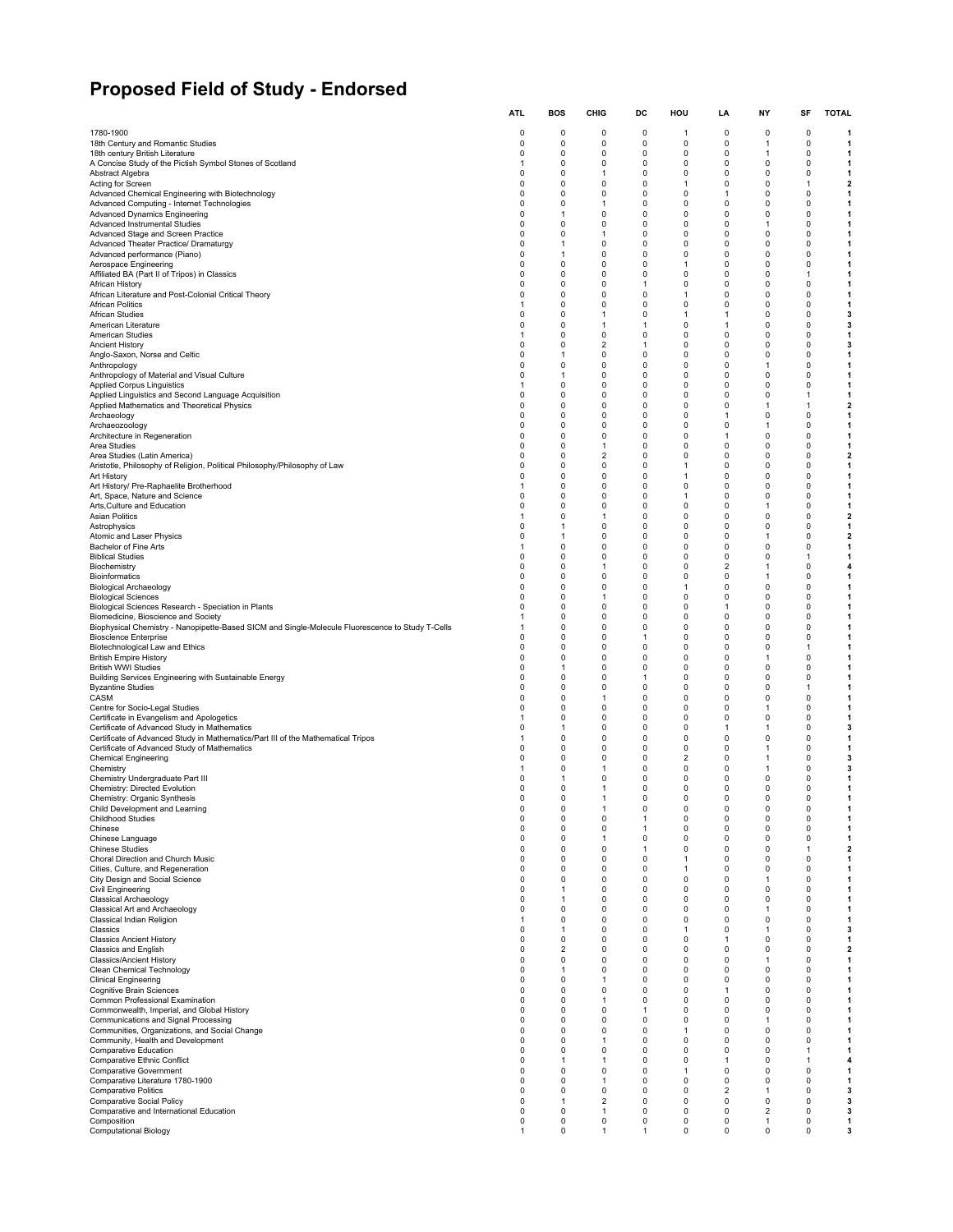# Proposed Field of Study - Endorsed

| | ATL | BOS | CHIG | DC | HOU | LA | NY | SF | TOTAL |
|---|---|---|---|---|---|---|---|---|---|
| 1780-1900 | 0 | 0 | 0 | 0 | 1 | 0 | 0 | 0 | **1** |
| 18th Century and Romantic Studies | 0 | 0 | 0 | 0 | 0 | 0 | 1 | 0 | **1** |
| 18th century British Literature | 0 | 0 | 0 | 0 | 0 | 0 | 1 | 0 | **1** |
| A Concise Study of the Pictish Symbol Stones of Scotland | 1 | 0 | 0 | 0 | 0 | 0 | 0 | 0 | **1** |
| Abstract Algebra | 0 | 0 | 1 | 0 | 0 | 0 | 0 | 0 | **1** |
| Acting for Screen | 0 | 0 | 0 | 0 | 1 | 0 | 0 | 1 | **2** |
| Advanced Chemical Engineering with Biotechnology | 0 | 0 | 0 | 0 | 0 | 1 | 0 | 0 | **1** |
| Advanced Computing - Internet Technologies | 0 | 0 | 1 | 0 | 0 | 0 | 0 | 0 | **1** |
| Advanced Dynamics Engineering | 0 | 1 | 0 | 0 | 0 | 0 | 0 | 0 | **1** |
| Advanced Instrumental Studies | 0 | 0 | 0 | 0 | 0 | 0 | 1 | 0 | **1** |
| Advanced Stage and Screen Practice | 0 | 0 | 1 | 0 | 0 | 0 | 0 | 0 | **1** |
| Advanced Theater Practice/ Dramaturgy | 0 | 1 | 0 | 0 | 0 | 0 | 0 | 0 | **1** |
| Advanced performance (Piano) | 0 | 1 | 0 | 0 | 0 | 0 | 0 | 0 | **1** |
| Aerospace Engineering | 0 | 0 | 0 | 0 | 1 | 0 | 0 | 0 | **1** |
| Affiliated BA (Part II of Tripos) in Classics | 0 | 0 | 0 | 0 | 0 | 0 | 0 | 1 | **1** |
| African History | 0 | 0 | 0 | 1 | 0 | 0 | 0 | 0 | **1** |
| African Literature and Post-Colonial Critical Theory | 0 | 0 | 0 | 0 | 1 | 0 | 0 | 0 | **1** |
| African Politics | 1 | 0 | 0 | 0 | 0 | 0 | 0 | 0 | **1** |
| African Studies | 0 | 0 | 1 | 0 | 1 | 1 | 0 | 0 | **3** |
| American Literature | 0 | 0 | 1 | 1 | 0 | 1 | 0 | 0 | **3** |
| American Studies | 1 | 0 | 0 | 0 | 0 | 0 | 0 | 0 | **1** |
| Ancient History | 0 | 0 | 2 | 1 | 0 | 0 | 0 | 0 | **3** |
| Anglo-Saxon, Norse and Celtic | 0 | 1 | 0 | 0 | 0 | 0 | 0 | 0 | **1** |
| Anthropology | 0 | 0 | 0 | 0 | 0 | 0 | 1 | 0 | **1** |
| Anthropology of Material and Visual Culture | 0 | 1 | 0 | 0 | 0 | 0 | 0 | 0 | **1** |
| Applied Corpus Linguistics | 1 | 0 | 0 | 0 | 0 | 0 | 0 | 0 | **1** |
| Applied Linguistics and Second Language Acquisition | 0 | 0 | 0 | 0 | 0 | 0 | 0 | 1 | **1** |
| Applied Mathematics and Theoretical Physics | 0 | 0 | 0 | 0 | 0 | 0 | 1 | 1 | **2** |
| Archaeology | 0 | 0 | 0 | 0 | 0 | 1 | 0 | 0 | **1** |
| Archaeozoology | 0 | 0 | 0 | 0 | 0 | 0 | 1 | 0 | **1** |
| Architecture in Regeneration | 0 | 0 | 0 | 0 | 0 | 1 | 0 | 0 | **1** |
| Area Studies | 0 | 0 | 1 | 0 | 0 | 0 | 0 | 0 | **1** |
| Area Studies (Latin America) | 0 | 0 | 2 | 0 | 0 | 0 | 0 | 0 | **2** |
| Aristotle, Philosophy of Religion, Political Philosophy/Philosophy of Law | 0 | 0 | 0 | 0 | 1 | 0 | 0 | 0 | **1** |
| Art History | 0 | 0 | 0 | 0 | 1 | 0 | 0 | 0 | **1** |
| Art History/ Pre-Raphaelite Brotherhood | 1 | 0 | 0 | 0 | 0 | 0 | 0 | 0 | **1** |
| Art, Space, Nature and Science | 0 | 0 | 0 | 0 | 1 | 0 | 0 | 0 | **1** |
| Arts,Culture and Education | 0 | 0 | 0 | 0 | 0 | 0 | 1 | 0 | **1** |
| Asian Politics | 1 | 0 | 1 | 0 | 0 | 0 | 0 | 0 | **2** |
| Astrophysics | 0 | 1 | 0 | 0 | 0 | 0 | 0 | 0 | **1** |
| Atomic and Laser Physics | 0 | 1 | 0 | 0 | 0 | 0 | 1 | 0 | **2** |
| Bachelor of Fine Arts | 1 | 0 | 0 | 0 | 0 | 0 | 0 | 0 | **1** |
| Biblical Studies | 0 | 0 | 0 | 0 | 0 | 0 | 0 | 1 | **1** |
| Biochemistry | 0 | 0 | 1 | 0 | 0 | 2 | 1 | 0 | **4** |
| Bioinformatics | 0 | 0 | 0 | 0 | 0 | 0 | 1 | 0 | **1** |
| Biological Archaeology | 0 | 0 | 0 | 0 | 1 | 0 | 0 | 0 | **1** |
| Biological Sciences | 0 | 0 | 1 | 0 | 0 | 0 | 0 | 0 | **1** |
| Biological Sciences Research - Speciation in Plants | 0 | 0 | 0 | 0 | 0 | 1 | 0 | 0 | **1** |
| Biomedicine, Bioscience and Society | 1 | 0 | 0 | 0 | 0 | 0 | 0 | 0 | **1** |
| Biophysical Chemistry - Nanopipette-Based SICM and Single-Molecule Fluorescence to Study T-Cells | 1 | 0 | 0 | 0 | 0 | 0 | 0 | 0 | **1** |
| Bioscience Enterprise | 0 | 0 | 0 | 1 | 0 | 0 | 0 | 0 | **1** |
| Biotechnological Law and Ethics | 0 | 0 | 0 | 0 | 0 | 0 | 0 | 1 | **1** |
| British Empire History | 0 | 0 | 0 | 0 | 0 | 0 | 1 | 0 | **1** |
| British WWI Studies | 0 | 1 | 0 | 0 | 0 | 0 | 0 | 0 | **1** |
| Building Services Engineering with Sustainable Energy | 0 | 0 | 0 | 1 | 0 | 0 | 0 | 0 | **1** |
| Byzantine Studies | 0 | 0 | 0 | 0 | 0 | 0 | 0 | 1 | **1** |
| CASM | 0 | 0 | 1 | 0 | 0 | 0 | 0 | 0 | **1** |
| Centre for Socio-Legal Studies | 0 | 0 | 0 | 0 | 0 | 0 | 1 | 0 | **1** |
| Certificate in Evangelism and Apologetics | 1 | 0 | 0 | 0 | 0 | 0 | 0 | 0 | **1** |
| Certificate of Advanced Study in Mathematics | 0 | 1 | 0 | 0 | 0 | 1 | 1 | 0 | **3** |
| Certificate of Advanced Study in Mathematics/Part III of the Mathematical Tripos | 1 | 0 | 0 | 0 | 0 | 0 | 0 | 0 | **1** |
| Certificate of Advanced Study of Mathematics | 0 | 0 | 0 | 0 | 0 | 0 | 1 | 0 | **1** |
| Chemical Engineering | 0 | 0 | 0 | 0 | 2 | 0 | 1 | 0 | **3** |
| Chemistry | 1 | 0 | 1 | 0 | 0 | 0 | 1 | 0 | **3** |
| Chemistry Undergraduate Part III | 0 | 1 | 0 | 0 | 0 | 0 | 0 | 0 | **1** |
| Chemistry: Directed Evolution | 0 | 0 | 1 | 0 | 0 | 0 | 0 | 0 | **1** |
| Chemistry: Organic Synthesis | 0 | 0 | 1 | 0 | 0 | 0 | 0 | 0 | **1** |
| Child Development and Learning | 0 | 0 | 1 | 0 | 0 | 0 | 0 | 0 | **1** |
| Childhood Studies | 0 | 0 | 0 | 1 | 0 | 0 | 0 | 0 | **1** |
| Chinese | 0 | 0 | 0 | 1 | 0 | 0 | 0 | 0 | **1** |
| Chinese Language | 0 | 0 | 1 | 0 | 0 | 0 | 0 | 0 | **1** |
| Chinese Studies | 0 | 0 | 0 | 1 | 0 | 0 | 0 | 1 | **2** |
| Choral Direction and Church Music | 0 | 0 | 0 | 0 | 1 | 0 | 0 | 0 | **1** |
| Cities, Culture, and Regeneration | 0 | 0 | 0 | 0 | 1 | 0 | 0 | 0 | **1** |
| City Design and Social Science | 0 | 0 | 0 | 0 | 0 | 0 | 1 | 0 | **1** |
| Civil Engineering | 0 | 1 | 0 | 0 | 0 | 0 | 0 | 0 | **1** |
| Classical Archaeology | 0 | 1 | 0 | 0 | 0 | 0 | 0 | 0 | **1** |
| Classical Art and Archaeology | 0 | 0 | 0 | 0 | 0 | 0 | 1 | 0 | **1** |
| Classical Indian Religion | 1 | 0 | 0 | 0 | 0 | 0 | 0 | 0 | **1** |
| Classics | 0 | 1 | 0 | 0 | 1 | 0 | 1 | 0 | **3** |
| Classics Ancient History | 0 | 0 | 0 | 0 | 0 | 1 | 0 | 0 | **1** |
| Classics and English | 0 | 2 | 0 | 0 | 0 | 0 | 0 | 0 | **2** |
| Classics/Ancient History | 0 | 0 | 0 | 0 | 0 | 0 | 1 | 0 | **1** |
| Clean Chemical Technology | 0 | 1 | 0 | 0 | 0 | 0 | 0 | 0 | **1** |
| Clinical Engineering | 0 | 0 | 1 | 0 | 0 | 0 | 0 | 0 | **1** |
| Cognitive Brain Sciences | 0 | 0 | 0 | 0 | 0 | 1 | 0 | 0 | **1** |
| Common Professional Examination | 0 | 0 | 1 | 0 | 0 | 0 | 0 | 0 | **1** |
| Commonwealth, Imperial, and Global History | 0 | 0 | 0 | 1 | 0 | 0 | 0 | 0 | **1** |
| Communications and Signal Processing | 0 | 0 | 0 | 0 | 0 | 0 | 1 | 0 | **1** |
| Communities, Organizations, and Social Change | 0 | 0 | 0 | 0 | 1 | 0 | 0 | 0 | **1** |
| Community, Health and Development | 0 | 0 | 1 | 0 | 0 | 0 | 0 | 0 | **1** |
| Comparative Education | 0 | 0 | 0 | 0 | 0 | 0 | 0 | 1 | **1** |
| Comparative Ethnic Conflict | 0 | 1 | 1 | 0 | 0 | 1 | 0 | 1 | **4** |
| Comparative Government | 0 | 0 | 0 | 0 | 1 | 0 | 0 | 0 | **1** |
| Comparative Literature 1780-1900 | 0 | 0 | 1 | 0 | 0 | 0 | 0 | 0 | **1** |
| Comparative Politics | 0 | 0 | 0 | 0 | 0 | 2 | 1 | 0 | **3** |
| Comparative Social Policy | 0 | 1 | 2 | 0 | 0 | 0 | 0 | 0 | **3** |
| Comparative and International Education | 0 | 0 | 1 | 0 | 0 | 0 | 2 | 0 | **3** |
| Composition | 0 | 0 | 0 | 0 | 0 | 0 | 1 | 0 | **1** |
| Computational Biology | 1 | 0 | 1 | 1 | 0 | 0 | 0 | 0 | **3** |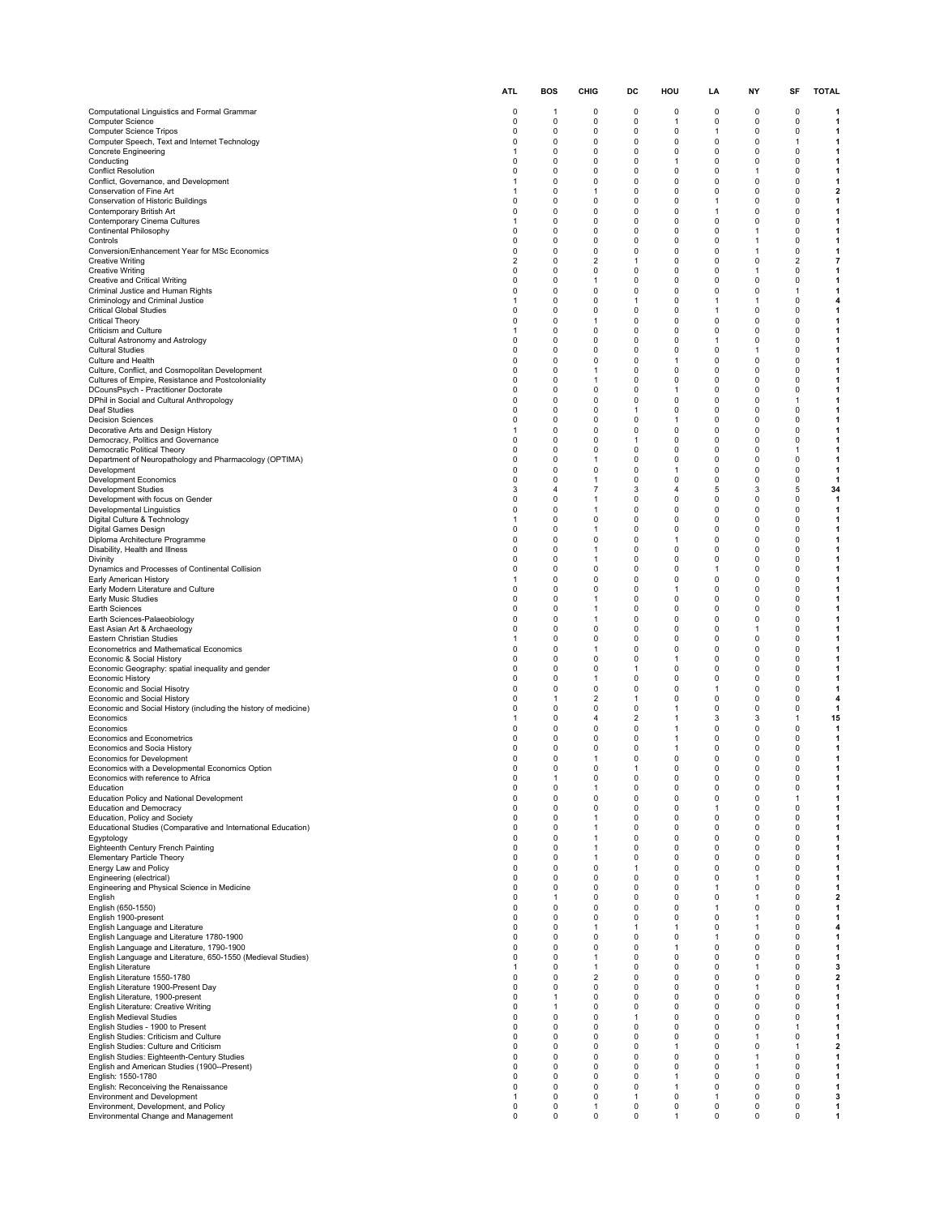| | ATL | BOS | CHIG | DC | HOU | LA | NY | SF | TOTAL |
|---|---|---|---|---|---|---|---|---|---|
| Computational Linguistics and Formal Grammar | 0 | 1 | 0 | 0 | 0 | 0 | 0 | 0 | **1** |
| Computer Science | 0 | 0 | 0 | 0 | 1 | 0 | 0 | 0 | **1** |
| Computer Science Tripos | 0 | 0 | 0 | 0 | 0 | 1 | 0 | 0 | **1** |
| Computer Speech, Text and Internet Technology | 0 | 0 | 0 | 0 | 0 | 0 | 0 | 1 | **1** |
| Concrete Engineering | 1 | 0 | 0 | 0 | 0 | 0 | 0 | 0 | **1** |
| Conducting | 0 | 0 | 0 | 0 | 1 | 0 | 0 | 0 | **1** |
| Conflict Resolution | 0 | 0 | 0 | 0 | 0 | 0 | 1 | 0 | **1** |
| Conflict, Governance, and Development | 1 | 0 | 0 | 0 | 0 | 0 | 0 | 0 | **1** |
| Conservation of Fine Art | 1 | 0 | 1 | 0 | 0 | 0 | 0 | 0 | **2** |
| Conservation of Historic Buildings | 0 | 0 | 0 | 0 | 0 | 1 | 0 | 0 | **1** |
| Contemporary British Art | 0 | 0 | 0 | 0 | 0 | 1 | 0 | 0 | **1** |
| Contemporary Cinema Cultures | 1 | 0 | 0 | 0 | 0 | 0 | 0 | 0 | **1** |
| Continental Philosophy | 0 | 0 | 0 | 0 | 0 | 0 | 1 | 0 | **1** |
| Controls | 0 | 0 | 0 | 0 | 0 | 0 | 1 | 0 | **1** |
| Conversion/Enhancement Year for MSc Economics | 0 | 0 | 0 | 0 | 0 | 0 | 1 | 0 | **1** |
| Creative Writing | 2 | 0 | 2 | 1 | 0 | 0 | 0 | 2 | **7** |
| Creative Writing | 0 | 0 | 0 | 0 | 0 | 0 | 1 | 0 | **1** |
| Creative and Critical Writing | 0 | 0 | 1 | 0 | 0 | 0 | 0 | 0 | **1** |
| Criminal Justice and Human Rights | 0 | 0 | 0 | 0 | 0 | 0 | 0 | 1 | **1** |
| Criminology and Criminal Justice | 1 | 0 | 0 | 1 | 0 | 1 | 1 | 0 | **4** |
| Critical Global Studies | 0 | 0 | 0 | 0 | 0 | 1 | 0 | 0 | **1** |
| Critical Theory | 0 | 0 | 1 | 0 | 0 | 0 | 0 | 0 | **1** |
| Criticism and Culture | 1 | 0 | 0 | 0 | 0 | 0 | 0 | 0 | **1** |
| Cultural Astronomy and Astrology | 0 | 0 | 0 | 0 | 0 | 1 | 0 | 0 | **1** |
| Cultural Studies | 0 | 0 | 0 | 0 | 0 | 0 | 1 | 0 | **1** |
| Culture and Health | 0 | 0 | 0 | 0 | 1 | 0 | 0 | 0 | **1** |
| Culture, Conflict, and Cosmopolitan Development | 0 | 0 | 1 | 0 | 0 | 0 | 0 | 0 | **1** |
| Cultures of Empire, Resistance and Postcoloniality | 0 | 0 | 1 | 0 | 0 | 0 | 0 | 0 | **1** |
| DCounsPsych - Practitioner Doctorate | 0 | 0 | 0 | 0 | 1 | 0 | 0 | 0 | **1** |
| DPhil in Social and Cultural Anthropology | 0 | 0 | 0 | 0 | 0 | 0 | 0 | 1 | **1** |
| Deaf Studies | 0 | 0 | 0 | 1 | 0 | 0 | 0 | 0 | **1** |
| Decision Sciences | 0 | 0 | 0 | 0 | 1 | 0 | 0 | 0 | **1** |
| Decorative Arts and Design History | 1 | 0 | 0 | 0 | 0 | 0 | 0 | 0 | **1** |
| Democracy, Politics and Governance | 0 | 0 | 0 | 1 | 0 | 0 | 0 | 0 | **1** |
| Democratic Political Theory | 0 | 0 | 0 | 0 | 0 | 0 | 0 | 1 | **1** |
| Department of Neuropathology and Pharmacology (OPTIMA) | 0 | 0 | 1 | 0 | 0 | 0 | 0 | 0 | **1** |
| Development | 0 | 0 | 0 | 0 | 1 | 0 | 0 | 0 | **1** |
| Development Economics | 0 | 0 | 1 | 0 | 0 | 0 | 0 | 0 | **1** |
| Development Studies | 3 | 4 | 7 | 3 | 4 | 5 | 3 | 5 | **34** |
| Development with focus on Gender | 0 | 0 | 1 | 0 | 0 | 0 | 0 | 0 | **1** |
| Developmental Linguistics | 0 | 0 | 1 | 0 | 0 | 0 | 0 | 0 | **1** |
| Digital Culture & Technology | 1 | 0 | 0 | 0 | 0 | 0 | 0 | 0 | **1** |
| Digital Games Design | 0 | 0 | 1 | 0 | 0 | 0 | 0 | 0 | **1** |
| Diploma Architecture Programme | 0 | 0 | 0 | 0 | 1 | 0 | 0 | 0 | **1** |
| Disability, Health and Illness | 0 | 0 | 1 | 0 | 0 | 0 | 0 | 0 | **1** |
| Divinity | 0 | 0 | 1 | 0 | 0 | 0 | 0 | 0 | **1** |
| Dynamics and Processes of Continental Collision | 0 | 0 | 0 | 0 | 0 | 1 | 0 | 0 | **1** |
| Early American History | 1 | 0 | 0 | 0 | 0 | 0 | 0 | 0 | **1** |
| Early Modern Literature and Culture | 0 | 0 | 0 | 0 | 1 | 0 | 0 | 0 | **1** |
| Early Music Studies | 0 | 0 | 1 | 0 | 0 | 0 | 0 | 0 | **1** |
| Earth Sciences | 0 | 0 | 1 | 0 | 0 | 0 | 0 | 0 | **1** |
| Earth Sciences-Palaeobiology | 0 | 0 | 1 | 0 | 0 | 0 | 0 | 0 | **1** |
| East Asian Art & Archaeology | 0 | 0 | 0 | 0 | 0 | 0 | 1 | 0 | **1** |
| Eastern Christian Studies | 1 | 0 | 0 | 0 | 0 | 0 | 0 | 0 | **1** |
| Econometrics and Mathematical Economics | 0 | 0 | 1 | 0 | 0 | 0 | 0 | 0 | **1** |
| Economic & Social History | 0 | 0 | 0 | 0 | 1 | 0 | 0 | 0 | **1** |
| Economic Geography: spatial inequality and gender | 0 | 0 | 0 | 1 | 0 | 0 | 0 | 0 | **1** |
| Economic History | 0 | 0 | 1 | 0 | 0 | 0 | 0 | 0 | **1** |
| Economic and Social Hisotry | 0 | 0 | 0 | 0 | 0 | 1 | 0 | 0 | **1** |
| Economic and Social History | 0 | 1 | 2 | 1 | 0 | 0 | 0 | 0 | **4** |
| Economic and Social History (including the history of medicine) | 0 | 0 | 0 | 0 | 1 | 0 | 0 | 0 | **1** |
| Economics | 1 | 0 | 4 | 2 | 1 | 3 | 3 | 1 | **15** |
| Economics | 0 | 0 | 0 | 0 | 1 | 0 | 0 | 0 | **1** |
| Economics and Econometrics | 0 | 0 | 0 | 0 | 1 | 0 | 0 | 0 | **1** |
| Economics and Socia History | 0 | 0 | 0 | 0 | 1 | 0 | 0 | 0 | **1** |
| Economics for Development | 0 | 0 | 1 | 0 | 0 | 0 | 0 | 0 | **1** |
| Economics with a Developmental Economics Option | 0 | 0 | 0 | 1 | 0 | 0 | 0 | 0 | **1** |
| Economics with reference to Africa | 0 | 1 | 0 | 0 | 0 | 0 | 0 | 0 | **1** |
| Education | 0 | 0 | 1 | 0 | 0 | 0 | 0 | 0 | **1** |
| Education Policy and National Development | 0 | 0 | 0 | 0 | 0 | 0 | 0 | 1 | **1** |
| Education and Democracy | 0 | 0 | 0 | 0 | 0 | 1 | 0 | 0 | **1** |
| Education, Policy and Society | 0 | 0 | 1 | 0 | 0 | 0 | 0 | 0 | **1** |
| Educational Studies (Comparative and International Education) | 0 | 0 | 1 | 0 | 0 | 0 | 0 | 0 | **1** |
| Egyptology | 0 | 0 | 1 | 0 | 0 | 0 | 0 | 0 | **1** |
| Eighteenth Century French Painting | 0 | 0 | 1 | 0 | 0 | 0 | 0 | 0 | **1** |
| Elementary Particle Theory | 0 | 0 | 1 | 0 | 0 | 0 | 0 | 0 | **1** |
| Energy Law and Policy | 0 | 0 | 0 | 1 | 0 | 0 | 0 | 0 | **1** |
| Engineering (electrical) | 0 | 0 | 0 | 0 | 0 | 0 | 1 | 0 | **1** |
| Engineering and Physical Science in Medicine | 0 | 0 | 0 | 0 | 0 | 1 | 0 | 0 | **1** |
| English | 0 | 1 | 0 | 0 | 0 | 0 | 1 | 0 | **2** |
| English (650-1550) | 0 | 0 | 0 | 0 | 0 | 1 | 0 | 0 | **1** |
| English 1900-present | 0 | 0 | 0 | 0 | 0 | 0 | 1 | 0 | **1** |
| English Language and Literature | 0 | 0 | 1 | 1 | 1 | 0 | 1 | 0 | **4** |
| English Language and Literature 1780-1900 | 0 | 0 | 0 | 0 | 0 | 1 | 0 | 0 | **1** |
| English Language and Literature, 1790-1900 | 0 | 0 | 0 | 0 | 1 | 0 | 0 | 0 | **1** |
| English Language and Literature, 650-1550 (Medieval Studies) | 0 | 0 | 1 | 0 | 0 | 0 | 0 | 0 | **1** |
| English Literature | 1 | 0 | 1 | 0 | 0 | 0 | 1 | 0 | **3** |
| English Literature 1550-1780 | 0 | 0 | 2 | 0 | 0 | 0 | 0 | 0 | **2** |
| English Literature 1900-Present Day | 0 | 0 | 0 | 0 | 0 | 0 | 1 | 0 | **1** |
| English Literature, 1900-present | 0 | 1 | 0 | 0 | 0 | 0 | 0 | 0 | **1** |
| English Literature: Creative Writing | 0 | 1 | 0 | 0 | 0 | 0 | 0 | 0 | **1** |
| English Medieval Studies | 0 | 0 | 0 | 1 | 0 | 0 | 0 | 0 | **1** |
| English Studies - 1900 to Present | 0 | 0 | 0 | 0 | 0 | 0 | 0 | 1 | **1** |
| English Studies: Criticism and Culture | 0 | 0 | 0 | 0 | 0 | 0 | 1 | 0 | **1** |
| English Studies: Culture and Criticism | 0 | 0 | 0 | 0 | 1 | 0 | 0 | 1 | **2** |
| English Studies: Eighteenth-Century Studies | 0 | 0 | 0 | 0 | 0 | 0 | 1 | 0 | **1** |
| English and American Studies (1900--Present) | 0 | 0 | 0 | 0 | 0 | 0 | 1 | 0 | **1** |
| English: 1550-1780 | 0 | 0 | 0 | 0 | 1 | 0 | 0 | 0 | **1** |
| English: Reconceiving the Renaissance | 0 | 0 | 0 | 0 | 1 | 0 | 0 | 0 | **1** |
| Environment and Development | 1 | 0 | 0 | 1 | 0 | 1 | 0 | 0 | **3** |
| Environment, Development, and Policy | 0 | 0 | 1 | 0 | 0 | 0 | 0 | 0 | **1** |
| Environmental Change and Management | 0 | 0 | 0 | 0 | 1 | 0 | 0 | 0 | **1** |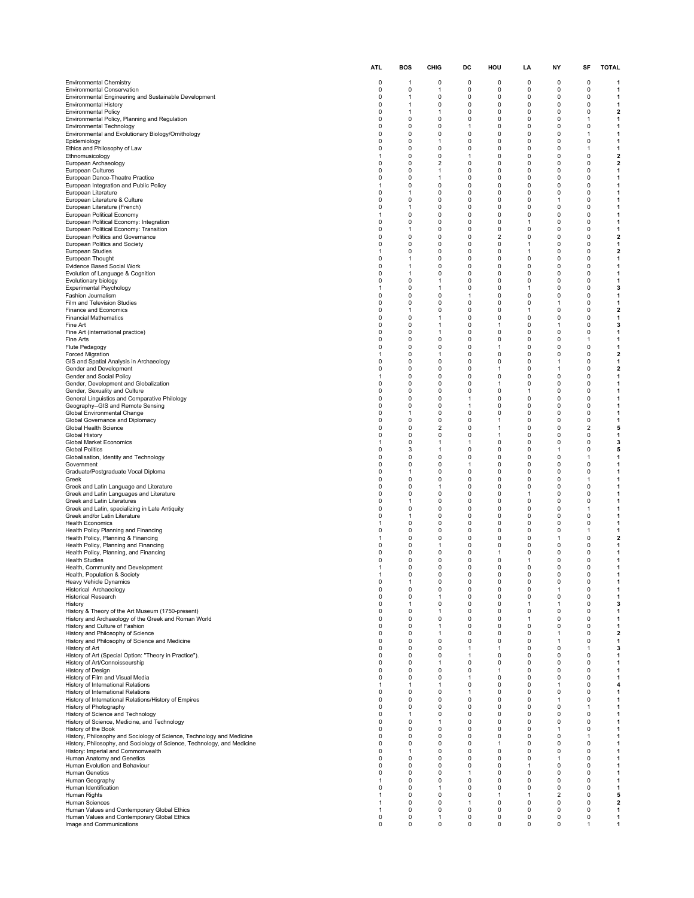| | ATL | BOS | CHIG | DC | HOU | LA | NY | SF | TOTAL |
|---|---|---|---|---|---|---|---|---|---|
| Environmental Chemistry | 0 | 1 | 0 | 0 | 0 | 0 | 0 | 0 | **1** |
| Environmental Conservation | 0 | 0 | 1 | 0 | 0 | 0 | 0 | 0 | **1** |
| Environmental Engineering and Sustainable Development | 0 | 1 | 0 | 0 | 0 | 0 | 0 | 0 | **1** |
| Environmental History | 0 | 1 | 0 | 0 | 0 | 0 | 0 | 0 | **1** |
| Environmental Policy | 0 | 1 | 1 | 0 | 0 | 0 | 0 | 0 | **2** |
| Environmental Policy, Planning and Regulation | 0 | 0 | 0 | 0 | 0 | 0 | 0 | 1 | **1** |
| Environmental Technology | 0 | 0 | 0 | 1 | 0 | 0 | 0 | 0 | **1** |
| Environmental and Evolutionary Biology/Ornithology | 0 | 0 | 0 | 0 | 0 | 0 | 0 | 1 | **1** |
| Epidemiology | 0 | 0 | 1 | 0 | 0 | 0 | 0 | 0 | **1** |
| Ethics and Philosophy of Law | 0 | 0 | 0 | 0 | 0 | 0 | 0 | 1 | **1** |
| Ethnomusicology | 1 | 0 | 0 | 1 | 0 | 0 | 0 | 0 | **2** |
| European Archaeology | 0 | 0 | 2 | 0 | 0 | 0 | 0 | 0 | **2** |
| European Cultures | 0 | 0 | 1 | 0 | 0 | 0 | 0 | 0 | **1** |
| European Dance-Theatre Practice | 0 | 0 | 1 | 0 | 0 | 0 | 0 | 0 | **1** |
| European Integration and Public Policy | 1 | 0 | 0 | 0 | 0 | 0 | 0 | 0 | **1** |
| European Literature | 0 | 1 | 0 | 0 | 0 | 0 | 0 | 0 | **1** |
| European Literature & Culture | 0 | 0 | 0 | 0 | 0 | 0 | 1 | 0 | **1** |
| European Literature (French) | 0 | 1 | 0 | 0 | 0 | 0 | 0 | 0 | **1** |
| European Political Economy | 1 | 0 | 0 | 0 | 0 | 0 | 0 | 0 | **1** |
| European Political Economy: Integration | 0 | 0 | 0 | 0 | 0 | 1 | 0 | 0 | **1** |
| European Political Economy: Transition | 0 | 1 | 0 | 0 | 0 | 0 | 0 | 0 | **1** |
| European Politics and Governance | 0 | 0 | 0 | 0 | 2 | 0 | 0 | 0 | **2** |
| European Politics and Society | 0 | 0 | 0 | 0 | 0 | 1 | 0 | 0 | **1** |
| European Studies | 1 | 0 | 0 | 0 | 0 | 1 | 0 | 0 | **2** |
| European Thought | 0 | 1 | 0 | 0 | 0 | 0 | 0 | 0 | **1** |
| Evidence Based Social Work | 0 | 1 | 0 | 0 | 0 | 0 | 0 | 0 | **1** |
| Evolution of Language & Cognition | 0 | 1 | 0 | 0 | 0 | 0 | 0 | 0 | **1** |
| Evolutionary biology | 0 | 0 | 1 | 0 | 0 | 0 | 0 | 0 | **1** |
| Experimental Psychology | 1 | 0 | 1 | 0 | 0 | 1 | 0 | 0 | **3** |
| Fashion Journalism | 0 | 0 | 0 | 1 | 0 | 0 | 0 | 0 | **1** |
| Film and Television Studies | 0 | 0 | 0 | 0 | 0 | 0 | 1 | 0 | **1** |
| Finance and Economics | 0 | 1 | 0 | 0 | 0 | 1 | 0 | 0 | **2** |
| Financial Mathematics | 0 | 0 | 1 | 0 | 0 | 0 | 0 | 0 | **1** |
| Fine Art | 0 | 0 | 1 | 0 | 1 | 0 | 1 | 0 | **3** |
| Fine Art (international practice) | 0 | 0 | 1 | 0 | 0 | 0 | 0 | 0 | **1** |
| Fine Arts | 0 | 0 | 0 | 0 | 0 | 0 | 0 | 1 | **1** |
| Flute Pedagogy | 0 | 0 | 0 | 0 | 1 | 0 | 0 | 0 | **1** |
| Forced Migration | 1 | 0 | 1 | 0 | 0 | 0 | 0 | 0 | **2** |
| GIS and Spatial Analysis in Archaeology | 0 | 0 | 0 | 0 | 0 | 0 | 1 | 0 | **1** |
| Gender and Development | 0 | 0 | 0 | 0 | 1 | 0 | 1 | 0 | **2** |
| Gender and Social Policy | 1 | 0 | 0 | 0 | 0 | 0 | 0 | 0 | **1** |
| Gender, Development and Globalization | 0 | 0 | 0 | 0 | 1 | 0 | 0 | 0 | **1** |
| Gender, Sexuality and Culture | 0 | 0 | 0 | 0 | 0 | 1 | 0 | 0 | **1** |
| General Linguistics and Comparative Philology | 0 | 0 | 0 | 1 | 0 | 0 | 0 | 0 | **1** |
| Geography--GIS and Remote Sensing | 0 | 0 | 0 | 1 | 0 | 0 | 0 | 0 | **1** |
| Global Environmental Change | 0 | 1 | 0 | 0 | 0 | 0 | 0 | 0 | **1** |
| Global Governance and Diplomacy | 0 | 0 | 0 | 0 | 1 | 0 | 0 | 0 | **1** |
| Global Health Science | 0 | 0 | 2 | 0 | 1 | 0 | 0 | 2 | **5** |
| Global History | 0 | 0 | 0 | 0 | 1 | 0 | 0 | 0 | **1** |
| Global Market Economics | 1 | 0 | 1 | 1 | 0 | 0 | 0 | 0 | **3** |
| Global Politics | 0 | 3 | 1 | 0 | 0 | 0 | 1 | 0 | **5** |
| Globalisation, Identity and Technology | 0 | 0 | 0 | 0 | 0 | 0 | 0 | 1 | **1** |
| Government | 0 | 0 | 0 | 1 | 0 | 0 | 0 | 0 | **1** |
| Graduate/Postgraduate Vocal Diploma | 0 | 1 | 0 | 0 | 0 | 0 | 0 | 0 | **1** |
| Greek | 0 | 0 | 0 | 0 | 0 | 0 | 0 | 1 | **1** |
| Greek and Latin Language and Literature | 0 | 0 | 1 | 0 | 0 | 0 | 0 | 0 | **1** |
| Greek and Latin Languages and Literature | 0 | 0 | 0 | 0 | 0 | 1 | 0 | 0 | **1** |
| Greek and Latin Literatures | 0 | 1 | 0 | 0 | 0 | 0 | 0 | 0 | **1** |
| Greek and Latin, specializing in Late Antiquity | 0 | 0 | 0 | 0 | 0 | 0 | 0 | 1 | **1** |
| Greek and/or Latin Literature | 0 | 1 | 0 | 0 | 0 | 0 | 0 | 0 | **1** |
| Health Economics | 1 | 0 | 0 | 0 | 0 | 0 | 0 | 0 | **1** |
| Health Policy Planning and Financing | 0 | 0 | 0 | 0 | 0 | 0 | 0 | 1 | **1** |
| Health Policy, Planning & Financing | 1 | 0 | 0 | 0 | 0 | 0 | 1 | 0 | **2** |
| Health Policy, Planning and Financing | 0 | 0 | 1 | 0 | 0 | 0 | 0 | 0 | **1** |
| Health Policy, Planning, and Financing | 0 | 0 | 0 | 0 | 1 | 0 | 0 | 0 | **1** |
| Health Studies | 0 | 0 | 0 | 0 | 0 | 1 | 0 | 0 | **1** |
| Health, Community and Development | 1 | 0 | 0 | 0 | 0 | 0 | 0 | 0 | **1** |
| Health, Population & Society | 1 | 0 | 0 | 0 | 0 | 0 | 0 | 0 | **1** |
| Heavy Vehicle Dynamics | 0 | 1 | 0 | 0 | 0 | 0 | 0 | 0 | **1** |
| Historical Archaeology | 0 | 0 | 0 | 0 | 0 | 0 | 1 | 0 | **1** |
| Historical Research | 0 | 0 | 1 | 0 | 0 | 0 | 0 | 0 | **1** |
| History | 0 | 1 | 0 | 0 | 0 | 1 | 1 | 0 | **3** |
| History & Theory of the Art Museum (1750-present) | 0 | 0 | 1 | 0 | 0 | 0 | 0 | 0 | **1** |
| History and Archaeology of the Greek and Roman World | 0 | 0 | 0 | 0 | 0 | 1 | 0 | 0 | **1** |
| History and Culture of Fashion | 0 | 0 | 1 | 0 | 0 | 0 | 0 | 0 | **1** |
| History and Philosophy of Science | 0 | 0 | 1 | 0 | 0 | 0 | 1 | 0 | **2** |
| History and Philosophy of Science and Medicine | 0 | 0 | 0 | 0 | 0 | 0 | 1 | 0 | **1** |
| History of Art | 0 | 0 | 0 | 1 | 1 | 0 | 0 | 1 | **3** |
| History of Art (Special Option: "Theory in Practice"). | 0 | 0 | 0 | 1 | 0 | 0 | 0 | 0 | **1** |
| History of Art/Connoisseurship | 0 | 0 | 1 | 0 | 0 | 0 | 0 | 0 | **1** |
| History of Design | 0 | 0 | 0 | 0 | 1 | 0 | 0 | 0 | **1** |
| History of Film and Visual Media | 0 | 0 | 0 | 1 | 0 | 0 | 0 | 0 | **1** |
| History of International Relations | 1 | 1 | 1 | 0 | 0 | 0 | 1 | 0 | **4** |
| History of International Relations | 0 | 0 | 0 | 1 | 0 | 0 | 0 | 0 | **1** |
| History of International Relations/History of Empires | 0 | 0 | 0 | 0 | 0 | 0 | 1 | 0 | **1** |
| History of Photography | 0 | 0 | 0 | 0 | 0 | 0 | 0 | 1 | **1** |
| History of Science and Technology | 0 | 1 | 0 | 0 | 0 | 0 | 0 | 0 | **1** |
| History of Science, Medicine, and Technology | 0 | 0 | 1 | 0 | 0 | 0 | 0 | 0 | **1** |
| History of the Book | 0 | 0 | 0 | 0 | 0 | 0 | 1 | 0 | **1** |
| History, Philosophy and Sociology of Science, Technology and Medicine | 0 | 0 | 0 | 0 | 0 | 0 | 0 | 1 | **1** |
| History, Philosophy, and Sociology of Science, Technology, and Medicine | 0 | 0 | 0 | 0 | 1 | 0 | 0 | 0 | **1** |
| History: Imperial and Commonwealth | 0 | 1 | 0 | 0 | 0 | 0 | 0 | 0 | **1** |
| Human Anatomy and Genetics | 0 | 0 | 0 | 0 | 0 | 0 | 1 | 0 | **1** |
| Human Evolution and Behaviour | 0 | 0 | 0 | 0 | 0 | 1 | 0 | 0 | **1** |
| Human Genetics | 0 | 0 | 0 | 1 | 0 | 0 | 0 | 0 | **1** |
| Human Geography | 1 | 0 | 0 | 0 | 0 | 0 | 0 | 0 | **1** |
| Human Identification | 0 | 0 | 1 | 0 | 0 | 0 | 0 | 0 | **1** |
| Human Rights | 1 | 0 | 0 | 0 | 1 | 1 | 2 | 0 | **5** |
| Human Sciences | 1 | 0 | 0 | 1 | 0 | 0 | 0 | 0 | **2** |
| Human Values and Contemporary Global Ethics | 1 | 0 | 0 | 0 | 0 | 0 | 0 | 0 | **1** |
| Human Values and Contemporary Global Ethics | 0 | 0 | 1 | 0 | 0 | 0 | 0 | 0 | **1** |
| Image and Communications | 0 | 0 | 0 | 0 | 0 | 0 | 0 | 1 | **1** |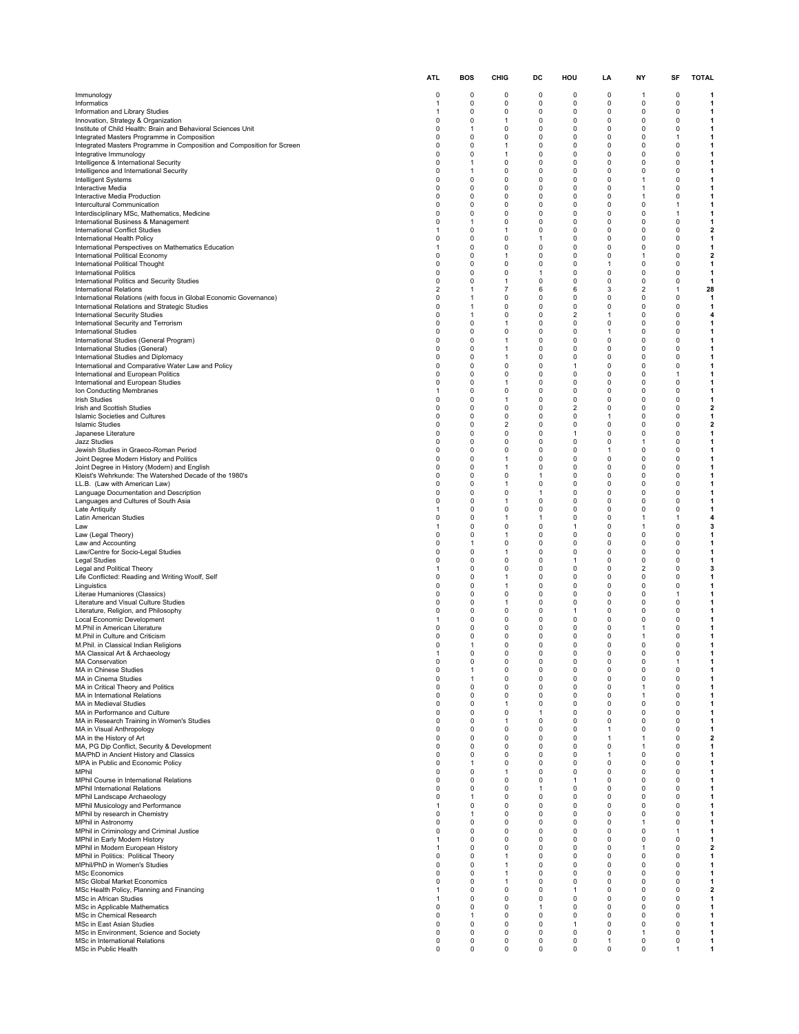| | ATL | BOS | CHIG | DC | HOU | LA | NY | SF | TOTAL |
|---|---|---|---|---|---|---|---|---|---|
| Immunology | 0 | 0 | 0 | 0 | 0 | 0 | 1 | 0 | **1** |
| Informatics | 1 | 0 | 0 | 0 | 0 | 0 | 0 | 0 | **1** |
| Information and Library Studies | 1 | 0 | 0 | 0 | 0 | 0 | 0 | 0 | **1** |
| Innovation, Strategy & Organization | 0 | 0 | 1 | 0 | 0 | 0 | 0 | 0 | **1** |
| Institute of Child Health: Brain and Behavioral Sciences Unit | 0 | 1 | 0 | 0 | 0 | 0 | 0 | 0 | **1** |
| Integrated Masters Programme in Composition | 0 | 0 | 0 | 0 | 0 | 0 | 0 | 1 | **1** |
| Integrated Masters Programme in Composition and Composition for Screen | 0 | 0 | 1 | 0 | 0 | 0 | 0 | 0 | **1** |
| Integrative Immunology | 0 | 0 | 1 | 0 | 0 | 0 | 0 | 0 | **1** |
| Intelligence & International Security | 0 | 1 | 0 | 0 | 0 | 0 | 0 | 0 | **1** |
| Intelligence and International Security | 0 | 1 | 0 | 0 | 0 | 0 | 0 | 0 | **1** |
| Intelligent Systems | 0 | 0 | 0 | 0 | 0 | 0 | 1 | 0 | **1** |
| Interactive Media | 0 | 0 | 0 | 0 | 0 | 0 | 1 | 0 | **1** |
| Interactive Media Production | 0 | 0 | 0 | 0 | 0 | 0 | 1 | 0 | **1** |
| Intercultural Communication | 0 | 0 | 0 | 0 | 0 | 0 | 0 | 1 | **1** |
| Interdisciplinary MSc, Mathematics, Medicine | 0 | 0 | 0 | 0 | 0 | 0 | 0 | 1 | **1** |
| International Business & Management | 0 | 1 | 0 | 0 | 0 | 0 | 0 | 0 | **1** |
| International Conflict Studies | 1 | 0 | 1 | 0 | 0 | 0 | 0 | 0 | **2** |
| International Health Policy | 0 | 0 | 0 | 1 | 0 | 0 | 0 | 0 | **1** |
| International Perspectives on Mathematics Education | 1 | 0 | 0 | 0 | 0 | 0 | 0 | 0 | **1** |
| International Political Economy | 0 | 0 | 1 | 0 | 0 | 0 | 1 | 0 | **2** |
| International Political Thought | 0 | 0 | 0 | 0 | 0 | 1 | 0 | 0 | **1** |
| International Politics | 0 | 0 | 0 | 1 | 0 | 0 | 0 | 0 | **1** |
| International Politics and Security Studies | 0 | 0 | 1 | 0 | 0 | 0 | 0 | 0 | **1** |
| International Relations | 2 | 1 | 7 | 6 | 6 | 3 | 2 | 1 | **28** |
| International Relations (with focus in Global Economic Governance) | 0 | 1 | 0 | 0 | 0 | 0 | 0 | 0 | **1** |
| International Relations and Strategic Studies | 0 | 1 | 0 | 0 | 0 | 0 | 0 | 0 | **1** |
| International Security Studies | 0 | 1 | 0 | 0 | 2 | 1 | 0 | 0 | **4** |
| International Security and Terrorism | 0 | 0 | 1 | 0 | 0 | 0 | 0 | 0 | **1** |
| International Studies | 0 | 0 | 0 | 0 | 0 | 1 | 0 | 0 | **1** |
| International Studies (General Program) | 0 | 0 | 1 | 0 | 0 | 0 | 0 | 0 | **1** |
| International Studies (General) | 0 | 0 | 1 | 0 | 0 | 0 | 0 | 0 | **1** |
| International Studies and Diplomacy | 0 | 0 | 1 | 0 | 0 | 0 | 0 | 0 | **1** |
| International and Comparative Water Law and Policy | 0 | 0 | 0 | 0 | 1 | 0 | 0 | 0 | **1** |
| International and European Politics | 0 | 0 | 0 | 0 | 0 | 0 | 0 | 1 | **1** |
| International and European Studies | 0 | 0 | 1 | 0 | 0 | 0 | 0 | 0 | **1** |
| Ion Conducting Membranes | 1 | 0 | 0 | 0 | 0 | 0 | 0 | 0 | **1** |
| Irish Studies | 0 | 0 | 1 | 0 | 0 | 0 | 0 | 0 | **1** |
| Irish and Scottish Studies | 0 | 0 | 0 | 0 | 2 | 0 | 0 | 0 | **2** |
| Islamic Societies and Cultures | 0 | 0 | 0 | 0 | 0 | 1 | 0 | 0 | **1** |
| Islamic Studies | 0 | 0 | 2 | 0 | 0 | 0 | 0 | 0 | **2** |
| Japanese Literature | 0 | 0 | 0 | 0 | 1 | 0 | 0 | 0 | **1** |
| Jazz Studies | 0 | 0 | 0 | 0 | 0 | 0 | 1 | 0 | **1** |
| Jewish Studies in Graeco-Roman Period | 0 | 0 | 0 | 0 | 0 | 1 | 0 | 0 | **1** |
| Joint Degree Modern History and Politics | 0 | 0 | 1 | 0 | 0 | 0 | 0 | 0 | **1** |
| Joint Degree in History (Modern) and English | 0 | 0 | 1 | 0 | 0 | 0 | 0 | 0 | **1** |
| Kleist's Wehrkunde: The Watershed Decade of the 1980's | 0 | 0 | 0 | 1 | 0 | 0 | 0 | 0 | **1** |
| LL.B. (Law with American Law) | 0 | 0 | 1 | 0 | 0 | 0 | 0 | 0 | **1** |
| Language Documentation and Description | 0 | 0 | 0 | 1 | 0 | 0 | 0 | 0 | **1** |
| Languages and Cultures of South Asia | 0 | 0 | 1 | 0 | 0 | 0 | 0 | 0 | **1** |
| Late Antiquity | 1 | 0 | 0 | 0 | 0 | 0 | 0 | 0 | **1** |
| Latin American Studies | 0 | 0 | 1 | 1 | 0 | 0 | 1 | 1 | **4** |
| Law | 1 | 0 | 0 | 0 | 1 | 0 | 1 | 0 | **3** |
| Law (Legal Theory) | 0 | 0 | 1 | 0 | 0 | 0 | 0 | 0 | **1** |
| Law and Accounting | 0 | 1 | 0 | 0 | 0 | 0 | 0 | 0 | **1** |
| Law/Centre for Socio-Legal Studies | 0 | 0 | 1 | 0 | 0 | 0 | 0 | 0 | **1** |
| Legal Studies | 0 | 0 | 0 | 0 | 1 | 0 | 0 | 0 | **1** |
| Legal and Political Theory | 1 | 0 | 0 | 0 | 0 | 0 | 2 | 0 | **3** |
| Life Conflicted: Reading and Writing Woolf, Self | 0 | 0 | 1 | 0 | 0 | 0 | 0 | 0 | **1** |
| Linguistics | 0 | 0 | 1 | 0 | 0 | 0 | 0 | 0 | **1** |
| Literae Humaniores (Classics) | 0 | 0 | 0 | 0 | 0 | 0 | 0 | 1 | **1** |
| Literature and Visual Culture Studies | 0 | 0 | 1 | 0 | 0 | 0 | 0 | 0 | **1** |
| Literature, Religion, and Philosophy | 0 | 0 | 0 | 0 | 1 | 0 | 0 | 0 | **1** |
| Local Economic Development | 1 | 0 | 0 | 0 | 0 | 0 | 0 | 0 | **1** |
| M.Phil in American Literature | 0 | 0 | 0 | 0 | 0 | 0 | 1 | 0 | **1** |
| M.Phil in Culture and Criticism | 0 | 0 | 0 | 0 | 0 | 0 | 1 | 0 | **1** |
| M.Phil. in Classical Indian Religions | 0 | 1 | 0 | 0 | 0 | 0 | 0 | 0 | **1** |
| MA Classical Art & Archaeology | 1 | 0 | 0 | 0 | 0 | 0 | 0 | 0 | **1** |
| MA Conservation | 0 | 0 | 0 | 0 | 0 | 0 | 0 | 1 | **1** |
| MA in Chinese Studies | 0 | 1 | 0 | 0 | 0 | 0 | 0 | 0 | **1** |
| MA in Cinema Studies | 0 | 1 | 0 | 0 | 0 | 0 | 0 | 0 | **1** |
| MA in Critical Theory and Politics | 0 | 0 | 0 | 0 | 0 | 0 | 1 | 0 | **1** |
| MA in International Relations | 0 | 0 | 0 | 0 | 0 | 0 | 1 | 0 | **1** |
| MA in Medieval Studies | 0 | 0 | 1 | 0 | 0 | 0 | 0 | 0 | **1** |
| MA in Performance and Culture | 0 | 0 | 0 | 1 | 0 | 0 | 0 | 0 | **1** |
| MA in Research Training in Women's Studies | 0 | 0 | 1 | 0 | 0 | 0 | 0 | 0 | **1** |
| MA in Visual Anthropology | 0 | 0 | 0 | 0 | 0 | 1 | 0 | 0 | **1** |
| MA in the History of Art | 0 | 0 | 0 | 0 | 0 | 1 | 1 | 0 | **2** |
| MA, PG Dip Conflict, Security & Development | 0 | 0 | 0 | 0 | 0 | 0 | 1 | 0 | **1** |
| MA/PhD in Ancient History and Classics | 0 | 0 | 0 | 0 | 0 | 1 | 0 | 0 | **1** |
| MPA in Public and Economic Policy | 0 | 1 | 0 | 0 | 0 | 0 | 0 | 0 | **1** |
| MPhil | 0 | 0 | 1 | 0 | 0 | 0 | 0 | 0 | **1** |
| MPhil Course in International Relations | 0 | 0 | 0 | 0 | 1 | 0 | 0 | 0 | **1** |
| MPhil International Relations | 0 | 0 | 0 | 1 | 0 | 0 | 0 | 0 | **1** |
| MPhil Landscape Archaeology | 0 | 1 | 0 | 0 | 0 | 0 | 0 | 0 | **1** |
| MPhil Musicology and Performance | 1 | 0 | 0 | 0 | 0 | 0 | 0 | 0 | **1** |
| MPhil by research in Chemistry | 0 | 1 | 0 | 0 | 0 | 0 | 0 | 0 | **1** |
| MPhil in Astronomy | 0 | 0 | 0 | 0 | 0 | 0 | 1 | 0 | **1** |
| MPhil in Criminology and Criminal Justice | 0 | 0 | 0 | 0 | 0 | 0 | 0 | 1 | **1** |
| MPhil in Early Modern History | 1 | 0 | 0 | 0 | 0 | 0 | 0 | 0 | **1** |
| MPhil in Modern European History | 1 | 0 | 0 | 0 | 0 | 0 | 1 | 0 | **2** |
| MPhil in Politics: Political Theory | 0 | 0 | 1 | 0 | 0 | 0 | 0 | 0 | **1** |
| MPhil/PhD in Women's Studies | 0 | 0 | 1 | 0 | 0 | 0 | 0 | 0 | **1** |
| MSc Economics | 0 | 0 | 1 | 0 | 0 | 0 | 0 | 0 | **1** |
| MSc Global Market Economics | 0 | 0 | 1 | 0 | 0 | 0 | 0 | 0 | **1** |
| MSc Health Policy, Planning and Financing | 1 | 0 | 0 | 0 | 1 | 0 | 0 | 0 | **2** |
| MSc in African Studies | 1 | 0 | 0 | 0 | 0 | 0 | 0 | 0 | **1** |
| MSc in Applicable Mathematics | 0 | 0 | 0 | 1 | 0 | 0 | 0 | 0 | **1** |
| MSc in Chemical Research | 0 | 1 | 0 | 0 | 0 | 0 | 0 | 0 | **1** |
| MSc in East Asian Studies | 0 | 0 | 0 | 0 | 1 | 0 | 0 | 0 | **1** |
| MSc in Environment, Science and Society | 0 | 0 | 0 | 0 | 0 | 0 | 1 | 0 | **1** |
| MSc in International Relations | 0 | 0 | 0 | 0 | 0 | 1 | 0 | 0 | **1** |
| MSc in Public Health | 0 | 0 | 0 | 0 | 0 | 0 | 0 | 1 | **1** |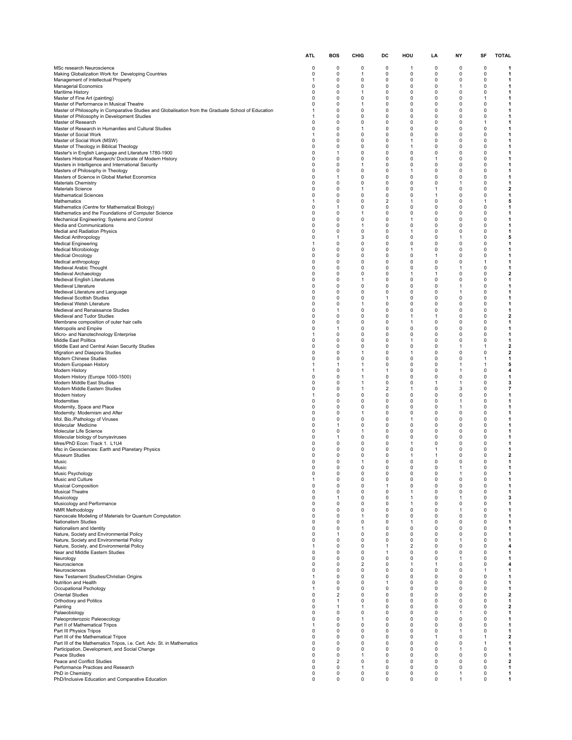| | ATL | BOS | CHIG | DC | HOU | LA | NY | SF | TOTAL |
|---|---|---|---|---|---|---|---|---|---|
| MSc research Neuroscience | 0 | 0 | 0 | 0 | 1 | 0 | 0 | 0 | **1** |
| Making Globalization Work for Developing Countries | 0 | 0 | 1 | 0 | 0 | 0 | 0 | 0 | **1** |
| Management of Intellectual Property | 1 | 0 | 0 | 0 | 0 | 0 | 0 | 0 | **1** |
| Managerial Economics | 0 | 0 | 0 | 0 | 0 | 0 | 1 | 0 | **1** |
| Maritime History | 0 | 0 | 1 | 0 | 0 | 0 | 0 | 0 | **1** |
| Master of Fine Art (painting) | 0 | 0 | 0 | 0 | 0 | 0 | 0 | 1 | **1** |
| Master of Performance in Musical Theatre | 0 | 0 | 1 | 0 | 0 | 0 | 0 | 0 | **1** |
| Master of Philosophy in Comparative Studies and Globalisation from the Graduate School of Education | 1 | 0 | 0 | 0 | 0 | 0 | 0 | 0 | **1** |
| Master of Philosophy in Development Studies | 1 | 0 | 0 | 0 | 0 | 0 | 0 | 0 | **1** |
| Master of Research | 0 | 0 | 0 | 0 | 0 | 0 | 0 | 1 | **1** |
| Master of Research in Humanities and Cultural Studies | 0 | 0 | 1 | 0 | 0 | 0 | 0 | 0 | **1** |
| Master of Social Work | 1 | 0 | 0 | 0 | 0 | 0 | 0 | 0 | **1** |
| Master of Social Work (MSW) | 0 | 0 | 0 | 0 | 1 | 0 | 0 | 0 | **1** |
| Master of Theology in Biblical Theology | 0 | 0 | 0 | 0 | 1 | 0 | 0 | 0 | **1** |
| Master's in English Language and Literature 1780-1900 | 0 | 1 | 0 | 0 | 0 | 0 | 0 | 0 | **1** |
| Masters Historical Research/ Doctorate of Modern History | 0 | 0 | 0 | 0 | 0 | 1 | 0 | 0 | **1** |
| Masters in Intelligence and International Security | 0 | 0 | 1 | 0 | 0 | 0 | 0 | 0 | **1** |
| Masters of Philosophy in Theology | 0 | 0 | 0 | 0 | 1 | 0 | 0 | 0 | **1** |
| Masters of Science in Global Market Economics | 0 | 1 | 0 | 0 | 0 | 0 | 0 | 0 | **1** |
| Materials Chemistry | 0 | 0 | 0 | 0 | 0 | 0 | 1 | 0 | **1** |
| Materials Science | 0 | 0 | 1 | 0 | 0 | 1 | 0 | 0 | **2** |
| Mathematical Sciences | 0 | 0 | 0 | 0 | 0 | 1 | 0 | 0 | **1** |
| Mathematics | 1 | 0 | 0 | 2 | 1 | 0 | 0 | 1 | **5** |
| Mathematics (Centre for Mathematical Biology) | 0 | 1 | 0 | 0 | 0 | 0 | 0 | 0 | **1** |
| Mathematics and the Foundations of Computer Science | 0 | 0 | 1 | 0 | 0 | 0 | 0 | 0 | **1** |
| Mechanical Engineering: Systems and Control | 0 | 0 | 0 | 0 | 1 | 0 | 0 | 0 | **1** |
| Media and Communications | 0 | 0 | 1 | 0 | 0 | 0 | 0 | 0 | **1** |
| Medial and Radiation Physics | 0 | 0 | 0 | 0 | 1 | 0 | 0 | 0 | **1** |
| Medical Anthropology | 0 | 1 | 3 | 0 | 0 | 0 | 1 | 0 | **5** |
| Medical Engineering | 1 | 0 | 0 | 0 | 0 | 0 | 0 | 0 | **1** |
| Medical Microbiology | 0 | 0 | 0 | 0 | 1 | 0 | 0 | 0 | **1** |
| Medical Oncology | 0 | 0 | 0 | 0 | 0 | 1 | 0 | 0 | **1** |
| Medical anthropology | 0 | 0 | 0 | 0 | 0 | 0 | 0 | 1 | **1** |
| Medieval Arabic Thought | 0 | 0 | 0 | 0 | 0 | 0 | 1 | 0 | **1** |
| Medieval Archaeology | 0 | 0 | 0 | 0 | 1 | 1 | 0 | 0 | **2** |
| Medieval English Literatures | 0 | 0 | 1 | 0 | 0 | 0 | 0 | 0 | **1** |
| Medieval Literature | 0 | 0 | 0 | 0 | 0 | 0 | 1 | 0 | **1** |
| Medieval Literature and Language | 0 | 0 | 0 | 0 | 0 | 0 | 1 | 0 | **1** |
| Medieval Scottish Studies | 0 | 0 | 0 | 1 | 0 | 0 | 0 | 0 | **1** |
| Medieval Welsh Literature | 0 | 0 | 1 | 0 | 0 | 0 | 0 | 0 | **1** |
| Medieval and Renaissance Studies | 0 | 1 | 0 | 0 | 0 | 0 | 0 | 0 | **1** |
| Medieval and Tudor Studies | 0 | 0 | 0 | 0 | 1 | 1 | 0 | 0 | **2** |
| Membrane composition of outer hair cells | 0 | 0 | 0 | 0 | 1 | 0 | 0 | 0 | **1** |
| Metropolis and Empire | 0 | 1 | 0 | 0 | 0 | 0 | 0 | 0 | **1** |
| Micro- and Nanotechnology Enterprise | 1 | 0 | 0 | 0 | 0 | 0 | 0 | 0 | **1** |
| Middle East Politics | 0 | 0 | 0 | 0 | 1 | 0 | 0 | 0 | **1** |
| Middle East and Central Asian Security Studies | 0 | 0 | 0 | 0 | 0 | 0 | 1 | 1 | **2** |
| Migration and Diaspora Studies | 0 | 0 | 1 | 0 | 1 | 0 | 0 | 0 | **2** |
| Modern Chinese Studies | 0 | 0 | 0 | 0 | 0 | 0 | 0 | 1 | **1** |
| Modern European History | 1 | 1 | 1 | 0 | 0 | 0 | 1 | 1 | **5** |
| Modern History | 1 | 0 | 1 | 1 | 0 | 0 | 1 | 0 | **4** |
| Modern History (Europe 1000-1500) | 0 | 0 | 1 | 0 | 0 | 0 | 0 | 0 | **1** |
| Modern Middle East Studies | 0 | 0 | 1 | 0 | 0 | 1 | 1 | 0 | **3** |
| Modern Middle Eastern Studies | 0 | 0 | 1 | 2 | 1 | 0 | 3 | 0 | **7** |
| Modern history | 1 | 0 | 0 | 0 | 0 | 0 | 0 | 0 | **1** |
| Modernities | 0 | 0 | 0 | 0 | 0 | 0 | 1 | 0 | **1** |
| Modernity, Space and Place | 0 | 0 | 0 | 0 | 0 | 0 | 1 | 0 | **1** |
| Modernity: Modernism and After | 0 | 0 | 1 | 0 | 0 | 0 | 0 | 0 | **1** |
| Mol. Bio./Pathology of Viruses | 0 | 0 | 0 | 0 | 1 | 0 | 0 | 0 | **1** |
| Molecular Medicine | 0 | 1 | 0 | 0 | 0 | 0 | 0 | 0 | **1** |
| Molecular Life Science | 0 | 0 | 1 | 0 | 0 | 0 | 0 | 0 | **1** |
| Molecular biology of bunyaviruses | 0 | 1 | 0 | 0 | 0 | 0 | 0 | 0 | **1** |
| Mres/PhD Econ: Track 1. L1U4 | 0 | 0 | 0 | 0 | 1 | 0 | 0 | 0 | **1** |
| Msc in Geosciences: Earth and Planetary Physics | 0 | 0 | 0 | 0 | 0 | 1 | 0 | 0 | **1** |
| Museum Studies | 0 | 0 | 0 | 0 | 1 | 1 | 0 | 0 | **2** |
| Music | 0 | 0 | 1 | 0 | 0 | 0 | 0 | 0 | **1** |
| Music | 0 | 0 | 0 | 0 | 0 | 0 | 1 | 0 | **1** |
| Music Psychology | 0 | 0 | 0 | 0 | 0 | 0 | 1 | 0 | **1** |
| Music and Culture | 1 | 0 | 0 | 0 | 0 | 0 | 0 | 0 | **1** |
| Musical Composition | 0 | 0 | 0 | 1 | 0 | 0 | 0 | 0 | **1** |
| Musical Theatre | 0 | 0 | 0 | 0 | 1 | 0 | 0 | 0 | **1** |
| Musicology | 0 | 1 | 0 | 0 | 1 | 0 | 1 | 0 | **3** |
| Musicology and Performance | 0 | 0 | 0 | 0 | 1 | 0 | 0 | 0 | **1** |
| NMR Methodology | 0 | 0 | 0 | 0 | 0 | 0 | 1 | 0 | **1** |
| Nanoscale Modeling of Materials for Quantum Computation | 0 | 0 | 1 | 0 | 0 | 0 | 0 | 0 | **1** |
| Nationalism Studies | 0 | 0 | 0 | 0 | 1 | 0 | 0 | 0 | **1** |
| Nationalism and Identity | 0 | 0 | 1 | 0 | 0 | 0 | 0 | 0 | **1** |
| Nature, Society and Environmental Policy | 0 | 1 | 0 | 0 | 0 | 0 | 0 | 0 | **1** |
| Nature, Society and Environmental Policy | 0 | 0 | 0 | 0 | 0 | 0 | 1 | 0 | **1** |
| Nature, Society, and Environmental Policy | 1 | 0 | 0 | 1 | 2 | 0 | 0 | 0 | **4** |
| Near and Middle Eastern Studies | 0 | 0 | 0 | 1 | 0 | 0 | 0 | 0 | **1** |
| Neurology | 0 | 0 | 0 | 0 | 0 | 0 | 1 | 0 | **1** |
| Neuroscience | 0 | 0 | 2 | 0 | 1 | 1 | 0 | 0 | **4** |
| Neurosciences | 0 | 0 | 0 | 0 | 0 | 0 | 0 | 1 | **1** |
| New Testament Studies/Christian Origins | 1 | 0 | 0 | 0 | 0 | 0 | 0 | 0 | **1** |
| Nutrition and Health | 0 | 0 | 0 | 1 | 0 | 0 | 0 | 0 | **1** |
| Occupational Pschology | 1 | 0 | 0 | 0 | 0 | 0 | 0 | 0 | **1** |
| Oriental Studies | 0 | 2 | 0 | 0 | 0 | 0 | 0 | 0 | **2** |
| Orthodoxy and Politics | 0 | 1 | 0 | 0 | 0 | 0 | 0 | 0 | **1** |
| Painting | 0 | 1 | 1 | 0 | 0 | 0 | 0 | 0 | **2** |
| Palaeobiology | 0 | 0 | 0 | 0 | 0 | 0 | 1 | 0 | **1** |
| Paleoproterozoic Paleoecology | 0 | 0 | 1 | 0 | 0 | 0 | 0 | 0 | **1** |
| Part II of Mathematical Tripos | 1 | 0 | 0 | 0 | 0 | 0 | 0 | 0 | **1** |
| Part III Physics Tripos | 0 | 0 | 0 | 0 | 0 | 0 | 1 | 0 | **1** |
| Part III of the Mathematical Tripos | 0 | 0 | 0 | 0 | 0 | 1 | 0 | 1 | **2** |
| Part III of the Mathematics Tripos, i.e. Cert. Adv. St. in Mathematics | 0 | 0 | 0 | 0 | 0 | 0 | 0 | 1 | **1** |
| Participation, Development, and Social Change | 0 | 0 | 0 | 0 | 0 | 0 | 1 | 0 | **1** |
| Peace Studies | 0 | 0 | 1 | 0 | 0 | 0 | 0 | 0 | **1** |
| Peace and Conflict Studies | 0 | 2 | 0 | 0 | 0 | 0 | 0 | 0 | **2** |
| Performance Practices and Research | 0 | 0 | 1 | 0 | 0 | 0 | 0 | 0 | **1** |
| PhD in Chemistry | 0 | 0 | 0 | 0 | 0 | 0 | 1 | 0 | **1** |
| PhD/Inclusive Education and Comparative Education | 0 | 0 | 0 | 0 | 0 | 0 | 1 | 0 | **1** |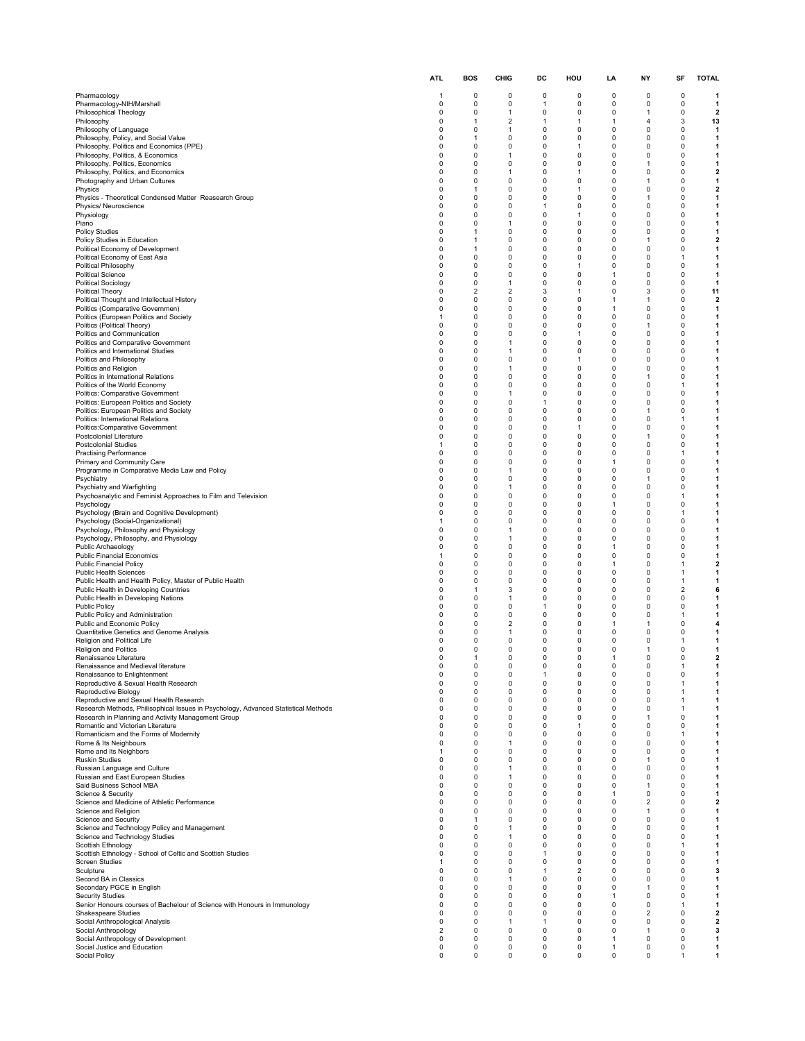| | ATL | BOS | CHIG | DC | HOU | LA | NY | SF | TOTAL |
|---|---|---|---|---|---|---|---|---|---|
| Pharmacology | 1 | 0 | 0 | 0 | 0 | 0 | 0 | 0 | **1** |
| Pharmacology-NIH/Marshall | 0 | 0 | 0 | 1 | 0 | 0 | 0 | 0 | **1** |
| Philosophical Theology | 0 | 0 | 1 | 0 | 0 | 0 | 1 | 0 | **2** |
| Philosophy | 0 | 1 | 2 | 1 | 1 | 1 | 4 | 3 | **13** |
| Philosophy of Language | 0 | 0 | 1 | 0 | 0 | 0 | 0 | 0 | **1** |
| Philosophy, Policy, and Social Value | 0 | 1 | 0 | 0 | 0 | 0 | 0 | 0 | **1** |
| Philosophy, Politics and Economics (PPE) | 0 | 0 | 0 | 0 | 1 | 0 | 0 | 0 | **1** |
| Philosophy, Politics, & Economics | 0 | 0 | 1 | 0 | 0 | 0 | 0 | 0 | **1** |
| Philosophy, Politics, Economics | 0 | 0 | 0 | 0 | 0 | 0 | 1 | 0 | **1** |
| Philosophy, Politics, and Economics | 0 | 0 | 1 | 0 | 1 | 0 | 0 | 0 | **2** |
| Photography and Urban Cultures | 0 | 0 | 0 | 0 | 0 | 0 | 1 | 0 | **1** |
| Physics | 0 | 1 | 0 | 0 | 1 | 0 | 0 | 0 | **2** |
| Physics - Theoretical Condensed Matter Reasearch Group | 0 | 0 | 0 | 0 | 0 | 0 | 1 | 0 | **1** |
| Physics/ Neuroscience | 0 | 0 | 0 | 1 | 0 | 0 | 0 | 0 | **1** |
| Physiology | 0 | 0 | 0 | 0 | 1 | 0 | 0 | 0 | **1** |
| Piano | 0 | 0 | 1 | 0 | 0 | 0 | 0 | 0 | **1** |
| Policy Studies | 0 | 1 | 0 | 0 | 0 | 0 | 0 | 0 | **1** |
| Policy Studies in Education | 0 | 1 | 0 | 0 | 0 | 0 | 1 | 0 | **2** |
| Political Economy of Development | 0 | 1 | 0 | 0 | 0 | 0 | 0 | 0 | **1** |
| Political Economy of East Asia | 0 | 0 | 0 | 0 | 0 | 0 | 0 | 1 | **1** |
| Political Philosophy | 0 | 0 | 0 | 0 | 1 | 0 | 0 | 0 | **1** |
| Political Science | 0 | 0 | 0 | 0 | 0 | 1 | 0 | 0 | **1** |
| Political Sociology | 0 | 0 | 1 | 0 | 0 | 0 | 0 | 0 | **1** |
| Political Theory | 0 | 2 | 2 | 3 | 1 | 0 | 3 | 0 | **11** |
| Political Thought and Intellectual History | 0 | 0 | 0 | 0 | 0 | 1 | 1 | 0 | **2** |
| Politics (Comparative Governmen) | 0 | 0 | 0 | 0 | 0 | 1 | 0 | 0 | **1** |
| Politics (European Politics and Society | 1 | 0 | 0 | 0 | 0 | 0 | 0 | 0 | **1** |
| Politics (Political Theory) | 0 | 0 | 0 | 0 | 0 | 0 | 1 | 0 | **1** |
| Politics and Communication | 0 | 0 | 0 | 0 | 1 | 0 | 0 | 0 | **1** |
| Politics and Comparative Government | 0 | 0 | 1 | 0 | 0 | 0 | 0 | 0 | **1** |
| Politics and International Studies | 0 | 0 | 1 | 0 | 0 | 0 | 0 | 0 | **1** |
| Politics and Philosophy | 0 | 0 | 0 | 0 | 1 | 0 | 0 | 0 | **1** |
| Politics and Religion | 0 | 0 | 1 | 0 | 0 | 0 | 0 | 0 | **1** |
| Politics in International Relations | 0 | 0 | 0 | 0 | 0 | 0 | 1 | 0 | **1** |
| Politics of the World Economy | 0 | 0 | 0 | 0 | 0 | 0 | 0 | 1 | **1** |
| Politics: Comparative Government | 0 | 0 | 1 | 0 | 0 | 0 | 0 | 0 | **1** |
| Politics: European Politics and Society | 0 | 0 | 0 | 1 | 0 | 0 | 0 | 0 | **1** |
| Politics: European Politics and Society | 0 | 0 | 0 | 0 | 0 | 0 | 1 | 0 | **1** |
| Politics: International Relations | 0 | 0 | 0 | 0 | 0 | 0 | 0 | 1 | **1** |
| Politics:Comparative Government | 0 | 0 | 0 | 0 | 1 | 0 | 0 | 0 | **1** |
| Postcolonial Literature | 0 | 0 | 0 | 0 | 0 | 0 | 1 | 0 | **1** |
| Postcolonial Studies | 1 | 0 | 0 | 0 | 0 | 0 | 0 | 0 | **1** |
| Practising Performance | 0 | 0 | 0 | 0 | 0 | 0 | 0 | 1 | **1** |
| Primary and Community Care | 0 | 0 | 0 | 0 | 0 | 1 | 0 | 0 | **1** |
| Programme in Comparative Media Law and Policy | 0 | 0 | 1 | 0 | 0 | 0 | 0 | 0 | **1** |
| Psychiatry | 0 | 0 | 0 | 0 | 0 | 0 | 1 | 0 | **1** |
| Psychiatry and Warfighting | 0 | 0 | 1 | 0 | 0 | 0 | 0 | 0 | **1** |
| Psychoanalytic and Feminist Approaches to Film and Television | 0 | 0 | 0 | 0 | 0 | 0 | 0 | 1 | **1** |
| Psychology | 0 | 0 | 0 | 0 | 0 | 1 | 0 | 0 | **1** |
| Psychology (Brain and Cognitive Development) | 0 | 0 | 0 | 0 | 0 | 0 | 0 | 1 | **1** |
| Psychology (Social-Organizational) | 1 | 0 | 0 | 0 | 0 | 0 | 0 | 0 | **1** |
| Psychology, Philosophy and Physiology | 0 | 0 | 1 | 0 | 0 | 0 | 0 | 0 | **1** |
| Psychology, Philosophy, and Physiology | 0 | 0 | 1 | 0 | 0 | 0 | 0 | 0 | **1** |
| Public Archaeology | 0 | 0 | 0 | 0 | 0 | 1 | 0 | 0 | **1** |
| Public Financial Economics | 1 | 0 | 0 | 0 | 0 | 0 | 0 | 0 | **1** |
| Public Financial Policy | 0 | 0 | 0 | 0 | 0 | 1 | 0 | 1 | **2** |
| Public Health Sciences | 0 | 0 | 0 | 0 | 0 | 0 | 0 | 1 | **1** |
| Public Health and Health Policy, Master of Public Health | 0 | 0 | 0 | 0 | 0 | 0 | 0 | 1 | **1** |
| Public Health in Developing Countries | 0 | 1 | 3 | 0 | 0 | 0 | 0 | 2 | **6** |
| Public Health in Developing Nations | 0 | 0 | 1 | 0 | 0 | 0 | 0 | 0 | **1** |
| Public Policy | 0 | 0 | 0 | 1 | 0 | 0 | 0 | 0 | **1** |
| Public Policy and Administration | 0 | 0 | 0 | 0 | 0 | 0 | 0 | 1 | **1** |
| Public and Economic Policy | 0 | 0 | 2 | 0 | 0 | 1 | 1 | 0 | **4** |
| Quantitative Genetics and Genome Analysis | 0 | 0 | 1 | 0 | 0 | 0 | 0 | 0 | **1** |
| Religion and Political Life | 0 | 0 | 0 | 0 | 0 | 0 | 0 | 1 | **1** |
| Religion and Politics | 0 | 0 | 0 | 0 | 0 | 0 | 1 | 0 | **1** |
| Renaissance Literature | 0 | 1 | 0 | 0 | 0 | 1 | 0 | 0 | **2** |
| Renaissance and Medieval literature | 0 | 0 | 0 | 0 | 0 | 0 | 0 | 1 | **1** |
| Renaissance to Enlightenment | 0 | 0 | 0 | 1 | 0 | 0 | 0 | 0 | **1** |
| Reproductive & Sexual Health Research | 0 | 0 | 0 | 0 | 0 | 0 | 0 | 1 | **1** |
| Reproductive Biology | 0 | 0 | 0 | 0 | 0 | 0 | 0 | 1 | **1** |
| Reproductive and Sexual Health Research | 0 | 0 | 0 | 0 | 0 | 0 | 0 | 1 | **1** |
| Research Methods, Philisophical Issues in Psychology, Advanced Statistical Methods | 0 | 0 | 0 | 0 | 0 | 0 | 0 | 1 | **1** |
| Research in Planning and Activity Management Group | 0 | 0 | 0 | 0 | 0 | 0 | 1 | 0 | **1** |
| Romantic and Victorian Literature | 0 | 0 | 0 | 0 | 1 | 0 | 0 | 0 | **1** |
| Romanticism and the Forms of Modernity | 0 | 0 | 0 | 0 | 0 | 0 | 0 | 1 | **1** |
| Rome & Its Neighbours | 0 | 0 | 1 | 0 | 0 | 0 | 0 | 0 | **1** |
| Rome and Its Neighbors | 1 | 0 | 0 | 0 | 0 | 0 | 0 | 0 | **1** |
| Ruskin Studies | 0 | 0 | 0 | 0 | 0 | 0 | 1 | 0 | **1** |
| Russian Language and Culture | 0 | 0 | 1 | 0 | 0 | 0 | 0 | 0 | **1** |
| Russian and East European Studies | 0 | 0 | 1 | 0 | 0 | 0 | 0 | 0 | **1** |
| Said Business School MBA | 0 | 0 | 0 | 0 | 0 | 0 | 1 | 0 | **1** |
| Science & Security | 0 | 0 | 0 | 0 | 0 | 1 | 0 | 0 | **1** |
| Science and Medicine of Athletic Performance | 0 | 0 | 0 | 0 | 0 | 0 | 2 | 0 | **2** |
| Science and Religion | 0 | 0 | 0 | 0 | 0 | 0 | 1 | 0 | **1** |
| Science and Security | 0 | 1 | 0 | 0 | 0 | 0 | 0 | 0 | **1** |
| Science and Technology Policy and Management | 0 | 0 | 1 | 0 | 0 | 0 | 0 | 0 | **1** |
| Science and Technology Studies | 0 | 0 | 1 | 0 | 0 | 0 | 0 | 0 | **1** |
| Scottish Ethnology | 0 | 0 | 0 | 0 | 0 | 0 | 0 | 1 | **1** |
| Scottish Ethnology - School of Celtic and Scottish Studies | 0 | 0 | 0 | 1 | 0 | 0 | 0 | 0 | **1** |
| Screen Studies | 1 | 0 | 0 | 0 | 0 | 0 | 0 | 0 | **1** |
| Sculpture | 0 | 0 | 0 | 1 | 2 | 0 | 0 | 0 | **3** |
| Second BA in Classics | 0 | 0 | 1 | 0 | 0 | 0 | 0 | 0 | **1** |
| Secondary PGCE in English | 0 | 0 | 0 | 0 | 0 | 0 | 1 | 0 | **1** |
| Security Studies | 0 | 0 | 0 | 0 | 0 | 1 | 0 | 0 | **1** |
| Senior Honours courses of Bacheliour of Science with Honours in Immunology | 0 | 0 | 0 | 0 | 0 | 0 | 0 | 1 | **1** |
| Shakespeare Studies | 0 | 0 | 0 | 0 | 0 | 0 | 2 | 0 | **2** |
| Social Anthropological Analysis | 0 | 0 | 1 | 1 | 0 | 0 | 0 | 0 | **2** |
| Social Anthropology | 2 | 0 | 0 | 0 | 0 | 0 | 1 | 0 | **3** |
| Social Anthropology of Development | 0 | 0 | 0 | 0 | 0 | 1 | 0 | 0 | **1** |
| Social Justice and Education | 0 | 0 | 0 | 0 | 0 | 1 | 0 | 0 | **1** |
| Social Policy | 0 | 0 | 0 | 0 | 0 | 0 | 0 | 1 | **1** |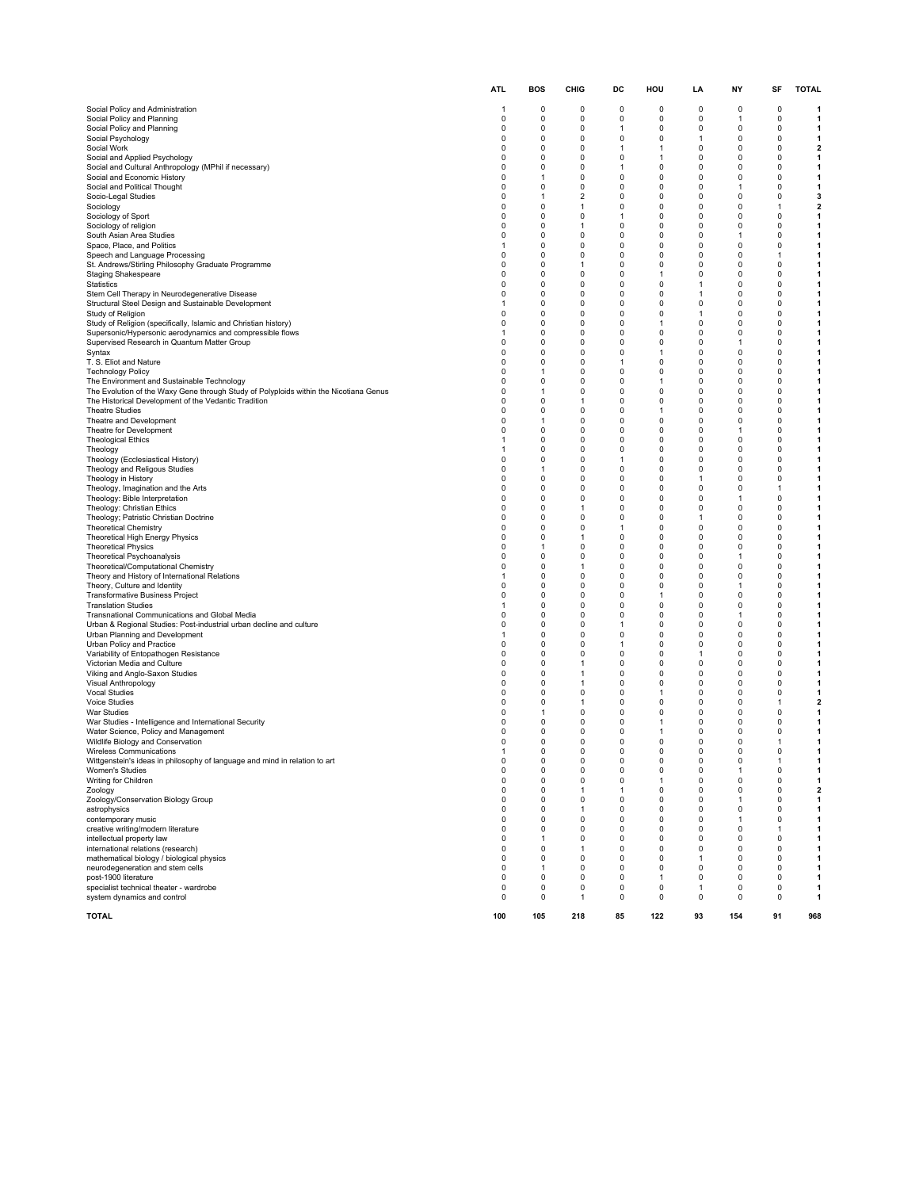| | ATL | BOS | CHIG | DC | HOU | LA | NY | SF | TOTAL |
|---|---|---|---|---|---|---|---|---|---|
| Social Policy and Administration | 1 | 0 | 0 | 0 | 0 | 0 | 0 | 0 | **1** |
| Social Policy and Planning | 0 | 0 | 0 | 0 | 0 | 0 | 1 | 0 | **1** |
| Social Policy and Planning | 0 | 0 | 0 | 1 | 0 | 0 | 0 | 0 | **1** |
| Social Psychology | 0 | 0 | 0 | 0 | 0 | 1 | 0 | 0 | **1** |
| Social Work | 0 | 0 | 0 | 1 | 1 | 0 | 0 | 0 | **2** |
| Social and Applied Psychology | 0 | 0 | 0 | 0 | 1 | 0 | 0 | 0 | **1** |
| Social and Cultural Anthropology (MPhil if necessary) | 0 | 0 | 0 | 1 | 0 | 0 | 0 | 0 | **1** |
| Social and Economic History | 0 | 1 | 0 | 0 | 0 | 0 | 0 | 0 | **1** |
| Social and Political Thought | 0 | 0 | 0 | 0 | 0 | 0 | 1 | 0 | **1** |
| Socio-Legal Studies | 0 | 1 | 2 | 0 | 0 | 0 | 0 | 0 | **3** |
| Sociology | 0 | 0 | 1 | 0 | 0 | 0 | 0 | 1 | **2** |
| Sociology of Sport | 0 | 0 | 0 | 1 | 0 | 0 | 0 | 0 | **1** |
| Sociology of religion | 0 | 0 | 1 | 0 | 0 | 0 | 0 | 0 | **1** |
| South Asian Area Studies | 0 | 0 | 0 | 0 | 0 | 0 | 1 | 0 | **1** |
| Space, Place, and Politics | 1 | 0 | 0 | 0 | 0 | 0 | 0 | 0 | **1** |
| Speech and Language Processing | 0 | 0 | 0 | 0 | 0 | 0 | 0 | 1 | **1** |
| St. Andrews/Stirling Philosophy Graduate Programme | 0 | 0 | 1 | 0 | 0 | 0 | 0 | 0 | **1** |
| Staging Shakespeare | 0 | 0 | 0 | 0 | 1 | 0 | 0 | 0 | **1** |
| Statistics | 0 | 0 | 0 | 0 | 0 | 1 | 0 | 0 | **1** |
| Stem Cell Therapy in Neurodegenerative Disease | 0 | 0 | 0 | 0 | 0 | 1 | 0 | 0 | **1** |
| Structural Steel Design and Sustainable Development | 1 | 0 | 0 | 0 | 0 | 0 | 0 | 0 | **1** |
| Study of Religion | 0 | 0 | 0 | 0 | 0 | 1 | 0 | 0 | **1** |
| Study of Religion (specifically, Islamic and Christian history) | 0 | 0 | 0 | 0 | 1 | 0 | 0 | 0 | **1** |
| Supersonic/Hypersonic aerodynamics and compressible flows | 1 | 0 | 0 | 0 | 0 | 0 | 0 | 0 | **1** |
| Supervised Research in Quantum Matter Group | 0 | 0 | 0 | 0 | 0 | 0 | 1 | 0 | **1** |
| Syntax | 0 | 0 | 0 | 0 | 1 | 0 | 0 | 0 | **1** |
| T. S. Eliot and Nature | 0 | 0 | 0 | 1 | 0 | 0 | 0 | 0 | **1** |
| Technology Policy | 0 | 1 | 0 | 0 | 0 | 0 | 0 | 0 | **1** |
| The Environment and Sustainable Technology | 0 | 0 | 0 | 0 | 1 | 0 | 0 | 0 | **1** |
| The Evolution of the Waxy Gene through Study of Polyploids within the Nicotiana Genus | 0 | 1 | 0 | 0 | 0 | 0 | 0 | 0 | **1** |
| The Historical Development of the Vedantic Tradition | 0 | 0 | 1 | 0 | 0 | 0 | 0 | 0 | **1** |
| Theatre Studies | 0 | 0 | 0 | 0 | 1 | 0 | 0 | 0 | **1** |
| Theatre and Development | 0 | 1 | 0 | 0 | 0 | 0 | 0 | 0 | **1** |
| Theatre for Development | 0 | 0 | 0 | 0 | 0 | 0 | 1 | 0 | **1** |
| Theological Ethics | 1 | 0 | 0 | 0 | 0 | 0 | 0 | 0 | **1** |
| Theology | 1 | 0 | 0 | 0 | 0 | 0 | 0 | 0 | **1** |
| Theology (Ecclesiastical History) | 0 | 0 | 0 | 1 | 0 | 0 | 0 | 0 | **1** |
| Theology and Religous Studies | 0 | 1 | 0 | 0 | 0 | 0 | 0 | 0 | **1** |
| Theology in History | 0 | 0 | 0 | 0 | 0 | 1 | 0 | 0 | **1** |
| Theology, Imagination and the Arts | 0 | 0 | 0 | 0 | 0 | 0 | 0 | 1 | **1** |
| Theology: Bible Interpretation | 0 | 0 | 0 | 0 | 0 | 0 | 1 | 0 | **1** |
| Theology: Christian Ethics | 0 | 0 | 1 | 0 | 0 | 0 | 0 | 0 | **1** |
| Theology; Patristic Christian Doctrine | 0 | 0 | 0 | 0 | 0 | 1 | 0 | 0 | **1** |
| Theoretical Chemistry | 0 | 0 | 0 | 1 | 0 | 0 | 0 | 0 | **1** |
| Theoretical High Energy Physics | 0 | 0 | 1 | 0 | 0 | 0 | 0 | 0 | **1** |
| Theoretical Physics | 0 | 1 | 0 | 0 | 0 | 0 | 0 | 0 | **1** |
| Theoretical Psychoanalysis | 0 | 0 | 0 | 0 | 0 | 0 | 1 | 0 | **1** |
| Theoretical/Computational Chemistry | 0 | 0 | 1 | 0 | 0 | 0 | 0 | 0 | **1** |
| Theory and History of International Relations | 1 | 0 | 0 | 0 | 0 | 0 | 0 | 0 | **1** |
| Theory, Culture and Identity | 0 | 0 | 0 | 0 | 0 | 0 | 1 | 0 | **1** |
| Transformative Business Project | 0 | 0 | 0 | 0 | 1 | 0 | 0 | 0 | **1** |
| Translation Studies | 1 | 0 | 0 | 0 | 0 | 0 | 0 | 0 | **1** |
| Transnational Communications and Global Media | 0 | 0 | 0 | 0 | 0 | 0 | 1 | 0 | **1** |
| Urban & Regional Studies: Post-industrial urban decline and culture | 0 | 0 | 0 | 1 | 0 | 0 | 0 | 0 | **1** |
| Urban Planning and Development | 1 | 0 | 0 | 0 | 0 | 0 | 0 | 0 | **1** |
| Urban Policy and Practice | 0 | 0 | 0 | 1 | 0 | 0 | 0 | 0 | **1** |
| Variability of Entopathogen Resistance | 0 | 0 | 0 | 0 | 0 | 1 | 0 | 0 | **1** |
| Victorian Media and Culture | 0 | 0 | 1 | 0 | 0 | 0 | 0 | 0 | **1** |
| Viking and Anglo-Saxon Studies | 0 | 0 | 1 | 0 | 0 | 0 | 0 | 0 | **1** |
| Visual Anthropology | 0 | 0 | 1 | 0 | 0 | 0 | 0 | 0 | **1** |
| Vocal Studies | 0 | 0 | 0 | 0 | 1 | 0 | 0 | 0 | **1** |
| Voice Studies | 0 | 0 | 1 | 0 | 0 | 0 | 0 | 1 | **2** |
| War Studies | 0 | 1 | 0 | 0 | 0 | 0 | 0 | 0 | **1** |
| War Studies - Intelligence and International Security | 0 | 0 | 0 | 0 | 1 | 0 | 0 | 0 | **1** |
| Water Science, Policy and Management | 0 | 0 | 0 | 0 | 1 | 0 | 0 | 0 | **1** |
| Wildlife Biology and Conservation | 0 | 0 | 0 | 0 | 0 | 0 | 0 | 1 | **1** |
| Wireless Communications | 1 | 0 | 0 | 0 | 0 | 0 | 0 | 0 | **1** |
| Wittgenstein's ideas in philosophy of language and mind in relation to art | 0 | 0 | 0 | 0 | 0 | 0 | 0 | 1 | **1** |
| Women's Studies | 0 | 0 | 0 | 0 | 0 | 0 | 1 | 0 | **1** |
| Writing for Children | 0 | 0 | 0 | 0 | 1 | 0 | 0 | 0 | **1** |
| Zoology | 0 | 0 | 1 | 1 | 0 | 0 | 0 | 0 | **2** |
| Zoology/Conservation Biology Group | 0 | 0 | 0 | 0 | 0 | 0 | 1 | 0 | **1** |
| astrophysics | 0 | 0 | 1 | 0 | 0 | 0 | 0 | 0 | **1** |
| contemporary music | 0 | 0 | 0 | 0 | 0 | 0 | 1 | 0 | **1** |
| creative writing/modern literature | 0 | 0 | 0 | 0 | 0 | 0 | 0 | 1 | **1** |
| intellectual property law | 0 | 1 | 0 | 0 | 0 | 0 | 0 | 0 | **1** |
| international relations (research) | 0 | 0 | 1 | 0 | 0 | 0 | 0 | 0 | **1** |
| mathematical biology / biological physics | 0 | 0 | 0 | 0 | 0 | 1 | 0 | 0 | **1** |
| neurodegeneration and stem cells | 0 | 1 | 0 | 0 | 0 | 0 | 0 | 0 | **1** |
| post-1900 literature | 0 | 0 | 0 | 0 | 1 | 0 | 0 | 0 | **1** |
| specialist technical theater - wardrobe | 0 | 0 | 0 | 0 | 0 | 1 | 0 | 0 | **1** |
| system dynamics and control | 0 | 0 | 1 | 0 | 0 | 0 | 0 | 0 | **1** |
| **TOTAL** | **100** | **105** | **218** | **85** | **122** | **93** | **154** | **91** | **968** |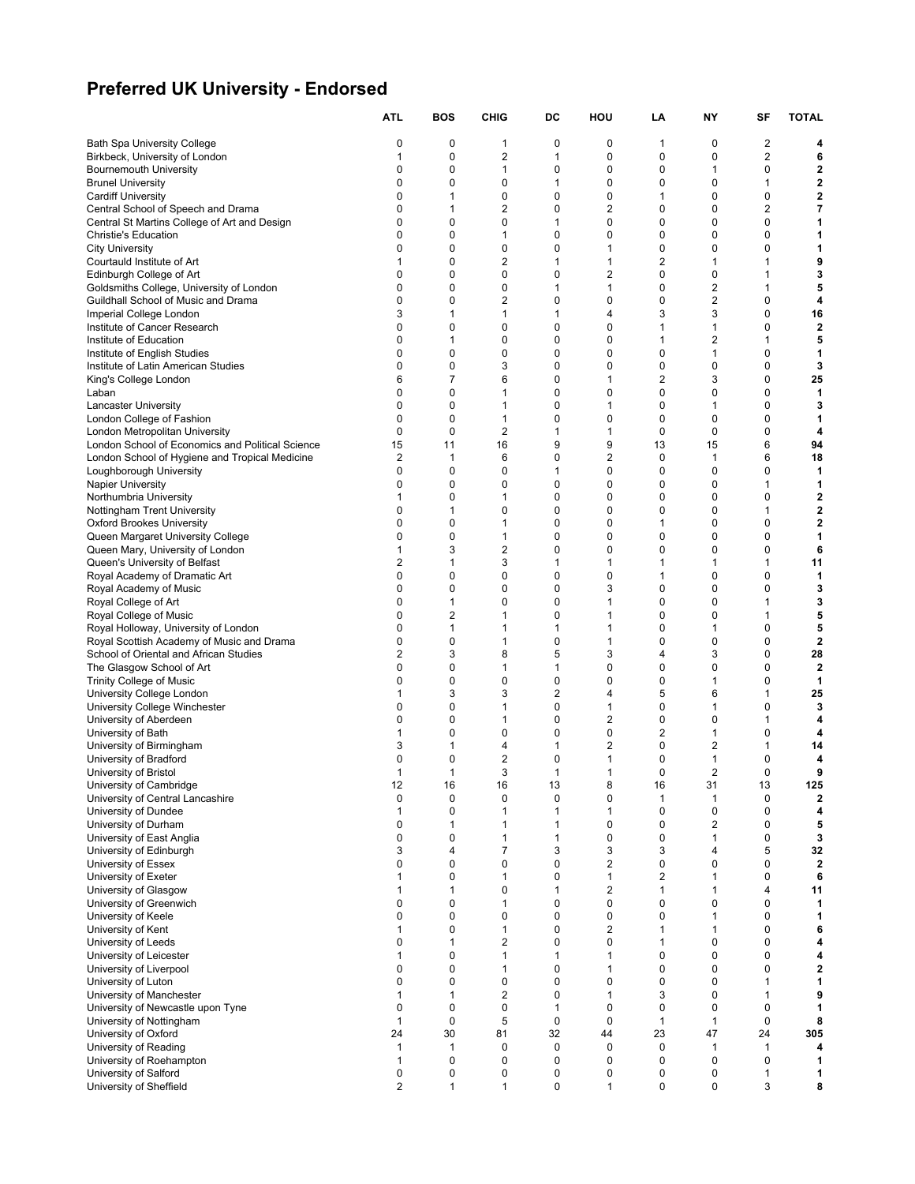## Preferred UK University - Endorsed

| | ATL | BOS | CHIG | DC | HOU | LA | NY | SF | TOTAL |
|---|---|---|---|---|---|---|---|---|---|
| Bath Spa University College | 0 | 0 | 1 | 0 | 0 | 1 | 0 | 2 | **4** |
| Birkbeck, University of London | 1 | 0 | 2 | 1 | 0 | 0 | 0 | 2 | **6** |
| Bournemouth University | 0 | 0 | 1 | 0 | 0 | 0 | 1 | 0 | **2** |
| Brunel University | 0 | 0 | 0 | 1 | 0 | 0 | 0 | 1 | **2** |
| Cardiff University | 0 | 1 | 0 | 0 | 0 | 1 | 0 | 0 | **2** |
| Central School of Speech and Drama | 0 | 1 | 2 | 0 | 2 | 0 | 0 | 2 | **7** |
| Central St Martins College of Art and Design | 0 | 0 | 0 | 1 | 0 | 0 | 0 | 0 | **1** |
| Christie's Education | 0 | 0 | 1 | 0 | 0 | 0 | 0 | 0 | **1** |
| City University | 0 | 0 | 0 | 0 | 1 | 0 | 0 | 0 | **1** |
| Courtauld Institute of Art | 1 | 0 | 2 | 1 | 1 | 2 | 1 | 1 | **9** |
| Edinburgh College of Art | 0 | 0 | 0 | 0 | 2 | 0 | 0 | 1 | **3** |
| Goldsmiths College, University of London | 0 | 0 | 0 | 1 | 1 | 0 | 2 | 1 | **5** |
| Guildhall School of Music and Drama | 0 | 0 | 2 | 0 | 0 | 0 | 2 | 0 | **4** |
| Imperial College London | 3 | 1 | 1 | 1 | 4 | 3 | 3 | 0 | **16** |
| Institute of Cancer Research | 0 | 0 | 0 | 0 | 0 | 1 | 1 | 0 | **2** |
| Institute of Education | 0 | 1 | 0 | 0 | 0 | 1 | 2 | 1 | **5** |
| Institute of English Studies | 0 | 0 | 0 | 0 | 0 | 0 | 1 | 0 | **1** |
| Institute of Latin American Studies | 0 | 0 | 3 | 0 | 0 | 0 | 0 | 0 | **3** |
| King's College London | 6 | 7 | 6 | 0 | 1 | 2 | 3 | 0 | **25** |
| Laban | 0 | 0 | 1 | 0 | 0 | 0 | 0 | 0 | **1** |
| Lancaster University | 0 | 0 | 1 | 0 | 1 | 0 | 1 | 0 | **3** |
| London College of Fashion | 0 | 0 | 1 | 0 | 0 | 0 | 0 | 0 | **1** |
| London Metropolitan University | 0 | 0 | 2 | 1 | 1 | 0 | 0 | 0 | **4** |
| London School of Economics and Political Science | 15 | 11 | 16 | 9 | 9 | 13 | 15 | 6 | **94** |
| London School of Hygiene and Tropical Medicine | 2 | 1 | 6 | 0 | 2 | 0 | 1 | 6 | **18** |
| Loughborough University | 0 | 0 | 0 | 1 | 0 | 0 | 0 | 0 | **1** |
| Napier University | 0 | 0 | 0 | 0 | 0 | 0 | 0 | 1 | **1** |
| Northumbria University | 1 | 0 | 1 | 0 | 0 | 0 | 0 | 0 | **2** |
| Nottingham Trent University | 0 | 1 | 0 | 0 | 0 | 0 | 0 | 1 | **2** |
| Oxford Brookes University | 0 | 0 | 1 | 0 | 0 | 1 | 0 | 0 | **2** |
| Queen Margaret University College | 0 | 0 | 1 | 0 | 0 | 0 | 0 | 0 | **1** |
| Queen Mary, University of London | 1 | 3 | 2 | 0 | 0 | 0 | 0 | 0 | **6** |
| Queen's University of Belfast | 2 | 1 | 3 | 1 | 1 | 1 | 1 | 1 | **11** |
| Royal Academy of Dramatic Art | 0 | 0 | 0 | 0 | 0 | 1 | 0 | 0 | **1** |
| Royal Academy of Music | 0 | 0 | 0 | 0 | 3 | 0 | 0 | 0 | **3** |
| Royal College of Art | 0 | 1 | 0 | 0 | 1 | 0 | 0 | 1 | **3** |
| Royal College of Music | 0 | 2 | 1 | 0 | 1 | 0 | 0 | 1 | **5** |
| Royal Holloway, University of London | 0 | 1 | 1 | 1 | 1 | 0 | 1 | 0 | **5** |
| Royal Scottish Academy of Music and Drama | 0 | 0 | 1 | 0 | 1 | 0 | 0 | 0 | **2** |
| School of Oriental and African Studies | 2 | 3 | 8 | 5 | 3 | 4 | 3 | 0 | **28** |
| The Glasgow School of Art | 0 | 0 | 1 | 1 | 0 | 0 | 0 | 0 | **2** |
| Trinity College of Music | 0 | 0 | 0 | 0 | 0 | 0 | 1 | 0 | **1** |
| University College London | 1 | 3 | 3 | 2 | 4 | 5 | 6 | 1 | **25** |
| University College Winchester | 0 | 0 | 1 | 0 | 1 | 0 | 1 | 0 | **3** |
| University of Aberdeen | 0 | 0 | 1 | 0 | 2 | 0 | 0 | 1 | **4** |
| University of Bath | 1 | 0 | 0 | 0 | 0 | 2 | 1 | 0 | **4** |
| University of Birmingham | 3 | 1 | 4 | 1 | 2 | 0 | 2 | 1 | **14** |
| University of Bradford | 0 | 0 | 2 | 0 | 1 | 0 | 1 | 0 | **4** |
| University of Bristol | 1 | 1 | 3 | 1 | 1 | 0 | 2 | 0 | **9** |
| University of Cambridge | 12 | 16 | 16 | 13 | 8 | 16 | 31 | 13 | **125** |
| University of Central Lancashire | 0 | 0 | 0 | 0 | 0 | 1 | 1 | 0 | **2** |
| University of Dundee | 1 | 0 | 1 | 1 | 1 | 0 | 0 | 0 | **4** |
| University of Durham | 0 | 1 | 1 | 1 | 0 | 0 | 2 | 0 | **5** |
| University of East Anglia | 0 | 0 | 1 | 1 | 0 | 0 | 1 | 0 | **3** |
| University of Edinburgh | 3 | 4 | 7 | 3 | 3 | 3 | 4 | 5 | **32** |
| University of Essex | 0 | 0 | 0 | 0 | 2 | 0 | 0 | 0 | **2** |
| University of Exeter | 1 | 0 | 1 | 0 | 1 | 2 | 1 | 0 | **6** |
| University of Glasgow | 1 | 1 | 0 | 1 | 2 | 1 | 1 | 4 | **11** |
| University of Greenwich | 0 | 0 | 1 | 0 | 0 | 0 | 0 | 0 | **1** |
| University of Keele | 0 | 0 | 0 | 0 | 0 | 0 | 1 | 0 | **1** |
| University of Kent | 1 | 0 | 1 | 0 | 2 | 1 | 1 | 0 | **6** |
| University of Leeds | 0 | 1 | 2 | 0 | 0 | 1 | 0 | 0 | **4** |
| University of Leicester | 1 | 0 | 1 | 1 | 1 | 0 | 0 | 0 | **4** |
| University of Liverpool | 0 | 0 | 1 | 0 | 1 | 0 | 0 | 0 | **2** |
| University of Luton | 0 | 0 | 0 | 0 | 0 | 0 | 0 | 1 | **1** |
| University of Manchester | 1 | 1 | 2 | 0 | 1 | 3 | 0 | 1 | **9** |
| University of Newcastle upon Tyne | 0 | 0 | 0 | 1 | 0 | 0 | 0 | 0 | **1** |
| University of Nottingham | 1 | 0 | 5 | 0 | 0 | 1 | 1 | 0 | **8** |
| University of Oxford | 24 | 30 | 81 | 32 | 44 | 23 | 47 | 24 | **305** |
| University of Reading | 1 | 1 | 0 | 0 | 0 | 0 | 1 | 1 | **4** |
| University of Roehampton | 1 | 0 | 0 | 0 | 0 | 0 | 0 | 0 | **1** |
| University of Salford | 0 | 0 | 0 | 0 | 0 | 0 | 0 | 1 | **1** |
| University of Sheffield | 2 | 1 | 1 | 0 | 1 | 0 | 0 | 3 | **8** |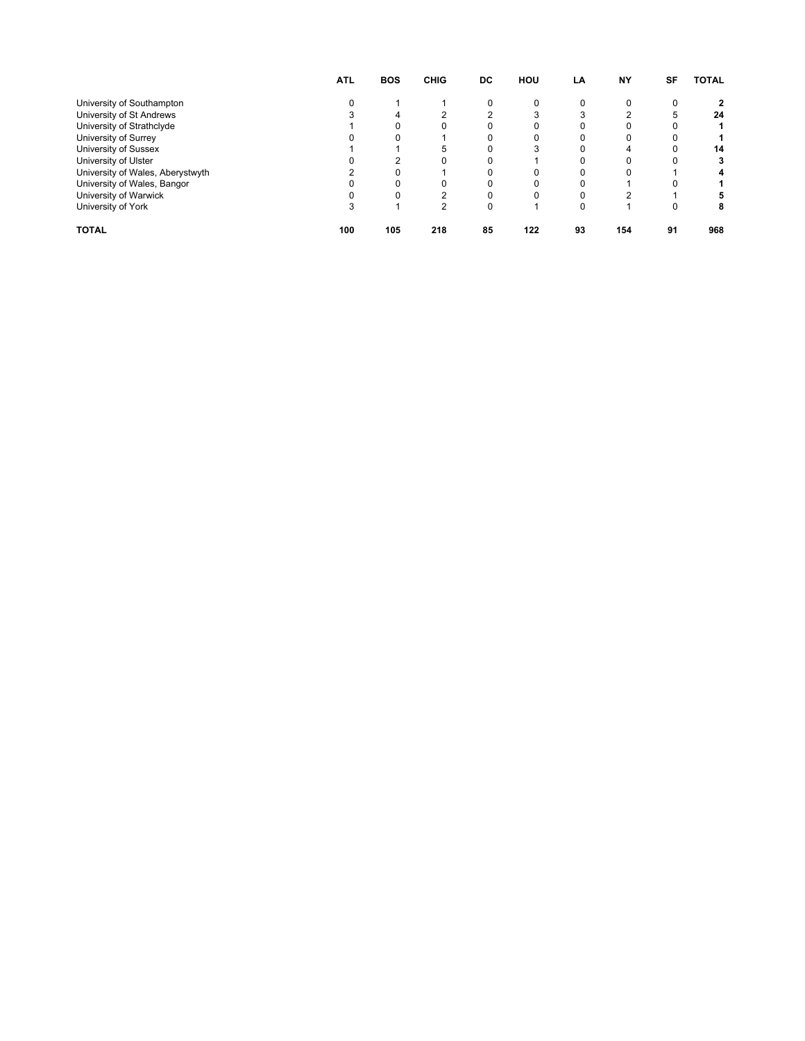| | ATL | BOS | CHIG | DC | HOU | LA | NY | SF | TOTAL |
|---|---|---|---|---|---|---|---|---|---|
| University of Southampton | 0 | 1 | 1 | 0 | 0 | 0 | 0 | 0 | **2** |
| University of St Andrews | 3 | 4 | 2 | 2 | 3 | 3 | 2 | 5 | **24** |
| University of Strathclyde | 1 | 0 | 0 | 0 | 0 | 0 | 0 | 0 | **1** |
| University of Surrey | 0 | 0 | 1 | 0 | 0 | 0 | 0 | 0 | **1** |
| University of Sussex | 1 | 1 | 5 | 0 | 3 | 0 | 4 | 0 | **14** |
| University of Ulster | 0 | 2 | 0 | 0 | 1 | 0 | 0 | 0 | **3** |
| University of Wales, Aberystwyth | 2 | 0 | 1 | 0 | 0 | 0 | 0 | 1 | **4** |
| University of Wales, Bangor | 0 | 0 | 0 | 0 | 0 | 0 | 1 | 0 | **1** |
| University of Warwick | 0 | 0 | 2 | 0 | 0 | 0 | 2 | 1 | **5** |
| University of York | 3 | 1 | 2 | 0 | 1 | 0 | 1 | 0 | **8** |
| **TOTAL** | **100** | **105** | **218** | **85** | **122** | **93** | **154** | **91** | **968** |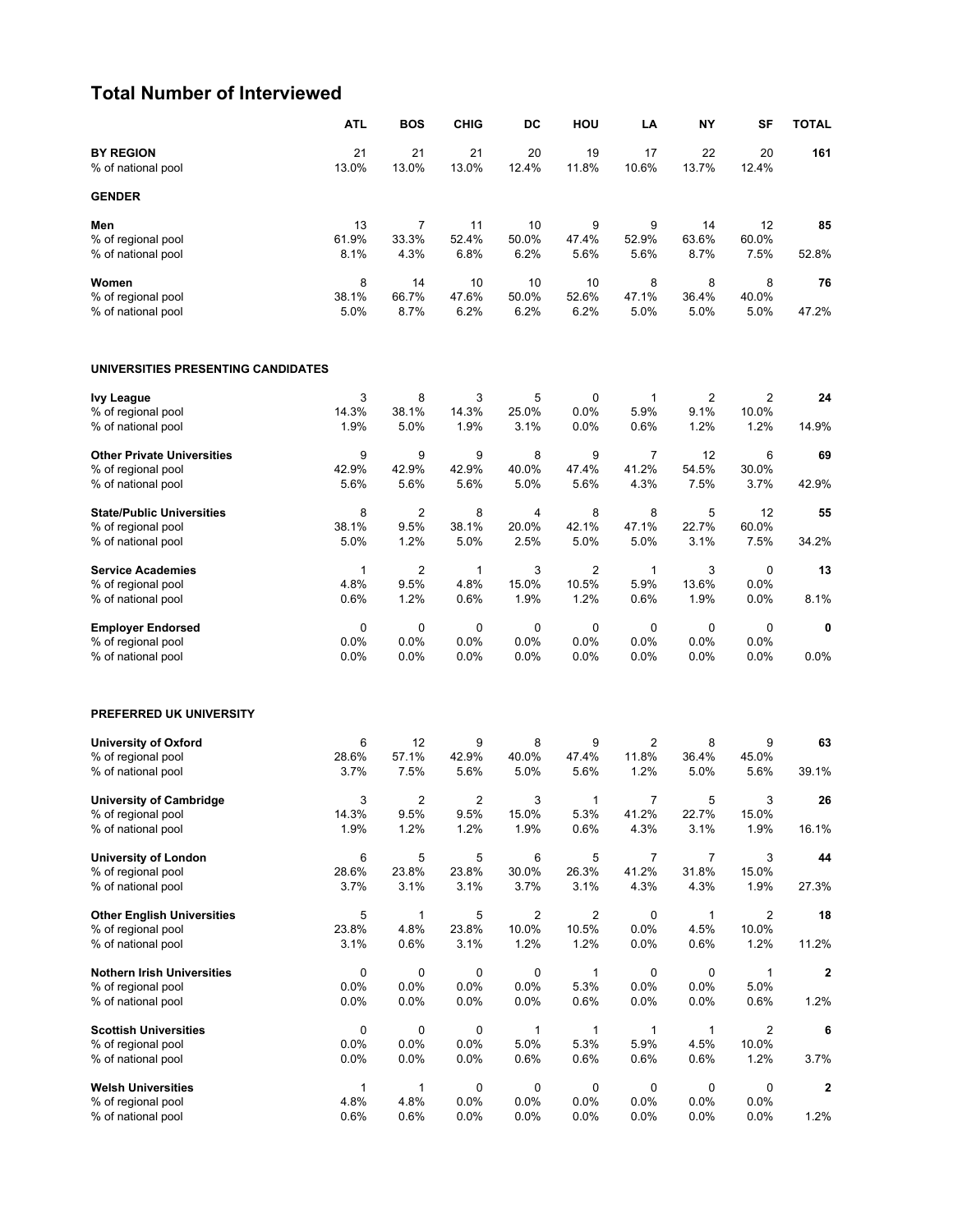## Total Number of Interviewed

| | ATL | BOS | CHIG | DC | HOU | LA | NY | SF | TOTAL |
|---|---|---|---|---|---|---|---|---|---|
| **BY REGION** | 21 | 21 | 21 | 20 | 19 | 17 | 22 | 20 | **161** |
| % of national pool | 13.0% | 13.0% | 13.0% | 12.4% | 11.8% | 10.6% | 13.7% | 12.4% | |
| **GENDER** | | | | | | | | | |
| **Men** | 13 | 7 | 11 | 10 | 9 | 9 | 14 | 12 | **85** |
| % of regional pool | 61.9% | 33.3% | 52.4% | 50.0% | 47.4% | 52.9% | 63.6% | 60.0% | |
| % of national pool | 8.1% | 4.3% | 6.8% | 6.2% | 5.6% | 5.6% | 8.7% | 7.5% | 52.8% |
| **Women** | 8 | 14 | 10 | 10 | 10 | 8 | 8 | 8 | **76** |
| % of regional pool | 38.1% | 66.7% | 47.6% | 50.0% | 52.6% | 47.1% | 36.4% | 40.0% | |
| % of national pool | 5.0% | 8.7% | 6.2% | 6.2% | 6.2% | 5.0% | 5.0% | 5.0% | 47.2% |
| **UNIVERSITIES PRESENTING CANDIDATES** | | | | | | | | | |
| **Ivy League** | 3 | 8 | 3 | 5 | 0 | 1 | 2 | 2 | **24** |
| % of regional pool | 14.3% | 38.1% | 14.3% | 25.0% | 0.0% | 5.9% | 9.1% | 10.0% | |
| % of national pool | 1.9% | 5.0% | 1.9% | 3.1% | 0.0% | 0.6% | 1.2% | 1.2% | 14.9% |
| **Other Private Universities** | 9 | 9 | 9 | 8 | 9 | 7 | 12 | 6 | **69** |
| % of regional pool | 42.9% | 42.9% | 42.9% | 40.0% | 47.4% | 41.2% | 54.5% | 30.0% | |
| % of national pool | 5.6% | 5.6% | 5.6% | 5.0% | 5.6% | 4.3% | 7.5% | 3.7% | 42.9% |
| **State/Public Universities** | 8 | 2 | 8 | 4 | 8 | 8 | 5 | 12 | **55** |
| % of regional pool | 38.1% | 9.5% | 38.1% | 20.0% | 42.1% | 47.1% | 22.7% | 60.0% | |
| % of national pool | 5.0% | 1.2% | 5.0% | 2.5% | 5.0% | 5.0% | 3.1% | 7.5% | 34.2% |
| **Service Academies** | 1 | 2 | 1 | 3 | 2 | 1 | 3 | 0 | **13** |
| % of regional pool | 4.8% | 9.5% | 4.8% | 15.0% | 10.5% | 5.9% | 13.6% | 0.0% | |
| % of national pool | 0.6% | 1.2% | 0.6% | 1.9% | 1.2% | 0.6% | 1.9% | 0.0% | 8.1% |
| **Employer Endorsed** | 0 | 0 | 0 | 0 | 0 | 0 | 0 | 0 | **0** |
| % of regional pool | 0.0% | 0.0% | 0.0% | 0.0% | 0.0% | 0.0% | 0.0% | 0.0% | |
| % of national pool | 0.0% | 0.0% | 0.0% | 0.0% | 0.0% | 0.0% | 0.0% | 0.0% | 0.0% |
| **PREFERRED UK UNIVERSITY** | | | | | | | | | |
| **University of Oxford** | 6 | 12 | 9 | 8 | 9 | 2 | 8 | 9 | **63** |
| % of regional pool | 28.6% | 57.1% | 42.9% | 40.0% | 47.4% | 11.8% | 36.4% | 45.0% | |
| % of national pool | 3.7% | 7.5% | 5.6% | 5.0% | 5.6% | 1.2% | 5.0% | 5.6% | 39.1% |
| **University of Cambridge** | 3 | 2 | 2 | 3 | 1 | 7 | 5 | 3 | **26** |
| % of regional pool | 14.3% | 9.5% | 9.5% | 15.0% | 5.3% | 41.2% | 22.7% | 15.0% | |
| % of national pool | 1.9% | 1.2% | 1.2% | 1.9% | 0.6% | 4.3% | 3.1% | 1.9% | 16.1% |
| **University of London** | 6 | 5 | 5 | 6 | 5 | 7 | 7 | 3 | **44** |
| % of regional pool | 28.6% | 23.8% | 23.8% | 30.0% | 26.3% | 41.2% | 31.8% | 15.0% | |
| % of national pool | 3.7% | 3.1% | 3.1% | 3.7% | 3.1% | 4.3% | 4.3% | 1.9% | 27.3% |
| **Other English Universities** | 5 | 1 | 5 | 2 | 2 | 0 | 1 | 2 | **18** |
| % of regional pool | 23.8% | 4.8% | 23.8% | 10.0% | 10.5% | 0.0% | 4.5% | 10.0% | |
| % of national pool | 3.1% | 0.6% | 3.1% | 1.2% | 1.2% | 0.0% | 0.6% | 1.2% | 11.2% |
| **Nothern Irish Universities** | 0 | 0 | 0 | 0 | 1 | 0 | 0 | 1 | **2** |
| % of regional pool | 0.0% | 0.0% | 0.0% | 0.0% | 5.3% | 0.0% | 0.0% | 5.0% | |
| % of national pool | 0.0% | 0.0% | 0.0% | 0.0% | 0.6% | 0.0% | 0.0% | 0.6% | 1.2% |
| **Scottish Universities** | 0 | 0 | 0 | 1 | 1 | 1 | 1 | 2 | **6** |
| % of regional pool | 0.0% | 0.0% | 0.0% | 5.0% | 5.3% | 5.9% | 4.5% | 10.0% | |
| % of national pool | 0.0% | 0.0% | 0.0% | 0.6% | 0.6% | 0.6% | 0.6% | 1.2% | 3.7% |
| **Welsh Universities** | 1 | 1 | 0 | 0 | 0 | 0 | 0 | 0 | **2** |
| % of regional pool | 4.8% | 4.8% | 0.0% | 0.0% | 0.0% | 0.0% | 0.0% | 0.0% | |
| % of national pool | 0.6% | 0.6% | 0.0% | 0.0% | 0.0% | 0.0% | 0.0% | 0.0% | 1.2% |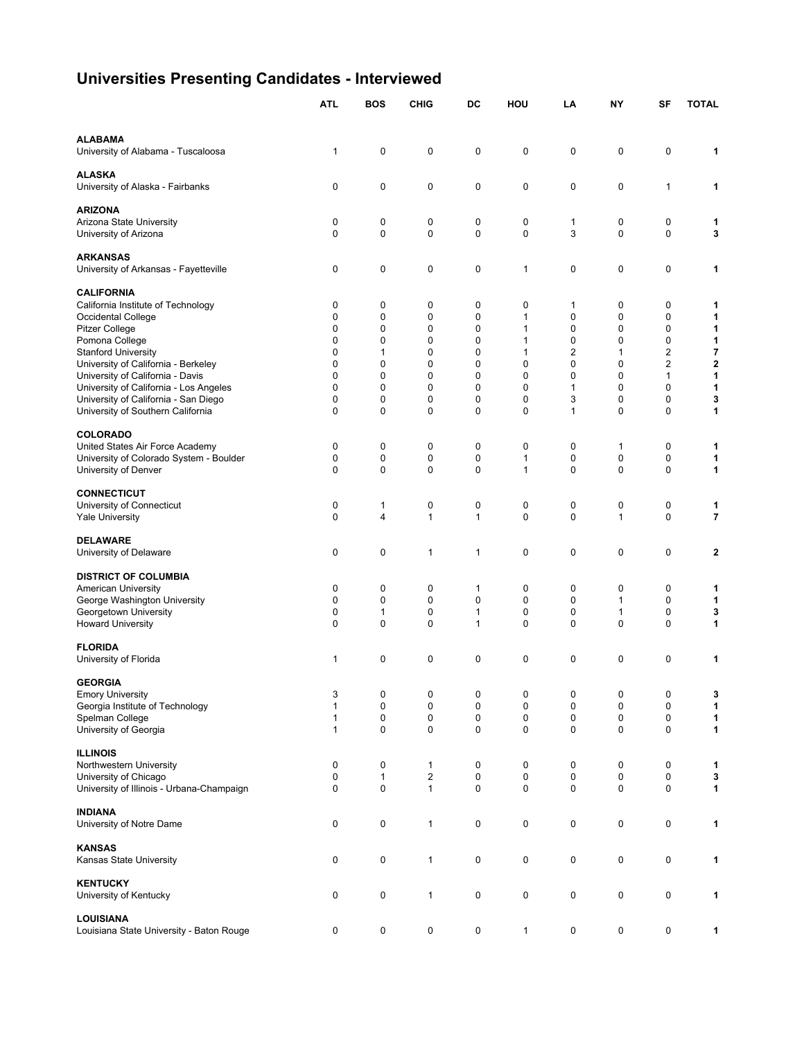# Universities Presenting Candidates - Interviewed

| | ATL | BOS | CHIG | DC | HOU | LA | NY | SF | TOTAL |
|---|---|---|---|---|---|---|---|---|---|
| **ALABAMA** | | | | | | | | | |
| University of Alabama - Tuscaloosa | 1 | 0 | 0 | 0 | 0 | 0 | 0 | 0 | **1** |
| **ALASKA** | | | | | | | | | |
| University of Alaska - Fairbanks | 0 | 0 | 0 | 0 | 0 | 0 | 0 | 1 | **1** |
| **ARIZONA** | | | | | | | | | |
| Arizona State University | 0 | 0 | 0 | 0 | 0 | 1 | 0 | 0 | **1** |
| University of Arizona | 0 | 0 | 0 | 0 | 0 | 3 | 0 | 0 | **3** |
| **ARKANSAS** | | | | | | | | | |
| University of Arkansas - Fayetteville | 0 | 0 | 0 | 0 | 1 | 0 | 0 | 0 | **1** |
| **CALIFORNIA** | | | | | | | | | |
| California Institute of Technology | 0 | 0 | 0 | 0 | 0 | 1 | 0 | 0 | **1** |
| Occidental College | 0 | 0 | 0 | 0 | 1 | 0 | 0 | 0 | **1** |
| Pitzer College | 0 | 0 | 0 | 0 | 1 | 0 | 0 | 0 | **1** |
| Pomona College | 0 | 0 | 0 | 0 | 1 | 0 | 0 | 0 | **1** |
| Stanford University | 0 | 1 | 0 | 0 | 1 | 2 | 1 | 2 | **7** |
| University of California - Berkeley | 0 | 0 | 0 | 0 | 0 | 0 | 0 | 2 | **2** |
| University of California - Davis | 0 | 0 | 0 | 0 | 0 | 0 | 0 | 1 | **1** |
| University of California - Los Angeles | 0 | 0 | 0 | 0 | 0 | 1 | 0 | 0 | **1** |
| University of California - San Diego | 0 | 0 | 0 | 0 | 0 | 3 | 0 | 0 | **3** |
| University of Southern California | 0 | 0 | 0 | 0 | 0 | 1 | 0 | 0 | **1** |
| **COLORADO** | | | | | | | | | |
| United States Air Force Academy | 0 | 0 | 0 | 0 | 0 | 0 | 1 | 0 | **1** |
| University of Colorado System - Boulder | 0 | 0 | 0 | 0 | 1 | 0 | 0 | 0 | **1** |
| University of Denver | 0 | 0 | 0 | 0 | 1 | 0 | 0 | 0 | **1** |
| **CONNECTICUT** | | | | | | | | | |
| University of Connecticut | 0 | 1 | 0 | 0 | 0 | 0 | 0 | 0 | **1** |
| Yale University | 0 | 4 | 1 | 1 | 0 | 0 | 1 | 0 | **7** |
| **DELAWARE** | | | | | | | | | |
| University of Delaware | 0 | 0 | 1 | 1 | 0 | 0 | 0 | 0 | **2** |
| **DISTRICT OF COLUMBIA** | | | | | | | | | |
| American University | 0 | 0 | 0 | 1 | 0 | 0 | 0 | 0 | **1** |
| George Washington University | 0 | 0 | 0 | 0 | 0 | 0 | 1 | 0 | **1** |
| Georgetown University | 0 | 1 | 0 | 1 | 0 | 0 | 1 | 0 | **3** |
| Howard University | 0 | 0 | 0 | 1 | 0 | 0 | 0 | 0 | **1** |
| **FLORIDA** | | | | | | | | | |
| University of Florida | 1 | 0 | 0 | 0 | 0 | 0 | 0 | 0 | **1** |
| **GEORGIA** | | | | | | | | | |
| Emory University | 3 | 0 | 0 | 0 | 0 | 0 | 0 | 0 | **3** |
| Georgia Institute of Technology | 1 | 0 | 0 | 0 | 0 | 0 | 0 | 0 | **1** |
| Spelman College | 1 | 0 | 0 | 0 | 0 | 0 | 0 | 0 | **1** |
| University of Georgia | 1 | 0 | 0 | 0 | 0 | 0 | 0 | 0 | **1** |
| **ILLINOIS** | | | | | | | | | |
| Northwestern University | 0 | 0 | 1 | 0 | 0 | 0 | 0 | 0 | **1** |
| University of Chicago | 0 | 1 | 2 | 0 | 0 | 0 | 0 | 0 | **3** |
| University of Illinois - Urbana-Champaign | 0 | 0 | 1 | 0 | 0 | 0 | 0 | 0 | **1** |
| **INDIANA** | | | | | | | | | |
| University of Notre Dame | 0 | 0 | 1 | 0 | 0 | 0 | 0 | 0 | **1** |
| **KANSAS** | | | | | | | | | |
| Kansas State University | 0 | 0 | 1 | 0 | 0 | 0 | 0 | 0 | **1** |
| **KENTUCKY** | | | | | | | | | |
| University of Kentucky | 0 | 0 | 1 | 0 | 0 | 0 | 0 | 0 | **1** |
| **LOUISIANA** | | | | | | | | | |
| Louisiana State University - Baton Rouge | 0 | 0 | 0 | 0 | 1 | 0 | 0 | 0 | **1** |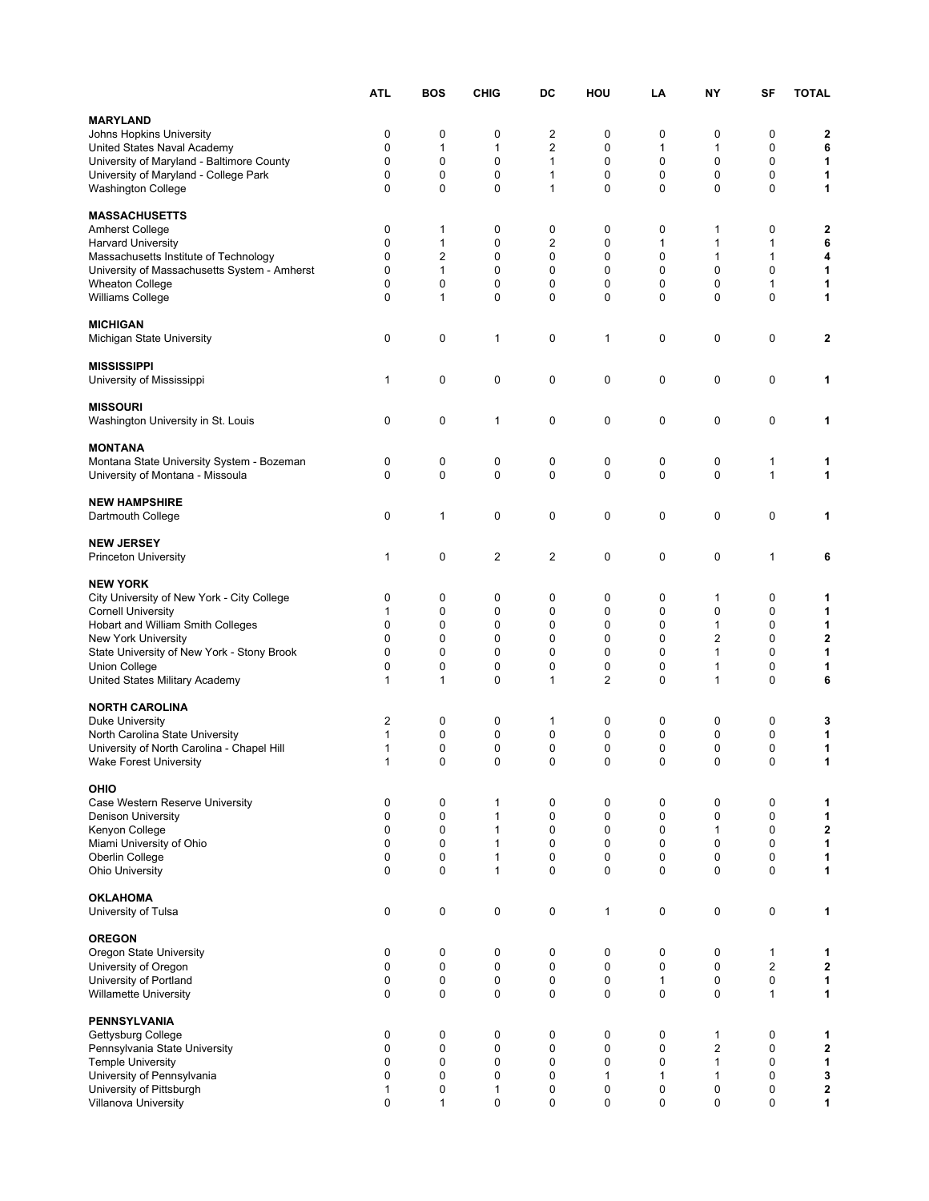| | ATL | BOS | CHIG | DC | HOU | LA | NY | SF | TOTAL |
|---|---|---|---|---|---|---|---|---|---|
| **MARYLAND** | | | | | | | | | |
| Johns Hopkins University | 0 | 0 | 0 | 2 | 0 | 0 | 0 | 0 | **2** |
| United States Naval Academy | 0 | 1 | 1 | 2 | 0 | 1 | 1 | 0 | **6** |
| University of Maryland - Baltimore County | 0 | 0 | 0 | 1 | 0 | 0 | 0 | 0 | **1** |
| University of Maryland - College Park | 0 | 0 | 0 | 1 | 0 | 0 | 0 | 0 | **1** |
| Washington College | 0 | 0 | 0 | 1 | 0 | 0 | 0 | 0 | **1** |
| **MASSACHUSETTS** | | | | | | | | | |
| Amherst College | 0 | 1 | 0 | 0 | 0 | 0 | 1 | 0 | **2** |
| Harvard University | 0 | 1 | 0 | 2 | 0 | 1 | 1 | 1 | **6** |
| Massachusetts Institute of Technology | 0 | 2 | 0 | 0 | 0 | 0 | 1 | 1 | **4** |
| University of Massachusetts System - Amherst | 0 | 1 | 0 | 0 | 0 | 0 | 0 | 0 | **1** |
| Wheaton College | 0 | 0 | 0 | 0 | 0 | 0 | 0 | 1 | **1** |
| Williams College | 0 | 1 | 0 | 0 | 0 | 0 | 0 | 0 | **1** |
| **MICHIGAN** | | | | | | | | | |
| Michigan State University | 0 | 0 | 1 | 0 | 1 | 0 | 0 | 0 | **2** |
| **MISSISSIPPI** | | | | | | | | | |
| University of Mississippi | 1 | 0 | 0 | 0 | 0 | 0 | 0 | 0 | **1** |
| **MISSOURI** | | | | | | | | | |
| Washington University in St. Louis | 0 | 0 | 1 | 0 | 0 | 0 | 0 | 0 | **1** |
| **MONTANA** | | | | | | | | | |
| Montana State University System - Bozeman | 0 | 0 | 0 | 0 | 0 | 0 | 0 | 1 | **1** |
| University of Montana - Missoula | 0 | 0 | 0 | 0 | 0 | 0 | 0 | 1 | **1** |
| **NEW HAMPSHIRE** | | | | | | | | | |
| Dartmouth College | 0 | 1 | 0 | 0 | 0 | 0 | 0 | 0 | **1** |
| **NEW JERSEY** | | | | | | | | | |
| Princeton University | 1 | 0 | 2 | 2 | 0 | 0 | 0 | 1 | **6** |
| **NEW YORK** | | | | | | | | | |
| City University of New York - City College | 0 | 0 | 0 | 0 | 0 | 0 | 1 | 0 | **1** |
| Cornell University | 1 | 0 | 0 | 0 | 0 | 0 | 0 | 0 | **1** |
| Hobart and William Smith Colleges | 0 | 0 | 0 | 0 | 0 | 0 | 1 | 0 | **1** |
| New York University | 0 | 0 | 0 | 0 | 0 | 0 | 2 | 0 | **2** |
| State University of New York - Stony Brook | 0 | 0 | 0 | 0 | 0 | 0 | 1 | 0 | **1** |
| Union College | 0 | 0 | 0 | 0 | 0 | 0 | 1 | 0 | **1** |
| United States Military Academy | 1 | 1 | 0 | 1 | 2 | 0 | 1 | 0 | **6** |
| **NORTH CAROLINA** | | | | | | | | | |
| Duke University | 2 | 0 | 0 | 1 | 0 | 0 | 0 | 0 | **3** |
| North Carolina State University | 1 | 0 | 0 | 0 | 0 | 0 | 0 | 0 | **1** |
| University of North Carolina - Chapel Hill | 1 | 0 | 0 | 0 | 0 | 0 | 0 | 0 | **1** |
| Wake Forest University | 1 | 0 | 0 | 0 | 0 | 0 | 0 | 0 | **1** |
| **OHIO** | | | | | | | | | |
| Case Western Reserve University | 0 | 0 | 1 | 0 | 0 | 0 | 0 | 0 | **1** |
| Denison University | 0 | 0 | 1 | 0 | 0 | 0 | 0 | 0 | **1** |
| Kenyon College | 0 | 0 | 1 | 0 | 0 | 0 | 1 | 0 | **2** |
| Miami University of Ohio | 0 | 0 | 1 | 0 | 0 | 0 | 0 | 0 | **1** |
| Oberlin College | 0 | 0 | 1 | 0 | 0 | 0 | 0 | 0 | **1** |
| Ohio University | 0 | 0 | 1 | 0 | 0 | 0 | 0 | 0 | **1** |
| **OKLAHOMA** | | | | | | | | | |
| University of Tulsa | 0 | 0 | 0 | 0 | 1 | 0 | 0 | 0 | **1** |
| **OREGON** | | | | | | | | | |
| Oregon State University | 0 | 0 | 0 | 0 | 0 | 0 | 0 | 1 | **1** |
| University of Oregon | 0 | 0 | 0 | 0 | 0 | 0 | 0 | 2 | **2** |
| University of Portland | 0 | 0 | 0 | 0 | 0 | 1 | 0 | 0 | **1** |
| Willamette University | 0 | 0 | 0 | 0 | 0 | 0 | 0 | 1 | **1** |
| **PENNSYLVANIA** | | | | | | | | | |
| Gettysburg College | 0 | 0 | 0 | 0 | 0 | 0 | 1 | 0 | **1** |
| Pennsylvania State University | 0 | 0 | 0 | 0 | 0 | 0 | 2 | 0 | **2** |
| Temple University | 0 | 0 | 0 | 0 | 0 | 0 | 1 | 0 | **1** |
| University of Pennsylvania | 0 | 0 | 0 | 0 | 1 | 1 | 1 | 0 | **3** |
| University of Pittsburgh | 1 | 0 | 1 | 0 | 0 | 0 | 0 | 0 | **2** |
| Villanova University | 0 | 1 | 0 | 0 | 0 | 0 | 0 | 0 | **1** |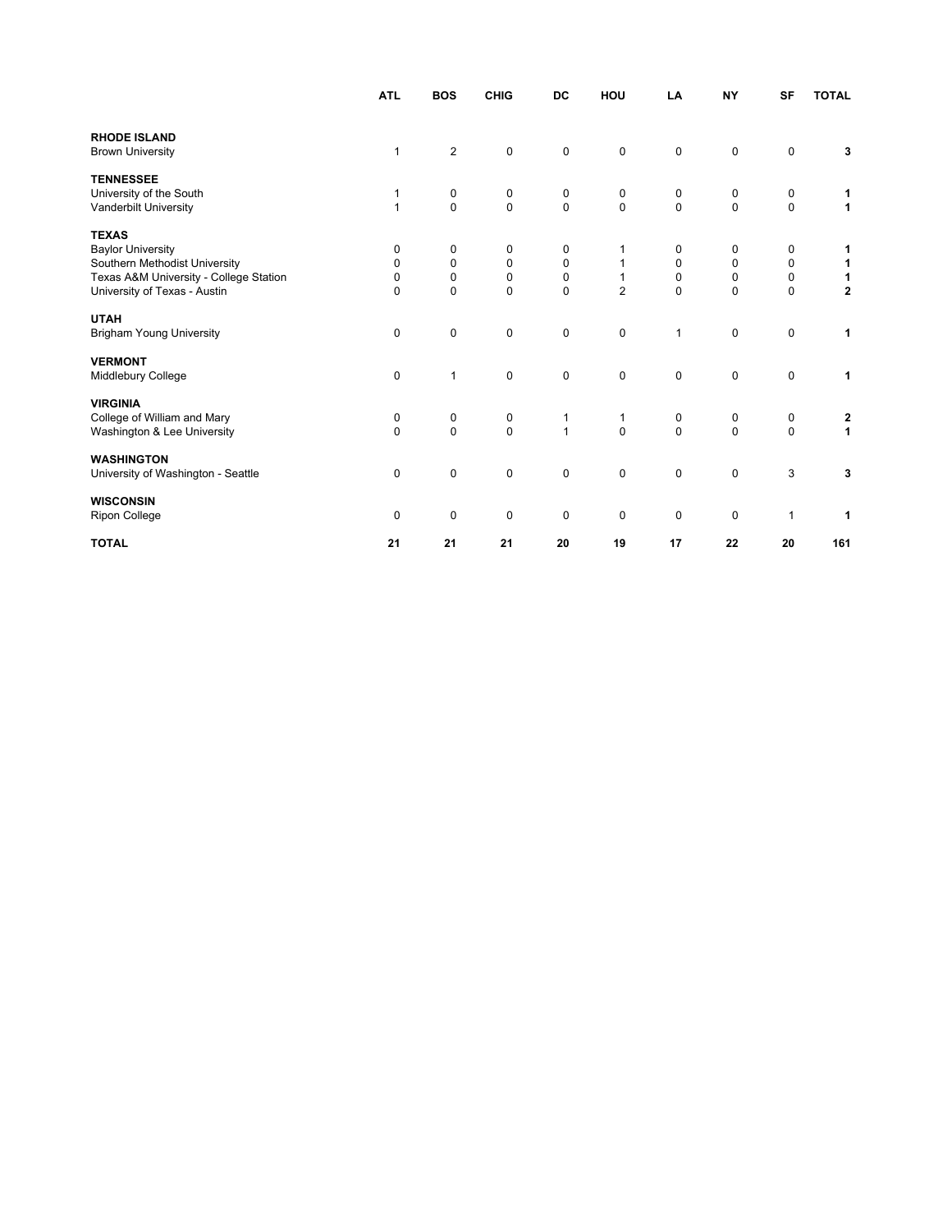| | ATL | BOS | CHIG | DC | HOU | LA | NY | SF | TOTAL |
|---|---|---|---|---|---|---|---|---|---|
| **RHODE ISLAND** | | | | | | | | | |
| Brown University | 1 | 2 | 0 | 0 | 0 | 0 | 0 | 0 | **3** |
| **TENNESSEE** | | | | | | | | | |
| University of the South | 1 | 0 | 0 | 0 | 0 | 0 | 0 | 0 | **1** |
| Vanderbilt University | 1 | 0 | 0 | 0 | 0 | 0 | 0 | 0 | **1** |
| **TEXAS** | | | | | | | | | |
| Baylor University | 0 | 0 | 0 | 0 | 1 | 0 | 0 | 0 | **1** |
| Southern Methodist University | 0 | 0 | 0 | 0 | 1 | 0 | 0 | 0 | **1** |
| Texas A&M University - College Station | 0 | 0 | 0 | 0 | 1 | 0 | 0 | 0 | **1** |
| University of Texas - Austin | 0 | 0 | 0 | 0 | 2 | 0 | 0 | 0 | **2** |
| **UTAH** | | | | | | | | | |
| Brigham Young University | 0 | 0 | 0 | 0 | 0 | 1 | 0 | 0 | **1** |
| **VERMONT** | | | | | | | | | |
| Middlebury College | 0 | 1 | 0 | 0 | 0 | 0 | 0 | 0 | **1** |
| **VIRGINIA** | | | | | | | | | |
| College of William and Mary | 0 | 0 | 0 | 1 | 1 | 0 | 0 | 0 | **2** |
| Washington & Lee University | 0 | 0 | 0 | 1 | 0 | 0 | 0 | 0 | **1** |
| **WASHINGTON** | | | | | | | | | |
| University of Washington - Seattle | 0 | 0 | 0 | 0 | 0 | 0 | 0 | 3 | **3** |
| **WISCONSIN** | | | | | | | | | |
| Ripon College | 0 | 0 | 0 | 0 | 0 | 0 | 0 | 1 | **1** |
| **TOTAL** | **21** | **21** | **21** | **20** | **19** | **17** | **22** | **20** | **161** |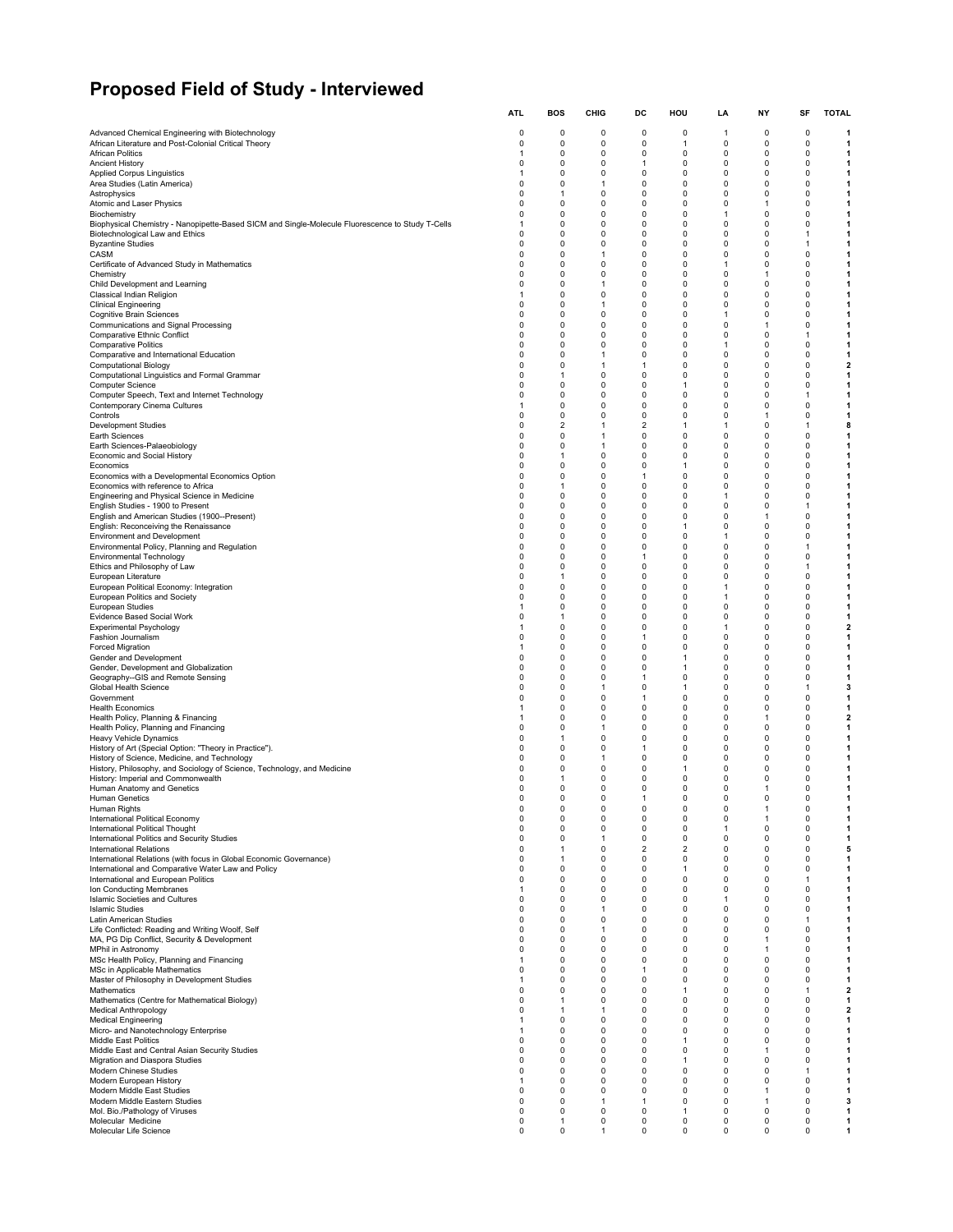# Proposed Field of Study - Interviewed

| | ATL | BOS | CHIG | DC | HOU | LA | NY | SF | TOTAL |
|---|---|---|---|---|---|---|---|---|---|
| Advanced Chemical Engineering with Biotechnology | 0 | 0 | 0 | 0 | 0 | 1 | 0 | 0 | **1** |
| African Literature and Post-Colonial Critical Theory | 0 | 0 | 0 | 0 | 1 | 0 | 0 | 0 | **1** |
| African Politics | 1 | 0 | 0 | 0 | 0 | 0 | 0 | 0 | **1** |
| Ancient History | 0 | 0 | 0 | 1 | 0 | 0 | 0 | 0 | **1** |
| Applied Corpus Linguistics | 1 | 0 | 0 | 0 | 0 | 0 | 0 | 0 | **1** |
| Area Studies (Latin America) | 0 | 0 | 1 | 0 | 0 | 0 | 0 | 0 | **1** |
| Astrophysics | 0 | 1 | 0 | 0 | 0 | 0 | 0 | 0 | **1** |
| Atomic and Laser Physics | 0 | 0 | 0 | 0 | 0 | 0 | 1 | 0 | **1** |
| Biochemistry | 0 | 0 | 0 | 0 | 0 | 1 | 0 | 0 | **1** |
| Biophysical Chemistry - Nanopipette-Based SICM and Single-Molecule Fluorescence to Study T-Cells | 1 | 0 | 0 | 0 | 0 | 0 | 0 | 0 | **1** |
| Biotechnological Law and Ethics | 0 | 0 | 0 | 0 | 0 | 0 | 0 | 1 | **1** |
| Byzantine Studies | 0 | 0 | 0 | 0 | 0 | 0 | 0 | 1 | **1** |
| CASM | 0 | 0 | 1 | 0 | 0 | 0 | 0 | 0 | **1** |
| Certificate of Advanced Study in Mathematics | 0 | 0 | 0 | 0 | 0 | 1 | 0 | 0 | **1** |
| Chemistry | 0 | 0 | 0 | 0 | 0 | 0 | 1 | 0 | **1** |
| Child Development and Learning | 0 | 0 | 1 | 0 | 0 | 0 | 0 | 0 | **1** |
| Classical Indian Religion | 1 | 0 | 0 | 0 | 0 | 0 | 0 | 0 | **1** |
| Clinical Engineering | 0 | 0 | 1 | 0 | 0 | 0 | 0 | 0 | **1** |
| Cognitive Brain Sciences | 0 | 0 | 0 | 0 | 0 | 1 | 0 | 0 | **1** |
| Communications and Signal Processing | 0 | 0 | 0 | 0 | 0 | 0 | 1 | 0 | **1** |
| Comparative Ethnic Conflict | 0 | 0 | 0 | 0 | 0 | 0 | 0 | 1 | **1** |
| Comparative Politics | 0 | 0 | 0 | 0 | 0 | 1 | 0 | 0 | **1** |
| Comparative and International Education | 0 | 0 | 1 | 0 | 0 | 0 | 0 | 0 | **1** |
| Computational Biology | 0 | 0 | 1 | 1 | 0 | 0 | 0 | 0 | **2** |
| Computational Linguistics and Formal Grammar | 0 | 1 | 0 | 0 | 0 | 0 | 0 | 0 | **1** |
| Computer Science | 0 | 0 | 0 | 0 | 1 | 0 | 0 | 0 | **1** |
| Computer Speech, Text and Internet Technology | 0 | 0 | 0 | 0 | 0 | 0 | 0 | 1 | **1** |
| Contemporary Cinema Cultures | 1 | 0 | 0 | 0 | 0 | 0 | 0 | 0 | **1** |
| Controls | 0 | 0 | 0 | 0 | 0 | 0 | 1 | 0 | **1** |
| Development Studies | 0 | 2 | 1 | 2 | 1 | 1 | 0 | 1 | **8** |
| Earth Sciences | 0 | 0 | 1 | 0 | 0 | 0 | 0 | 0 | **1** |
| Earth Sciences-Palaeobiology | 0 | 0 | 1 | 0 | 0 | 0 | 0 | 0 | **1** |
| Economic and Social History | 0 | 1 | 0 | 0 | 0 | 0 | 0 | 0 | **1** |
| Economics | 0 | 0 | 0 | 0 | 1 | 0 | 0 | 0 | **1** |
| Economics with a Developmental Economics Option | 0 | 0 | 0 | 1 | 0 | 0 | 0 | 0 | **1** |
| Economics with reference to Africa | 0 | 1 | 0 | 0 | 0 | 0 | 0 | 0 | **1** |
| Engineering and Physical Science in Medicine | 0 | 0 | 0 | 0 | 0 | 1 | 0 | 0 | **1** |
| English Studies - 1900 to Present | 0 | 0 | 0 | 0 | 0 | 0 | 0 | 1 | **1** |
| English and American Studies (1900--Present) | 0 | 0 | 0 | 0 | 0 | 0 | 1 | 0 | **1** |
| English: Reconceiving the Renaissance | 0 | 0 | 0 | 0 | 1 | 0 | 0 | 0 | **1** |
| Environment and Development | 0 | 0 | 0 | 0 | 0 | 1 | 0 | 0 | **1** |
| Environmental Policy, Planning and Regulation | 0 | 0 | 0 | 0 | 0 | 0 | 0 | 1 | **1** |
| Environmental Technology | 0 | 0 | 0 | 1 | 0 | 0 | 0 | 0 | **1** |
| Ethics and Philosophy of Law | 0 | 0 | 0 | 0 | 0 | 0 | 0 | 1 | **1** |
| European Literature | 0 | 1 | 0 | 0 | 0 | 0 | 0 | 0 | **1** |
| European Political Economy: Integration | 0 | 0 | 0 | 0 | 0 | 1 | 0 | 0 | **1** |
| European Politics and Society | 0 | 0 | 0 | 0 | 0 | 1 | 0 | 0 | **1** |
| European Studies | 1 | 0 | 0 | 0 | 0 | 0 | 0 | 0 | **1** |
| Evidence Based Social Work | 0 | 1 | 0 | 0 | 0 | 0 | 0 | 0 | **1** |
| Experimental Psychology | 1 | 0 | 0 | 0 | 0 | 1 | 0 | 0 | **2** |
| Fashion Journalism | 0 | 0 | 0 | 1 | 0 | 0 | 0 | 0 | **1** |
| Forced Migration | 1 | 0 | 0 | 0 | 0 | 0 | 0 | 0 | **1** |
| Gender and Development | 0 | 0 | 0 | 0 | 1 | 0 | 0 | 0 | **1** |
| Gender, Development and Globalization | 0 | 0 | 0 | 0 | 1 | 0 | 0 | 0 | **1** |
| Geography--GIS and Remote Sensing | 0 | 0 | 0 | 1 | 0 | 0 | 0 | 0 | **1** |
| Global Health Science | 0 | 0 | 1 | 0 | 1 | 0 | 0 | 1 | **3** |
| Government | 0 | 0 | 0 | 1 | 0 | 0 | 0 | 0 | **1** |
| Health Economics | 1 | 0 | 0 | 0 | 0 | 0 | 0 | 0 | **1** |
| Health Policy, Planning & Financing | 1 | 0 | 0 | 0 | 0 | 0 | 1 | 0 | **2** |
| Health Policy, Planning and Financing | 0 | 0 | 1 | 0 | 0 | 0 | 0 | 0 | **1** |
| Heavy Vehicle Dynamics | 0 | 1 | 0 | 0 | 0 | 0 | 0 | 0 | **1** |
| History of Art (Special Option: "Theory in Practice"). | 0 | 0 | 0 | 1 | 0 | 0 | 0 | 0 | **1** |
| History of Science, Medicine, and Technology | 0 | 0 | 1 | 0 | 0 | 0 | 0 | 0 | **1** |
| History, Philosophy, and Sociology of Science, Technology, and Medicine | 0 | 0 | 0 | 0 | 1 | 0 | 0 | 0 | **1** |
| History: Imperial and Commonwealth | 0 | 1 | 0 | 0 | 0 | 0 | 0 | 0 | **1** |
| Human Anatomy and Genetics | 0 | 0 | 0 | 0 | 0 | 0 | 1 | 0 | **1** |
| Human Genetics | 0 | 0 | 0 | 1 | 0 | 0 | 0 | 0 | **1** |
| Human Rights | 0 | 0 | 0 | 0 | 0 | 0 | 1 | 0 | **1** |
| International Political Economy | 0 | 0 | 0 | 0 | 0 | 0 | 1 | 0 | **1** |
| International Political Thought | 0 | 0 | 0 | 0 | 0 | 1 | 0 | 0 | **1** |
| International Politics and Security Studies | 0 | 0 | 1 | 0 | 0 | 0 | 0 | 0 | **1** |
| International Relations | 0 | 1 | 0 | 2 | 2 | 0 | 0 | 0 | **5** |
| International Relations (with focus in Global Economic Governance) | 0 | 1 | 0 | 0 | 0 | 0 | 0 | 0 | **1** |
| International and Comparative Water Law and Policy | 0 | 0 | 0 | 0 | 1 | 0 | 0 | 0 | **1** |
| International and European Politics | 0 | 0 | 0 | 0 | 0 | 0 | 0 | 1 | **1** |
| Ion Conducting Membranes | 1 | 0 | 0 | 0 | 0 | 0 | 0 | 0 | **1** |
| Islamic Societies and Cultures | 0 | 0 | 0 | 0 | 0 | 1 | 0 | 0 | **1** |
| Islamic Studies | 0 | 0 | 1 | 0 | 0 | 0 | 0 | 0 | **1** |
| Latin American Studies | 0 | 0 | 0 | 0 | 0 | 0 | 0 | 1 | **1** |
| Life Conflicted: Reading and Writing Woolf, Self | 0 | 0 | 1 | 0 | 0 | 0 | 0 | 0 | **1** |
| MA, PG Dip Conflict, Security & Development | 0 | 0 | 0 | 0 | 0 | 0 | 1 | 0 | **1** |
| MPhil in Astronomy | 0 | 0 | 0 | 0 | 0 | 0 | 1 | 0 | **1** |
| MSc Health Policy, Planning and Financing | 1 | 0 | 0 | 0 | 0 | 0 | 0 | 0 | **1** |
| MSc in Applicable Mathematics | 0 | 0 | 0 | 1 | 0 | 0 | 0 | 0 | **1** |
| Master of Philosophy in Development Studies | 1 | 0 | 0 | 0 | 0 | 0 | 0 | 0 | **1** |
| Mathematics | 0 | 0 | 0 | 0 | 1 | 0 | 0 | 1 | **2** |
| Mathematics (Centre for Mathematical Biology) | 0 | 1 | 0 | 0 | 0 | 0 | 0 | 0 | **1** |
| Medical Anthropology | 0 | 1 | 1 | 0 | 0 | 0 | 0 | 0 | **2** |
| Medical Engineering | 1 | 0 | 0 | 0 | 0 | 0 | 0 | 0 | **1** |
| Micro- and Nanotechnology Enterprise | 1 | 0 | 0 | 0 | 0 | 0 | 0 | 0 | **1** |
| Middle East Politics | 0 | 0 | 0 | 0 | 1 | 0 | 0 | 0 | **1** |
| Middle East and Central Asian Security Studies | 0 | 0 | 0 | 0 | 0 | 0 | 1 | 0 | **1** |
| Migration and Diaspora Studies | 0 | 0 | 0 | 0 | 1 | 0 | 0 | 0 | **1** |
| Modern Chinese Studies | 0 | 0 | 0 | 0 | 0 | 0 | 0 | 1 | **1** |
| Modern European History | 1 | 0 | 0 | 0 | 0 | 0 | 0 | 0 | **1** |
| Modern Middle East Studies | 0 | 0 | 0 | 0 | 0 | 0 | 1 | 0 | **1** |
| Modern Middle Eastern Studies | 0 | 0 | 1 | 1 | 0 | 0 | 1 | 0 | **3** |
| Mol. Bio./Pathology of Viruses | 0 | 0 | 0 | 0 | 1 | 0 | 0 | 0 | **1** |
| Molecular Medicine | 0 | 1 | 0 | 0 | 0 | 0 | 0 | 0 | **1** |
| Molecular Life Science | 0 | 0 | 1 | 0 | 0 | 0 | 0 | 0 | **1** |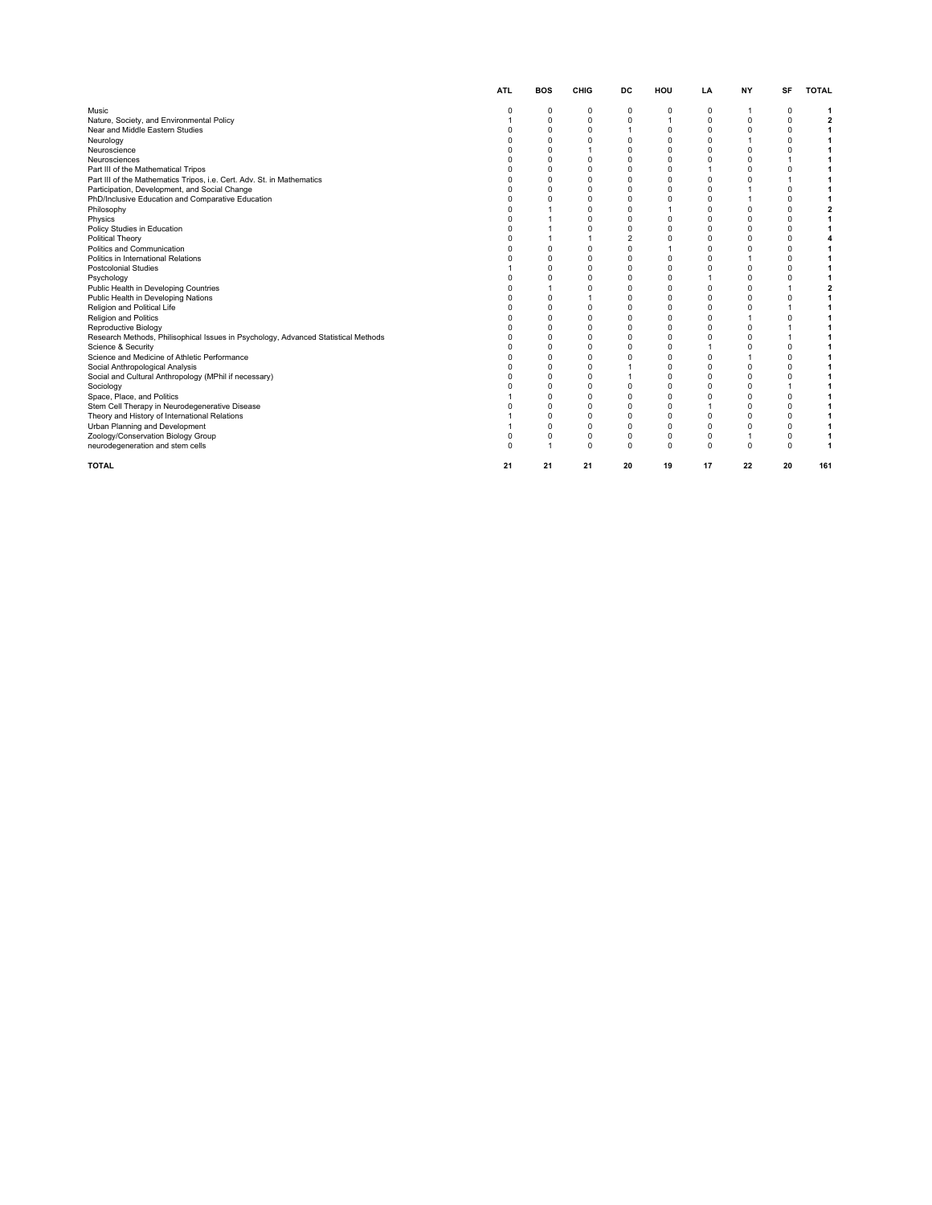| | ATL | BOS | CHIG | DC | HOU | LA | NY | SF | TOTAL |
|---|---|---|---|---|---|---|---|---|---|
| Music | 0 | 0 | 0 | 0 | 0 | 0 | 1 | 0 | **1** |
| Nature, Society, and Environmental Policy | 1 | 0 | 0 | 0 | 1 | 0 | 0 | 0 | **2** |
| Near and Middle Eastern Studies | 0 | 0 | 0 | 1 | 0 | 0 | 0 | 0 | **1** |
| Neurology | 0 | 0 | 0 | 0 | 0 | 0 | 1 | 0 | **1** |
| Neuroscience | 0 | 0 | 1 | 0 | 0 | 0 | 0 | 0 | **1** |
| Neurosciences | 0 | 0 | 0 | 0 | 0 | 0 | 0 | 1 | **1** |
| Part III of the Mathematical Tripos | 0 | 0 | 0 | 0 | 0 | 1 | 0 | 0 | **1** |
| Part III of the Mathematics Tripos, i.e. Cert. Adv. St. in Mathematics | 0 | 0 | 0 | 0 | 0 | 0 | 0 | 1 | **1** |
| Participation, Development, and Social Change | 0 | 0 | 0 | 0 | 0 | 0 | 1 | 0 | **1** |
| PhD/Inclusive Education and Comparative Education | 0 | 0 | 0 | 0 | 0 | 0 | 1 | 0 | **1** |
| Philosophy | 0 | 1 | 0 | 0 | 1 | 0 | 0 | 0 | **2** |
| Physics | 0 | 1 | 0 | 0 | 0 | 0 | 0 | 0 | **1** |
| Policy Studies in Education | 0 | 1 | 0 | 0 | 0 | 0 | 0 | 0 | **1** |
| Political Theory | 0 | 1 | 1 | 2 | 0 | 0 | 0 | 0 | **4** |
| Politics and Communication | 0 | 0 | 0 | 0 | 1 | 0 | 0 | 0 | **1** |
| Politics in International Relations | 0 | 0 | 0 | 0 | 0 | 0 | 1 | 0 | **1** |
| Postcolonial Studies | 1 | 0 | 0 | 0 | 0 | 0 | 0 | 0 | **1** |
| Psychology | 0 | 0 | 0 | 0 | 0 | 1 | 0 | 0 | **1** |
| Public Health in Developing Countries | 0 | 1 | 0 | 0 | 0 | 0 | 0 | 1 | **2** |
| Public Health in Developing Nations | 0 | 0 | 1 | 0 | 0 | 0 | 0 | 0 | **1** |
| Religion and Political Life | 0 | 0 | 0 | 0 | 0 | 0 | 0 | 1 | **1** |
| Religion and Politics | 0 | 0 | 0 | 0 | 0 | 0 | 1 | 0 | **1** |
| Reproductive Biology | 0 | 0 | 0 | 0 | 0 | 0 | 0 | 1 | **1** |
| Research Methods, Philisophical Issues in Psychology, Advanced Statistical Methods | 0 | 0 | 0 | 0 | 0 | 0 | 0 | 1 | **1** |
| Science & Security | 0 | 0 | 0 | 0 | 0 | 1 | 0 | 0 | **1** |
| Science and Medicine of Athletic Performance | 0 | 0 | 0 | 0 | 0 | 0 | 1 | 0 | **1** |
| Social Anthropological Analysis | 0 | 0 | 0 | 1 | 0 | 0 | 0 | 0 | **1** |
| Social and Cultural Anthropology (MPhil if necessary) | 0 | 0 | 0 | 1 | 0 | 0 | 0 | 0 | **1** |
| Sociology | 0 | 0 | 0 | 0 | 0 | 0 | 0 | 1 | **1** |
| Space, Place, and Politics | 1 | 0 | 0 | 0 | 0 | 0 | 0 | 0 | **1** |
| Stem Cell Therapy in Neurodegenerative Disease | 0 | 0 | 0 | 0 | 0 | 1 | 0 | 0 | **1** |
| Theory and History of International Relations | 1 | 0 | 0 | 0 | 0 | 0 | 0 | 0 | **1** |
| Urban Planning and Development | 1 | 0 | 0 | 0 | 0 | 0 | 0 | 0 | **1** |
| Zoology/Conservation Biology Group | 0 | 0 | 0 | 0 | 0 | 0 | 1 | 0 | **1** |
| neurodegeneration and stem cells | 0 | 1 | 0 | 0 | 0 | 0 | 0 | 0 | **1** |
| **TOTAL** | **21** | **21** | **21** | **20** | **19** | **17** | **22** | **20** | **161** |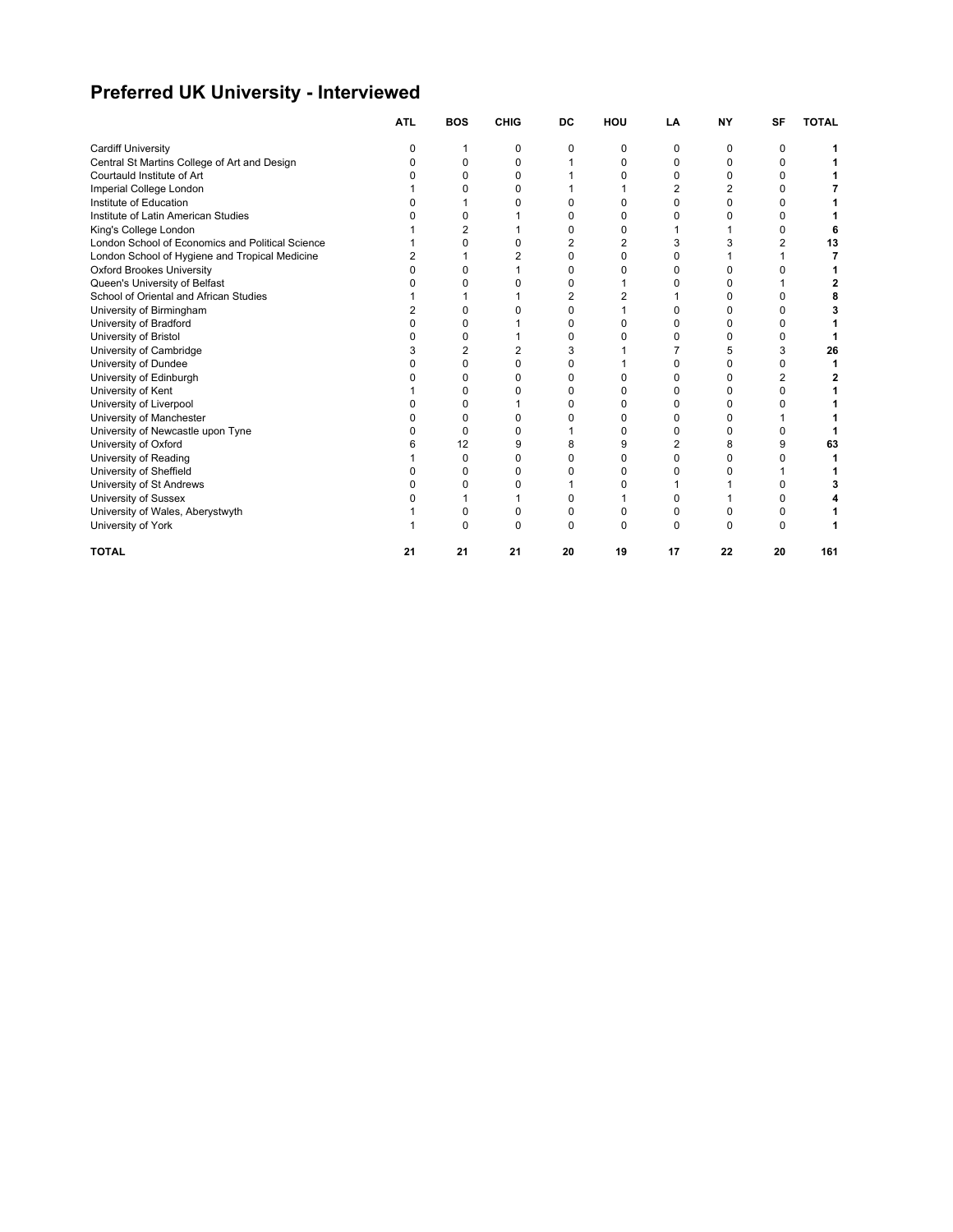# Preferred UK University - Interviewed

| | ATL | BOS | CHIG | DC | HOU | LA | NY | SF | TOTAL |
|---|---|---|---|---|---|---|---|---|---|
| Cardiff University | 0 | 1 | 0 | 0 | 0 | 0 | 0 | 0 | **1** |
| Central St Martins College of Art and Design | 0 | 0 | 0 | 1 | 0 | 0 | 0 | 0 | **1** |
| Courtauld Institute of Art | 0 | 0 | 0 | 1 | 0 | 0 | 0 | 0 | **1** |
| Imperial College London | 1 | 0 | 0 | 1 | 1 | 2 | 2 | 0 | **7** |
| Institute of Education | 0 | 1 | 0 | 0 | 0 | 0 | 0 | 0 | **1** |
| Institute of Latin American Studies | 0 | 0 | 1 | 0 | 0 | 0 | 0 | 0 | **1** |
| King's College London | 1 | 2 | 1 | 0 | 0 | 1 | 1 | 0 | **6** |
| London School of Economics and Political Science | 1 | 0 | 0 | 2 | 2 | 3 | 3 | 2 | **13** |
| London School of Hygiene and Tropical Medicine | 2 | 1 | 2 | 0 | 0 | 0 | 1 | 1 | **7** |
| Oxford Brookes University | 0 | 0 | 1 | 0 | 0 | 0 | 0 | 0 | **1** |
| Queen's University of Belfast | 0 | 0 | 0 | 0 | 1 | 0 | 0 | 1 | **2** |
| School of Oriental and African Studies | 1 | 1 | 1 | 2 | 2 | 1 | 0 | 0 | **8** |
| University of Birmingham | 2 | 0 | 0 | 0 | 1 | 0 | 0 | 0 | **3** |
| University of Bradford | 0 | 0 | 1 | 0 | 0 | 0 | 0 | 0 | **1** |
| University of Bristol | 0 | 0 | 1 | 0 | 0 | 0 | 0 | 0 | **1** |
| University of Cambridge | 3 | 2 | 2 | 3 | 1 | 7 | 5 | 3 | **26** |
| University of Dundee | 0 | 0 | 0 | 0 | 1 | 0 | 0 | 0 | **1** |
| University of Edinburgh | 0 | 0 | 0 | 0 | 0 | 0 | 0 | 2 | **2** |
| University of Kent | 1 | 0 | 0 | 0 | 0 | 0 | 0 | 0 | **1** |
| University of Liverpool | 0 | 0 | 1 | 0 | 0 | 0 | 0 | 0 | **1** |
| University of Manchester | 0 | 0 | 0 | 0 | 0 | 0 | 0 | 1 | **1** |
| University of Newcastle upon Tyne | 0 | 0 | 0 | 1 | 0 | 0 | 0 | 0 | **1** |
| University of Oxford | 6 | 12 | 9 | 8 | 9 | 2 | 8 | 9 | **63** |
| University of Reading | 1 | 0 | 0 | 0 | 0 | 0 | 0 | 0 | **1** |
| University of Sheffield | 0 | 0 | 0 | 0 | 0 | 0 | 0 | 1 | **1** |
| University of St Andrews | 0 | 0 | 0 | 1 | 0 | 1 | 1 | 0 | **3** |
| University of Sussex | 0 | 1 | 1 | 0 | 1 | 0 | 1 | 0 | **4** |
| University of Wales, Aberystwyth | 1 | 0 | 0 | 0 | 0 | 0 | 0 | 0 | **1** |
| University of York | 1 | 0 | 0 | 0 | 0 | 0 | 0 | 0 | **1** |
| **TOTAL** | **21** | **21** | **21** | **20** | **19** | **17** | **22** | **20** | **161** |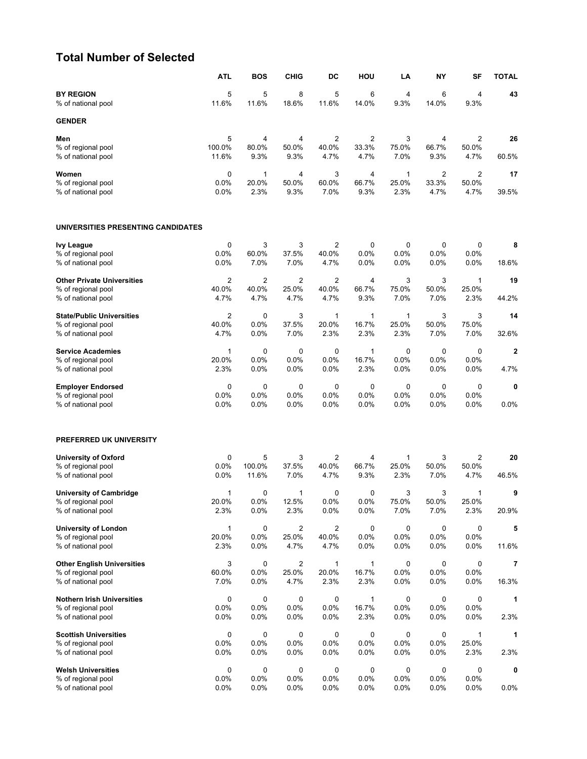## Total Number of Selected

| | ATL | BOS | CHIG | DC | HOU | LA | NY | SF | TOTAL |
|---|---|---|---|---|---|---|---|---|---|
| **BY REGION** | 5 | 5 | 8 | 5 | 6 | 4 | 6 | 4 | **43** |
| % of national pool | 11.6% | 11.6% | 18.6% | 11.6% | 14.0% | 9.3% | 14.0% | 9.3% | |
| **GENDER** | | | | | | | | | |
| **Men** | 5 | 4 | 4 | 2 | 2 | 3 | 4 | 2 | **26** |
| % of regional pool | 100.0% | 80.0% | 50.0% | 40.0% | 33.3% | 75.0% | 66.7% | 50.0% | |
| % of national pool | 11.6% | 9.3% | 9.3% | 4.7% | 4.7% | 7.0% | 9.3% | 4.7% | 60.5% |
| **Women** | 0 | 1 | 4 | 3 | 4 | 1 | 2 | 2 | **17** |
| % of regional pool | 0.0% | 20.0% | 50.0% | 60.0% | 66.7% | 25.0% | 33.3% | 50.0% | |
| % of national pool | 0.0% | 2.3% | 9.3% | 7.0% | 9.3% | 2.3% | 4.7% | 4.7% | 39.5% |
| **UNIVERSITIES PRESENTING CANDIDATES** | | | | | | | | | |
| **Ivy League** | 0 | 3 | 3 | 2 | 0 | 0 | 0 | 0 | **8** |
| % of regional pool | 0.0% | 60.0% | 37.5% | 40.0% | 0.0% | 0.0% | 0.0% | 0.0% | |
| % of national pool | 0.0% | 7.0% | 7.0% | 4.7% | 0.0% | 0.0% | 0.0% | 0.0% | 18.6% |
| **Other Private Universities** | 2 | 2 | 2 | 2 | 4 | 3 | 3 | 1 | **19** |
| % of regional pool | 40.0% | 40.0% | 25.0% | 40.0% | 66.7% | 75.0% | 50.0% | 25.0% | |
| % of national pool | 4.7% | 4.7% | 4.7% | 4.7% | 9.3% | 7.0% | 7.0% | 2.3% | 44.2% |
| **State/Public Universities** | 2 | 0 | 3 | 1 | 1 | 1 | 3 | 3 | **14** |
| % of regional pool | 40.0% | 0.0% | 37.5% | 20.0% | 16.7% | 25.0% | 50.0% | 75.0% | |
| % of national pool | 4.7% | 0.0% | 7.0% | 2.3% | 2.3% | 2.3% | 7.0% | 7.0% | 32.6% |
| **Service Academies** | 1 | 0 | 0 | 0 | 1 | 0 | 0 | 0 | **2** |
| % of regional pool | 20.0% | 0.0% | 0.0% | 0.0% | 16.7% | 0.0% | 0.0% | 0.0% | |
| % of national pool | 2.3% | 0.0% | 0.0% | 0.0% | 2.3% | 0.0% | 0.0% | 0.0% | 4.7% |
| **Employer Endorsed** | 0 | 0 | 0 | 0 | 0 | 0 | 0 | 0 | **0** |
| % of regional pool | 0.0% | 0.0% | 0.0% | 0.0% | 0.0% | 0.0% | 0.0% | 0.0% | |
| % of national pool | 0.0% | 0.0% | 0.0% | 0.0% | 0.0% | 0.0% | 0.0% | 0.0% | 0.0% |
| **PREFERRED UK UNIVERSITY** | | | | | | | | | |
| **University of Oxford** | 0 | 5 | 3 | 2 | 4 | 1 | 3 | 2 | **20** |
| % of regional pool | 0.0% | 100.0% | 37.5% | 40.0% | 66.7% | 25.0% | 50.0% | 50.0% | |
| % of national pool | 0.0% | 11.6% | 7.0% | 4.7% | 9.3% | 2.3% | 7.0% | 4.7% | 46.5% |
| **University of Cambridge** | 1 | 0 | 1 | 0 | 0 | 3 | 3 | 1 | **9** |
| % of regional pool | 20.0% | 0.0% | 12.5% | 0.0% | 0.0% | 75.0% | 50.0% | 25.0% | |
| % of national pool | 2.3% | 0.0% | 2.3% | 0.0% | 0.0% | 7.0% | 7.0% | 2.3% | 20.9% |
| **University of London** | 1 | 0 | 2 | 2 | 0 | 0 | 0 | 0 | **5** |
| % of regional pool | 20.0% | 0.0% | 25.0% | 40.0% | 0.0% | 0.0% | 0.0% | 0.0% | |
| % of national pool | 2.3% | 0.0% | 4.7% | 4.7% | 0.0% | 0.0% | 0.0% | 0.0% | 11.6% |
| **Other English Universities** | 3 | 0 | 2 | 1 | 1 | 0 | 0 | 0 | **7** |
| % of regional pool | 60.0% | 0.0% | 25.0% | 20.0% | 16.7% | 0.0% | 0.0% | 0.0% | |
| % of national pool | 7.0% | 0.0% | 4.7% | 2.3% | 2.3% | 0.0% | 0.0% | 0.0% | 16.3% |
| **Nothern Irish Universities** | 0 | 0 | 0 | 0 | 1 | 0 | 0 | 0 | **1** |
| % of regional pool | 0.0% | 0.0% | 0.0% | 0.0% | 16.7% | 0.0% | 0.0% | 0.0% | |
| % of national pool | 0.0% | 0.0% | 0.0% | 0.0% | 2.3% | 0.0% | 0.0% | 0.0% | 2.3% |
| **Scottish Universities** | 0 | 0 | 0 | 0 | 0 | 0 | 0 | 1 | **1** |
| % of regional pool | 0.0% | 0.0% | 0.0% | 0.0% | 0.0% | 0.0% | 0.0% | 25.0% | |
| % of national pool | 0.0% | 0.0% | 0.0% | 0.0% | 0.0% | 0.0% | 0.0% | 2.3% | 2.3% |
| **Welsh Universities** | 0 | 0 | 0 | 0 | 0 | 0 | 0 | 0 | **0** |
| % of regional pool | 0.0% | 0.0% | 0.0% | 0.0% | 0.0% | 0.0% | 0.0% | 0.0% | |
| % of national pool | 0.0% | 0.0% | 0.0% | 0.0% | 0.0% | 0.0% | 0.0% | 0.0% | 0.0% |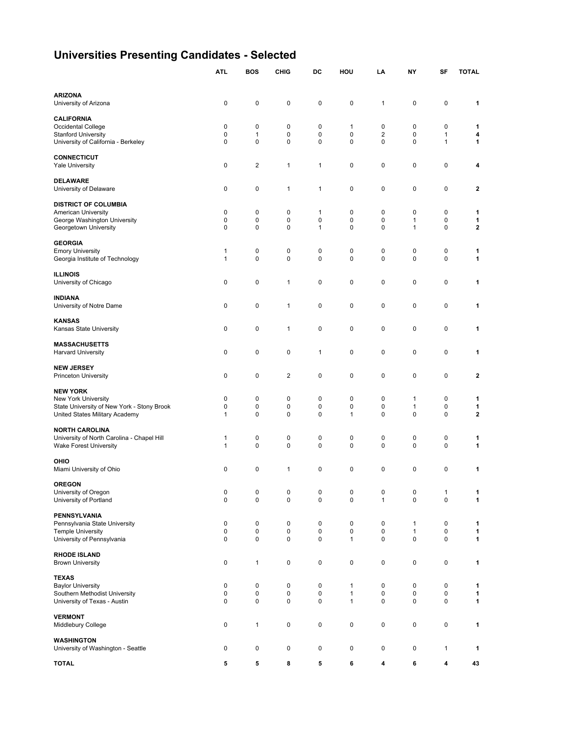# Universities Presenting Candidates - Selected

| | ATL | BOS | CHIG | DC | HOU | LA | NY | SF | TOTAL |
|---|---|---|---|---|---|---|---|---|---|
| **ARIZONA** | | | | | | | | | |
| University of Arizona | 0 | 0 | 0 | 0 | 0 | 1 | 0 | 0 | **1** |
| **CALIFORNIA** | | | | | | | | | |
| Occidental College | 0 | 0 | 0 | 0 | 1 | 0 | 0 | 0 | **1** |
| Stanford University | 0 | 1 | 0 | 0 | 0 | 2 | 0 | 1 | **4** |
| University of California - Berkeley | 0 | 0 | 0 | 0 | 0 | 0 | 0 | 1 | **1** |
| **CONNECTICUT** | | | | | | | | | |
| Yale University | 0 | 2 | 1 | 1 | 0 | 0 | 0 | 0 | **4** |
| **DELAWARE** | | | | | | | | | |
| University of Delaware | 0 | 0 | 1 | 1 | 0 | 0 | 0 | 0 | **2** |
| **DISTRICT OF COLUMBIA** | | | | | | | | | |
| American University | 0 | 0 | 0 | 1 | 0 | 0 | 0 | 0 | **1** |
| George Washington University | 0 | 0 | 0 | 0 | 0 | 0 | 1 | 0 | **1** |
| Georgetown University | 0 | 0 | 0 | 1 | 0 | 0 | 1 | 0 | **2** |
| **GEORGIA** | | | | | | | | | |
| Emory University | 1 | 0 | 0 | 0 | 0 | 0 | 0 | 0 | **1** |
| Georgia Institute of Technology | 1 | 0 | 0 | 0 | 0 | 0 | 0 | 0 | **1** |
| **ILLINOIS** | | | | | | | | | |
| University of Chicago | 0 | 0 | 1 | 0 | 0 | 0 | 0 | 0 | **1** |
| **INDIANA** | | | | | | | | | |
| University of Notre Dame | 0 | 0 | 1 | 0 | 0 | 0 | 0 | 0 | **1** |
| **KANSAS** | | | | | | | | | |
| Kansas State University | 0 | 0 | 1 | 0 | 0 | 0 | 0 | 0 | **1** |
| **MASSACHUSETTS** | | | | | | | | | |
| Harvard University | 0 | 0 | 0 | 1 | 0 | 0 | 0 | 0 | **1** |
| **NEW JERSEY** | | | | | | | | | |
| Princeton University | 0 | 0 | 2 | 0 | 0 | 0 | 0 | 0 | **2** |
| **NEW YORK** | | | | | | | | | |
| New York University | 0 | 0 | 0 | 0 | 0 | 0 | 1 | 0 | **1** |
| State University of New York - Stony Brook | 0 | 0 | 0 | 0 | 0 | 0 | 1 | 0 | **1** |
| United States Military Academy | 1 | 0 | 0 | 0 | 1 | 0 | 0 | 0 | **2** |
| **NORTH CAROLINA** | | | | | | | | | |
| University of North Carolina - Chapel Hill | 1 | 0 | 0 | 0 | 0 | 0 | 0 | 0 | **1** |
| Wake Forest University | 1 | 0 | 0 | 0 | 0 | 0 | 0 | 0 | **1** |
| **OHIO** | | | | | | | | | |
| Miami University of Ohio | 0 | 0 | 1 | 0 | 0 | 0 | 0 | 0 | **1** |
| **OREGON** | | | | | | | | | |
| University of Oregon | 0 | 0 | 0 | 0 | 0 | 0 | 0 | 1 | **1** |
| University of Portland | 0 | 0 | 0 | 0 | 0 | 1 | 0 | 0 | **1** |
| **PENNSYLVANIA** | | | | | | | | | |
| Pennsylvania State University | 0 | 0 | 0 | 0 | 0 | 0 | 1 | 0 | **1** |
| Temple University | 0 | 0 | 0 | 0 | 0 | 0 | 1 | 0 | **1** |
| University of Pennsylvania | 0 | 0 | 0 | 0 | 1 | 0 | 0 | 0 | **1** |
| **RHODE ISLAND** | | | | | | | | | |
| Brown University | 0 | 1 | 0 | 0 | 0 | 0 | 0 | 0 | **1** |
| **TEXAS** | | | | | | | | | |
| Baylor University | 0 | 0 | 0 | 0 | 1 | 0 | 0 | 0 | **1** |
| Southern Methodist University | 0 | 0 | 0 | 0 | 1 | 0 | 0 | 0 | **1** |
| University of Texas - Austin | 0 | 0 | 0 | 0 | 1 | 0 | 0 | 0 | **1** |
| **VERMONT** | | | | | | | | | |
| Middlebury College | 0 | 1 | 0 | 0 | 0 | 0 | 0 | 0 | **1** |
| **WASHINGTON** | | | | | | | | | |
| University of Washington - Seattle | 0 | 0 | 0 | 0 | 0 | 0 | 0 | 1 | **1** |
| **TOTAL** | **5** | **5** | **8** | **5** | **6** | **4** | **6** | **4** | **43** |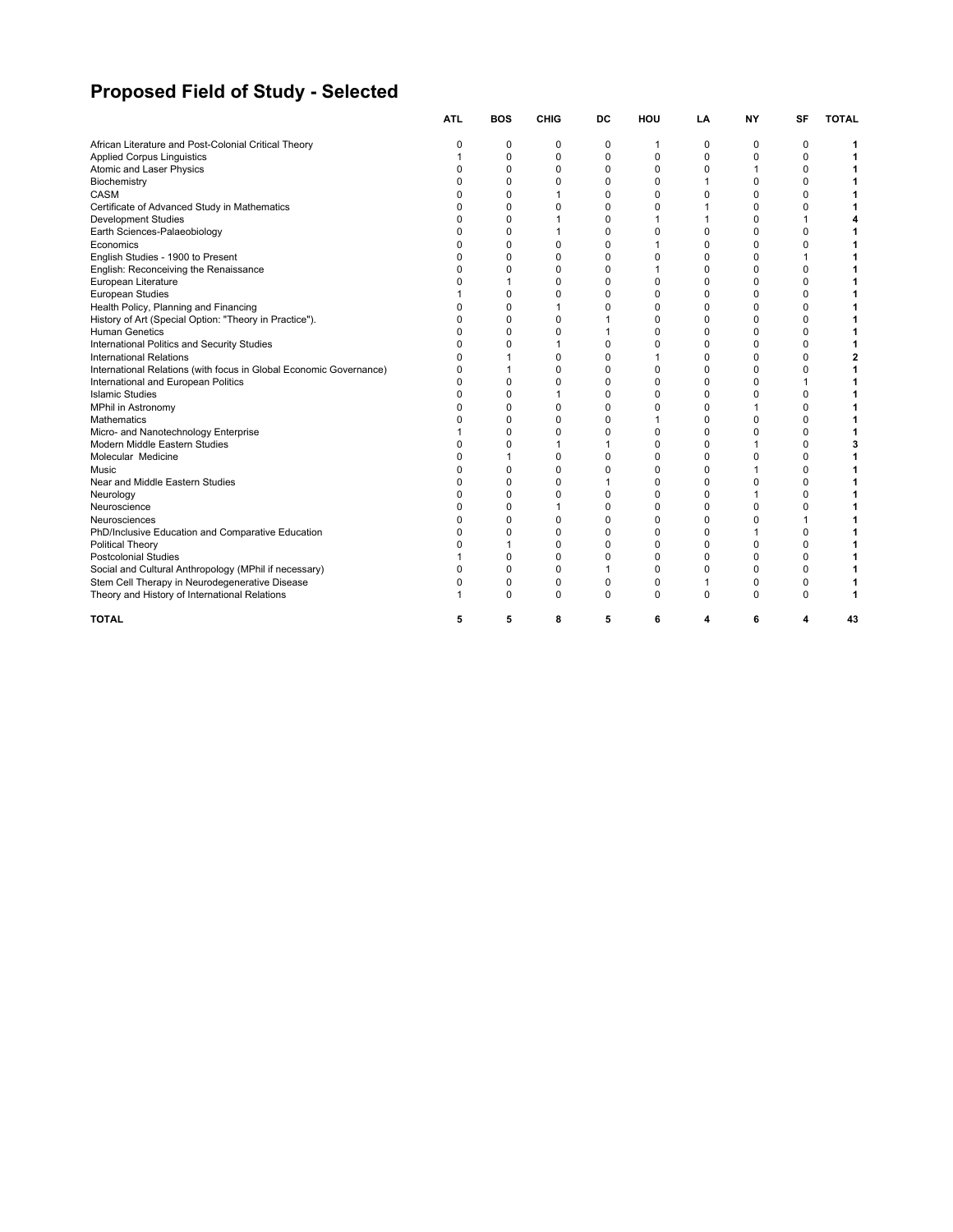# Proposed Field of Study - Selected

| | ATL | BOS | CHIG | DC | HOU | LA | NY | SF | TOTAL |
|---|---|---|---|---|---|---|---|---|---|
| African Literature and Post-Colonial Critical Theory | 0 | 0 | 0 | 0 | 1 | 0 | 0 | 0 | **1** |
| Applied Corpus Linguistics | 1 | 0 | 0 | 0 | 0 | 0 | 0 | 0 | **1** |
| Atomic and Laser Physics | 0 | 0 | 0 | 0 | 0 | 0 | 1 | 0 | **1** |
| Biochemistry | 0 | 0 | 0 | 0 | 0 | 1 | 0 | 0 | **1** |
| CASM | 0 | 0 | 1 | 0 | 0 | 0 | 0 | 0 | **1** |
| Certificate of Advanced Study in Mathematics | 0 | 0 | 0 | 0 | 0 | 1 | 0 | 0 | **1** |
| Development Studies | 0 | 0 | 1 | 0 | 1 | 1 | 0 | 1 | **4** |
| Earth Sciences-Palaeobiology | 0 | 0 | 1 | 0 | 0 | 0 | 0 | 0 | **1** |
| Economics | 0 | 0 | 0 | 0 | 1 | 0 | 0 | 0 | **1** |
| English Studies - 1900 to Present | 0 | 0 | 0 | 0 | 0 | 0 | 0 | 1 | **1** |
| English: Reconceiving the Renaissance | 0 | 0 | 0 | 0 | 1 | 0 | 0 | 0 | **1** |
| European Literature | 0 | 1 | 0 | 0 | 0 | 0 | 0 | 0 | **1** |
| European Studies | 1 | 0 | 0 | 0 | 0 | 0 | 0 | 0 | **1** |
| Health Policy, Planning and Financing | 0 | 0 | 1 | 0 | 0 | 0 | 0 | 0 | **1** |
| History of Art (Special Option: "Theory in Practice"). | 0 | 0 | 0 | 1 | 0 | 0 | 0 | 0 | **1** |
| Human Genetics | 0 | 0 | 0 | 1 | 0 | 0 | 0 | 0 | **1** |
| International Politics and Security Studies | 0 | 0 | 1 | 0 | 0 | 0 | 0 | 0 | **1** |
| International Relations | 0 | 1 | 0 | 0 | 1 | 0 | 0 | 0 | **2** |
| International Relations (with focus in Global Economic Governance) | 0 | 1 | 0 | 0 | 0 | 0 | 0 | 0 | **1** |
| International and European Politics | 0 | 0 | 0 | 0 | 0 | 0 | 0 | 1 | **1** |
| Islamic Studies | 0 | 0 | 1 | 0 | 0 | 0 | 0 | 0 | **1** |
| MPhil in Astronomy | 0 | 0 | 0 | 0 | 0 | 0 | 1 | 0 | **1** |
| Mathematics | 0 | 0 | 0 | 0 | 1 | 0 | 0 | 0 | **1** |
| Micro- and Nanotechnology Enterprise | 1 | 0 | 0 | 0 | 0 | 0 | 0 | 0 | **1** |
| Modern Middle Eastern Studies | 0 | 0 | 1 | 1 | 0 | 0 | 1 | 0 | **3** |
| Molecular Medicine | 0 | 1 | 0 | 0 | 0 | 0 | 0 | 0 | **1** |
| Music | 0 | 0 | 0 | 0 | 0 | 0 | 1 | 0 | **1** |
| Near and Middle Eastern Studies | 0 | 0 | 0 | 1 | 0 | 0 | 0 | 0 | **1** |
| Neurology | 0 | 0 | 0 | 0 | 0 | 0 | 1 | 0 | **1** |
| Neuroscience | 0 | 0 | 1 | 0 | 0 | 0 | 0 | 0 | **1** |
| Neurosciences | 0 | 0 | 0 | 0 | 0 | 0 | 0 | 1 | **1** |
| PhD/Inclusive Education and Comparative Education | 0 | 0 | 0 | 0 | 0 | 0 | 1 | 0 | **1** |
| Political Theory | 0 | 1 | 0 | 0 | 0 | 0 | 0 | 0 | **1** |
| Postcolonial Studies | 1 | 0 | 0 | 0 | 0 | 0 | 0 | 0 | **1** |
| Social and Cultural Anthropology (MPhil if necessary) | 0 | 0 | 0 | 1 | 0 | 0 | 0 | 0 | **1** |
| Stem Cell Therapy in Neurodegenerative Disease | 0 | 0 | 0 | 0 | 0 | 1 | 0 | 0 | **1** |
| Theory and History of International Relations | 1 | 0 | 0 | 0 | 0 | 0 | 0 | 0 | **1** |
| **TOTAL** | **5** | **5** | **8** | **5** | **6** | **4** | **6** | **4** | **43** |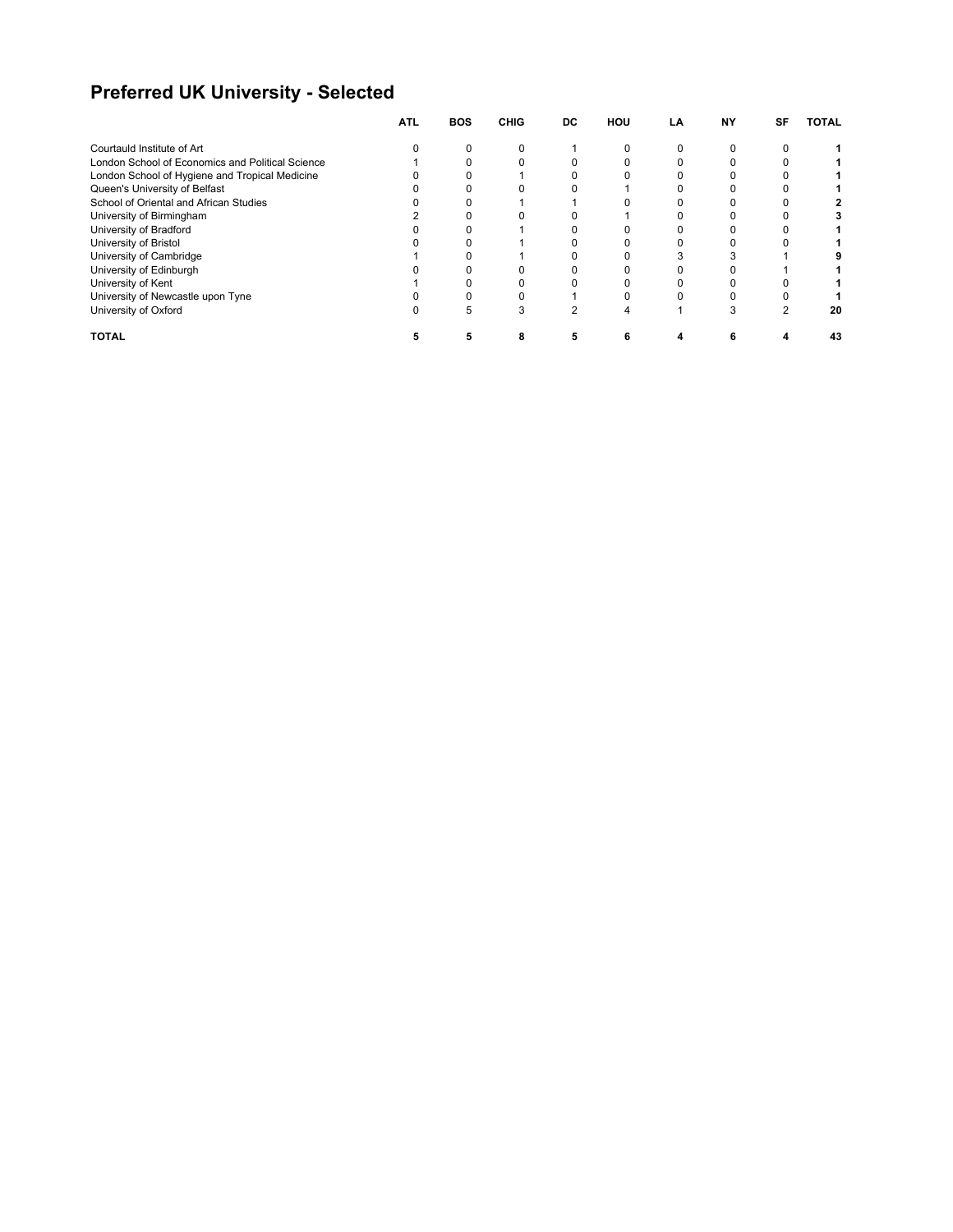# Preferred UK University - Selected

| | ATL | BOS | CHIG | DC | HOU | LA | NY | SF | TOTAL |
|---|---|---|---|---|---|---|---|---|---|
| Courtauld Institute of Art | 0 | 0 | 0 | 1 | 0 | 0 | 0 | 0 | **1** |
| London School of Economics and Political Science | 1 | 0 | 0 | 0 | 0 | 0 | 0 | 0 | **1** |
| London School of Hygiene and Tropical Medicine | 0 | 0 | 1 | 0 | 0 | 0 | 0 | 0 | **1** |
| Queen's University of Belfast | 0 | 0 | 0 | 0 | 1 | 0 | 0 | 0 | **1** |
| School of Oriental and African Studies | 0 | 0 | 1 | 1 | 0 | 0 | 0 | 0 | **2** |
| University of Birmingham | 2 | 0 | 0 | 0 | 1 | 0 | 0 | 0 | **3** |
| University of Bradford | 0 | 0 | 1 | 0 | 0 | 0 | 0 | 0 | **1** |
| University of Bristol | 0 | 0 | 1 | 0 | 0 | 0 | 0 | 0 | **1** |
| University of Cambridge | 1 | 0 | 1 | 0 | 0 | 3 | 3 | 1 | **9** |
| University of Edinburgh | 0 | 0 | 0 | 0 | 0 | 0 | 0 | 1 | **1** |
| University of Kent | 1 | 0 | 0 | 0 | 0 | 0 | 0 | 0 | **1** |
| University of Newcastle upon Tyne | 0 | 0 | 0 | 1 | 0 | 0 | 0 | 0 | **1** |
| University of Oxford | 0 | 5 | 3 | 2 | 4 | 1 | 3 | 2 | **20** |
| **TOTAL** | **5** | **5** | **8** | **5** | **6** | **4** | **6** | **4** | **43** |